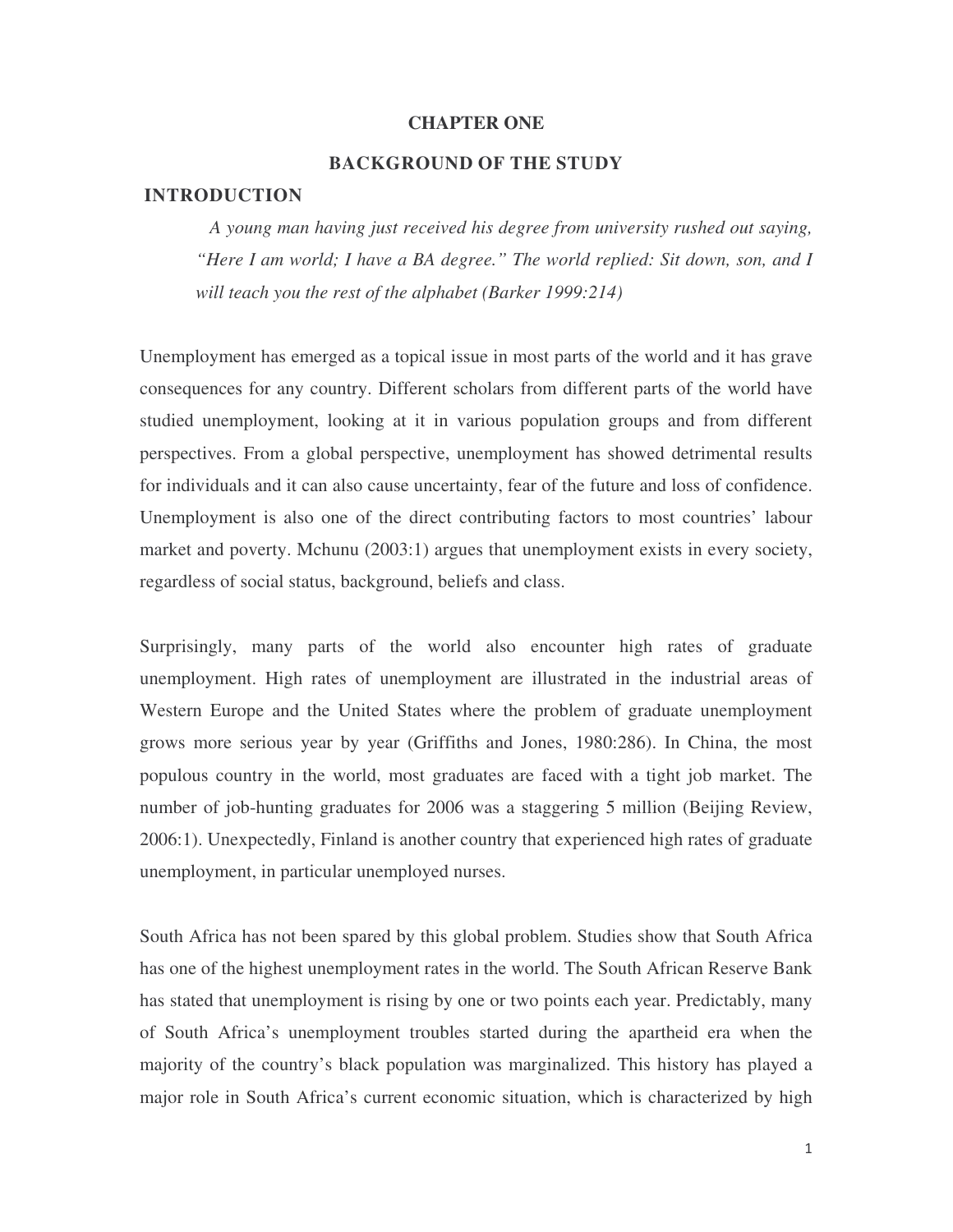# CHAPTER ONE

## BACKGROUND OF THE STUDY

### INTRODUCTION

> *A young man having just received his degree from university rushed out saying, "Here I am world; I have a BA degree." The world replied: Sit down, son, and I will teach you the rest of the alphabet (Barker 1999:214)*

Unemployment has emerged as a topical issue in most parts of the world and it has grave consequences for any country. Different scholars from different parts of the world have studied unemployment, looking at it in various population groups and from different perspectives. From a global perspective, unemployment has showed detrimental results for individuals and it can also cause uncertainty, fear of the future and loss of confidence. Unemployment is also one of the direct contributing factors to most countries' labour market and poverty. Mchunu (2003:1) argues that unemployment exists in every society, regardless of social status, background, beliefs and class.

Surprisingly, many parts of the world also encounter high rates of graduate unemployment. High rates of unemployment are illustrated in the industrial areas of Western Europe and the United States where the problem of graduate unemployment grows more serious year by year (Griffiths and Jones, 1980:286). In China, the most populous country in the world, most graduates are faced with a tight job market. The number of job-hunting graduates for 2006 was a staggering 5 million (Beijing Review, 2006:1). Unexpectedly, Finland is another country that experienced high rates of graduate unemployment, in particular unemployed nurses.

South Africa has not been spared by this global problem. Studies show that South Africa has one of the highest unemployment rates in the world. The South African Reserve Bank has stated that unemployment is rising by one or two points each year. Predictably, many of South Africa's unemployment troubles started during the apartheid era when the majority of the country's black population was marginalized. This history has played a major role in South Africa's current economic situation, which is characterized by high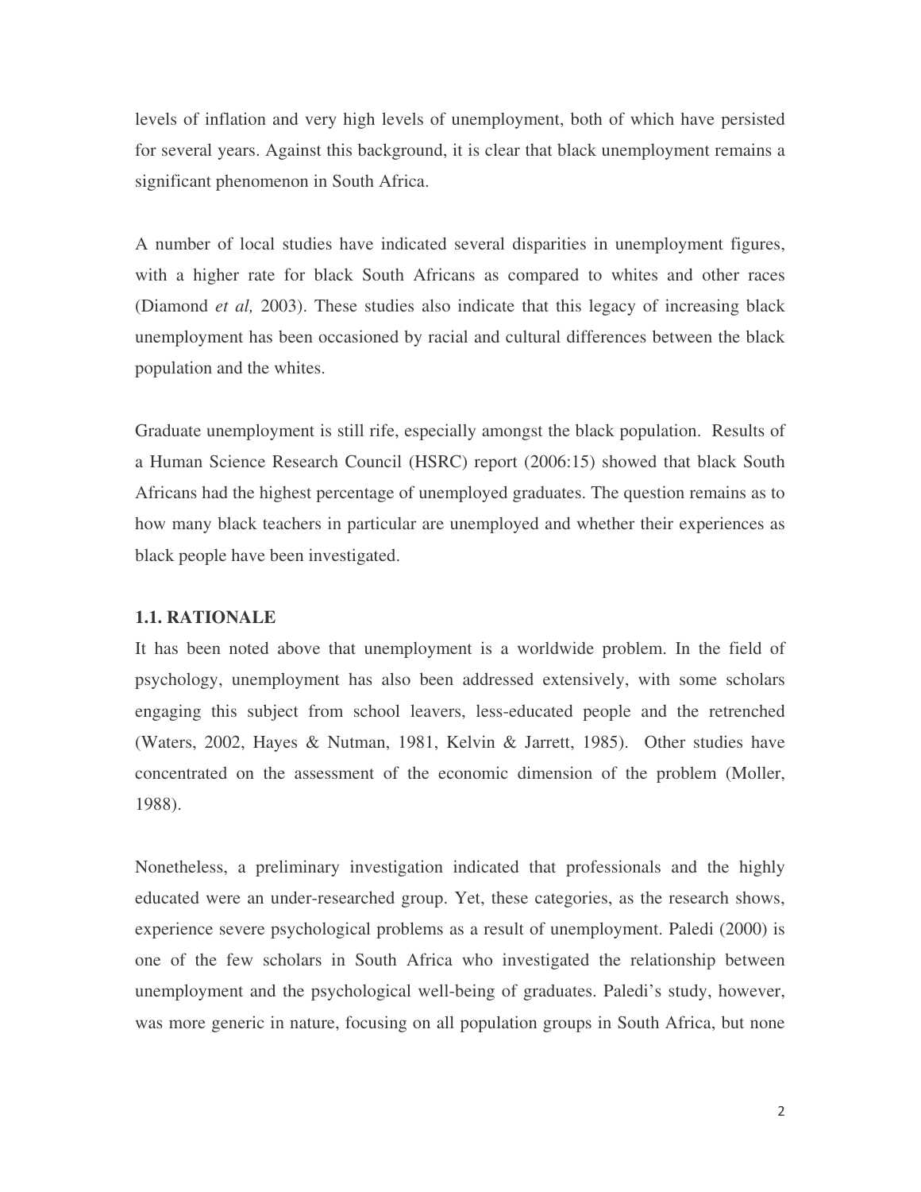levels of inflation and very high levels of unemployment, both of which have persisted for several years. Against this background, it is clear that black unemployment remains a significant phenomenon in South Africa.

A number of local studies have indicated several disparities in unemployment figures, with a higher rate for black South Africans as compared to whites and other races (Diamond *et al,* 2003). These studies also indicate that this legacy of increasing black unemployment has been occasioned by racial and cultural differences between the black population and the whites.

Graduate unemployment is still rife, especially amongst the black population. Results of a Human Science Research Council (HSRC) report (2006:15) showed that black South Africans had the highest percentage of unemployed graduates. The question remains as to how many black teachers in particular are unemployed and whether their experiences as black people have been investigated.

### 1.1. RATIONALE

It has been noted above that unemployment is a worldwide problem. In the field of psychology, unemployment has also been addressed extensively, with some scholars engaging this subject from school leavers, less-educated people and the retrenched (Waters, 2002, Hayes & Nutman, 1981, Kelvin & Jarrett, 1985). Other studies have concentrated on the assessment of the economic dimension of the problem (Moller, 1988).

Nonetheless, a preliminary investigation indicated that professionals and the highly educated were an under-researched group. Yet, these categories, as the research shows, experience severe psychological problems as a result of unemployment. Paledi (2000) is one of the few scholars in South Africa who investigated the relationship between unemployment and the psychological well-being of graduates. Paledi's study, however, was more generic in nature, focusing on all population groups in South Africa, but none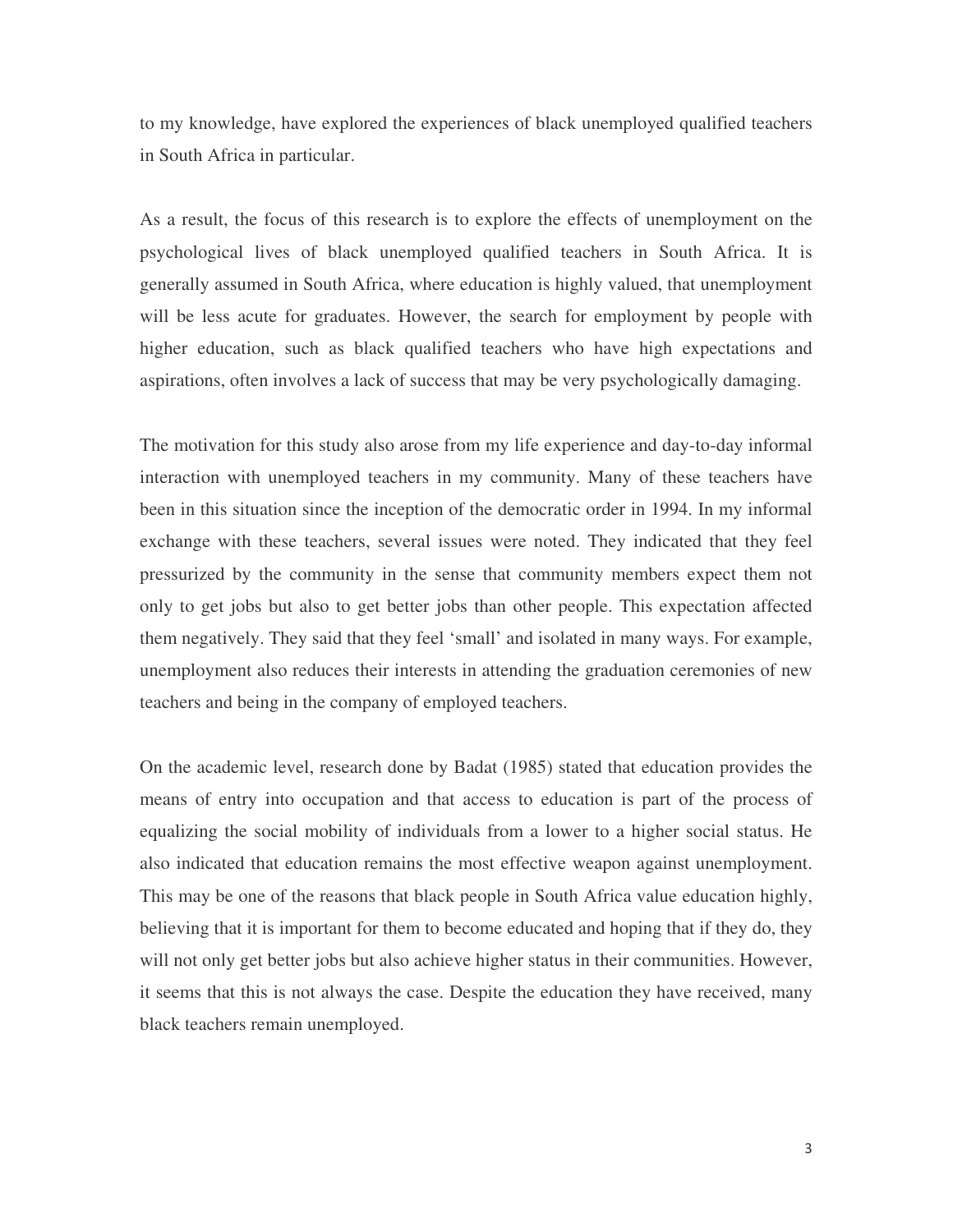to my knowledge, have explored the experiences of black unemployed qualified teachers in South Africa in particular.

As a result, the focus of this research is to explore the effects of unemployment on the psychological lives of black unemployed qualified teachers in South Africa. It is generally assumed in South Africa, where education is highly valued, that unemployment will be less acute for graduates. However, the search for employment by people with higher education, such as black qualified teachers who have high expectations and aspirations, often involves a lack of success that may be very psychologically damaging.

The motivation for this study also arose from my life experience and day-to-day informal interaction with unemployed teachers in my community. Many of these teachers have been in this situation since the inception of the democratic order in 1994. In my informal exchange with these teachers, several issues were noted. They indicated that they feel pressurized by the community in the sense that community members expect them not only to get jobs but also to get better jobs than other people. This expectation affected them negatively. They said that they feel 'small' and isolated in many ways. For example, unemployment also reduces their interests in attending the graduation ceremonies of new teachers and being in the company of employed teachers.

On the academic level, research done by Badat (1985) stated that education provides the means of entry into occupation and that access to education is part of the process of equalizing the social mobility of individuals from a lower to a higher social status. He also indicated that education remains the most effective weapon against unemployment. This may be one of the reasons that black people in South Africa value education highly, believing that it is important for them to become educated and hoping that if they do, they will not only get better jobs but also achieve higher status in their communities. However, it seems that this is not always the case. Despite the education they have received, many black teachers remain unemployed.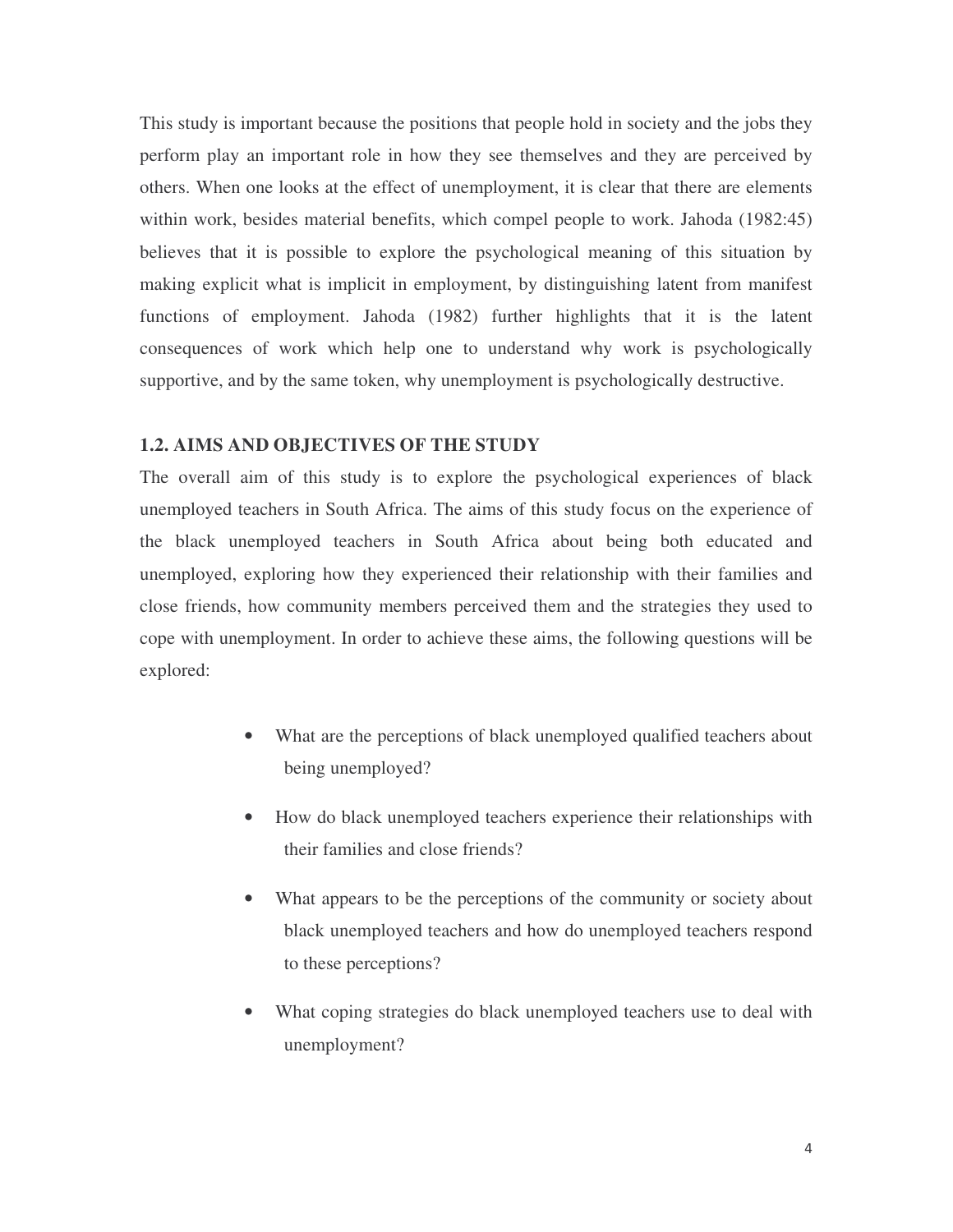This study is important because the positions that people hold in society and the jobs they perform play an important role in how they see themselves and they are perceived by others. When one looks at the effect of unemployment, it is clear that there are elements within work, besides material benefits, which compel people to work. Jahoda (1982:45) believes that it is possible to explore the psychological meaning of this situation by making explicit what is implicit in employment, by distinguishing latent from manifest functions of employment. Jahoda (1982) further highlights that it is the latent consequences of work which help one to understand why work is psychologically supportive, and by the same token, why unemployment is psychologically destructive.

## 1.2. AIMS AND OBJECTIVES OF THE STUDY

The overall aim of this study is to explore the psychological experiences of black unemployed teachers in South Africa. The aims of this study focus on the experience of the black unemployed teachers in South Africa about being both educated and unemployed, exploring how they experienced their relationship with their families and close friends, how community members perceived them and the strategies they used to cope with unemployment. In order to achieve these aims, the following questions will be explored:

- What are the perceptions of black unemployed qualified teachers about being unemployed?
- How do black unemployed teachers experience their relationships with their families and close friends?
- What appears to be the perceptions of the community or society about black unemployed teachers and how do unemployed teachers respond to these perceptions?
- What coping strategies do black unemployed teachers use to deal with unemployment?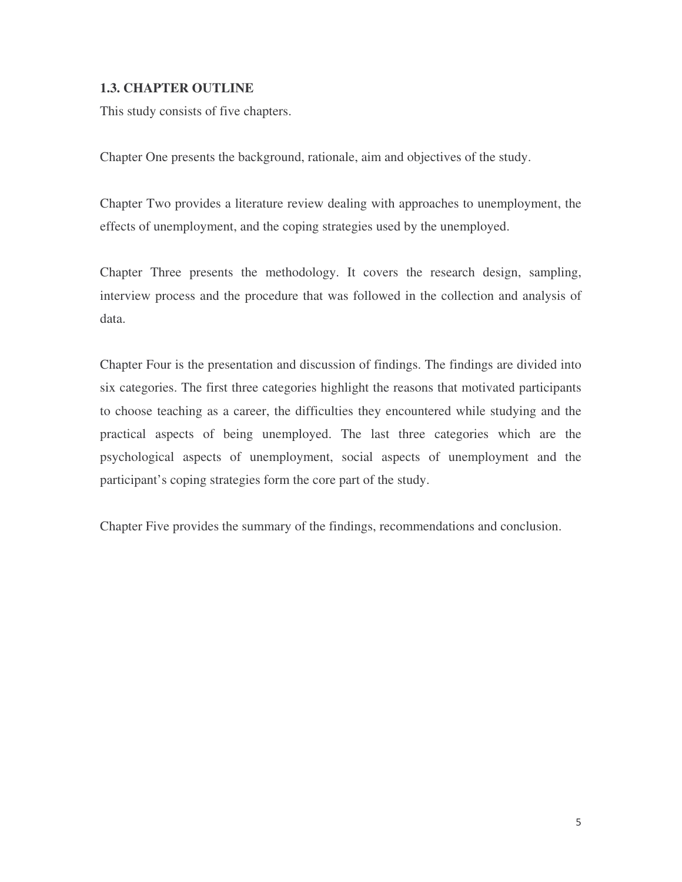### 1.3. CHAPTER OUTLINE

This study consists of five chapters.

Chapter One presents the background, rationale, aim and objectives of the study.

Chapter Two provides a literature review dealing with approaches to unemployment, the effects of unemployment, and the coping strategies used by the unemployed.

Chapter Three presents the methodology. It covers the research design, sampling, interview process and the procedure that was followed in the collection and analysis of data.

Chapter Four is the presentation and discussion of findings. The findings are divided into six categories. The first three categories highlight the reasons that motivated participants to choose teaching as a career, the difficulties they encountered while studying and the practical aspects of being unemployed. The last three categories which are the psychological aspects of unemployment, social aspects of unemployment and the participant's coping strategies form the core part of the study.

Chapter Five provides the summary of the findings, recommendations and conclusion.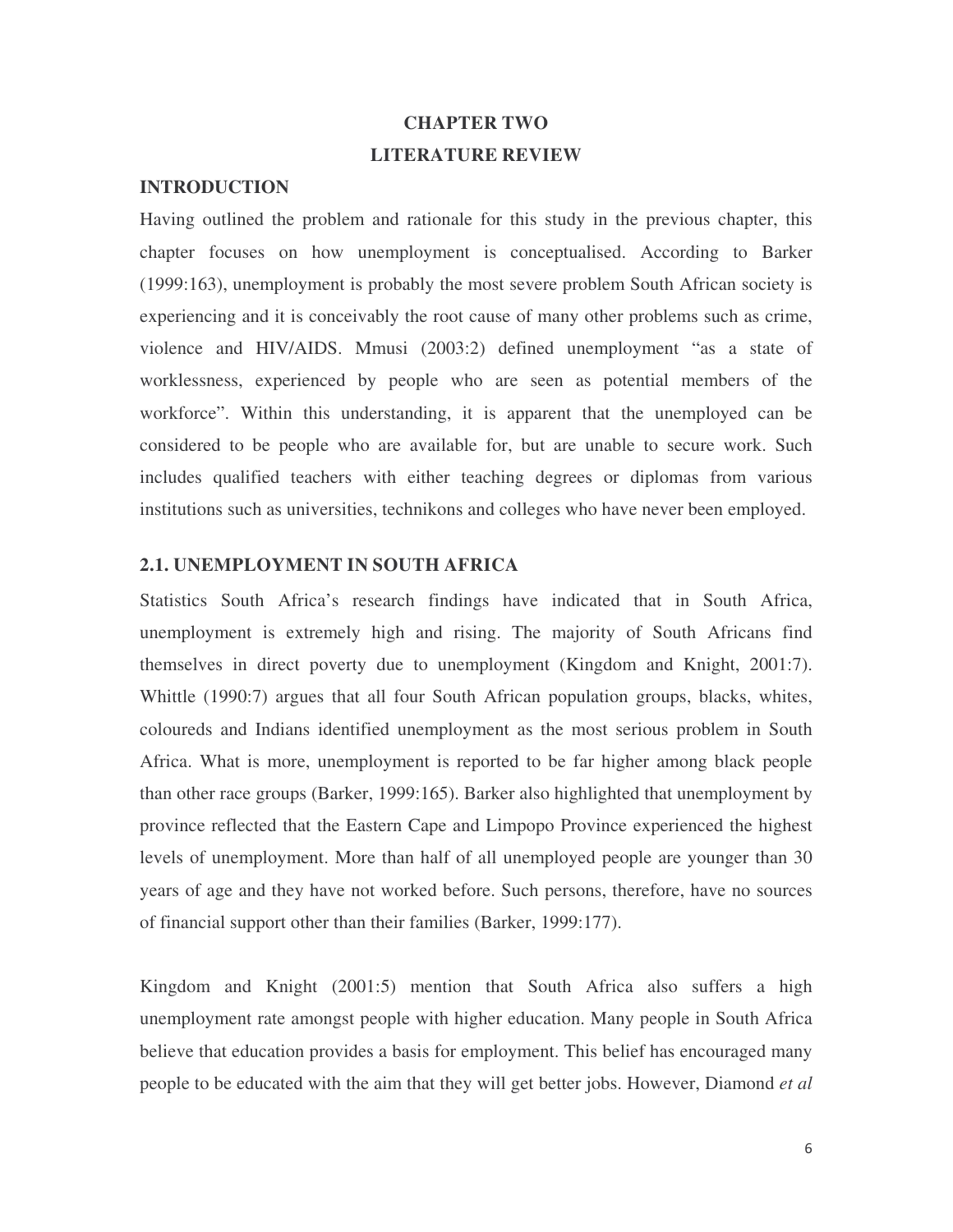# CHAPTER TWO

# LITERATURE REVIEW

## INTRODUCTION

Having outlined the problem and rationale for this study in the previous chapter, this chapter focuses on how unemployment is conceptualised. According to Barker (1999:163), unemployment is probably the most severe problem South African society is experiencing and it is conceivably the root cause of many other problems such as crime, violence and HIV/AIDS. Mmusi (2003:2) defined unemployment "as a state of worklessness, experienced by people who are seen as potential members of the workforce". Within this understanding, it is apparent that the unemployed can be considered to be people who are available for, but are unable to secure work. Such includes qualified teachers with either teaching degrees or diplomas from various institutions such as universities, technikons and colleges who have never been employed.

## 2.1. UNEMPLOYMENT IN SOUTH AFRICA

Statistics South Africa's research findings have indicated that in South Africa, unemployment is extremely high and rising. The majority of South Africans find themselves in direct poverty due to unemployment (Kingdom and Knight, 2001:7). Whittle (1990:7) argues that all four South African population groups, blacks, whites, coloureds and Indians identified unemployment as the most serious problem in South Africa. What is more, unemployment is reported to be far higher among black people than other race groups (Barker, 1999:165). Barker also highlighted that unemployment by province reflected that the Eastern Cape and Limpopo Province experienced the highest levels of unemployment. More than half of all unemployed people are younger than 30 years of age and they have not worked before. Such persons, therefore, have no sources of financial support other than their families (Barker, 1999:177).

Kingdom and Knight (2001:5) mention that South Africa also suffers a high unemployment rate amongst people with higher education. Many people in South Africa believe that education provides a basis for employment. This belief has encouraged many people to be educated with the aim that they will get better jobs. However, Diamond *et al*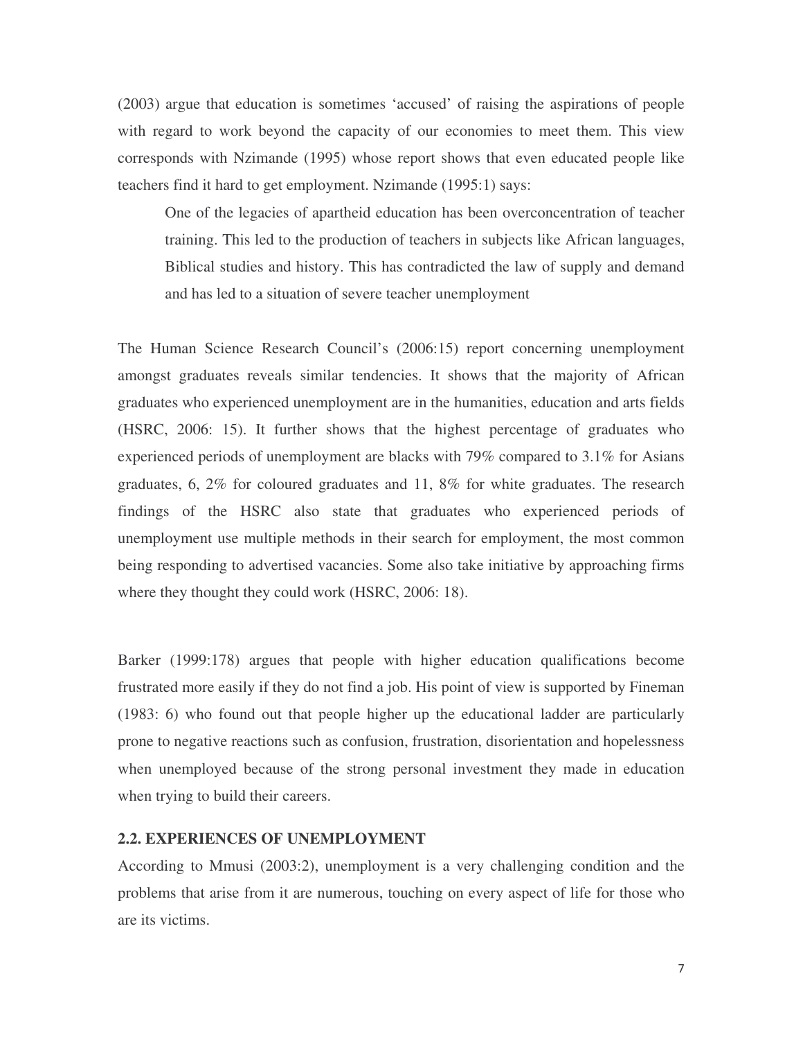(2003) argue that education is sometimes 'accused' of raising the aspirations of people with regard to work beyond the capacity of our economies to meet them. This view corresponds with Nzimande (1995) whose report shows that even educated people like teachers find it hard to get employment. Nzimande (1995:1) says:

> One of the legacies of apartheid education has been overconcentration of teacher training. This led to the production of teachers in subjects like African languages, Biblical studies and history. This has contradicted the law of supply and demand and has led to a situation of severe teacher unemployment

The Human Science Research Council's (2006:15) report concerning unemployment amongst graduates reveals similar tendencies. It shows that the majority of African graduates who experienced unemployment are in the humanities, education and arts fields (HSRC, 2006: 15). It further shows that the highest percentage of graduates who experienced periods of unemployment are blacks with 79% compared to 3.1% for Asians graduates, 6, 2% for coloured graduates and 11, 8% for white graduates. The research findings of the HSRC also state that graduates who experienced periods of unemployment use multiple methods in their search for employment, the most common being responding to advertised vacancies. Some also take initiative by approaching firms where they thought they could work (HSRC, 2006: 18).

Barker (1999:178) argues that people with higher education qualifications become frustrated more easily if they do not find a job. His point of view is supported by Fineman (1983: 6) who found out that people higher up the educational ladder are particularly prone to negative reactions such as confusion, frustration, disorientation and hopelessness when unemployed because of the strong personal investment they made in education when trying to build their careers.

## 2.2. EXPERIENCES OF UNEMPLOYMENT

According to Mmusi (2003:2), unemployment is a very challenging condition and the problems that arise from it are numerous, touching on every aspect of life for those who are its victims.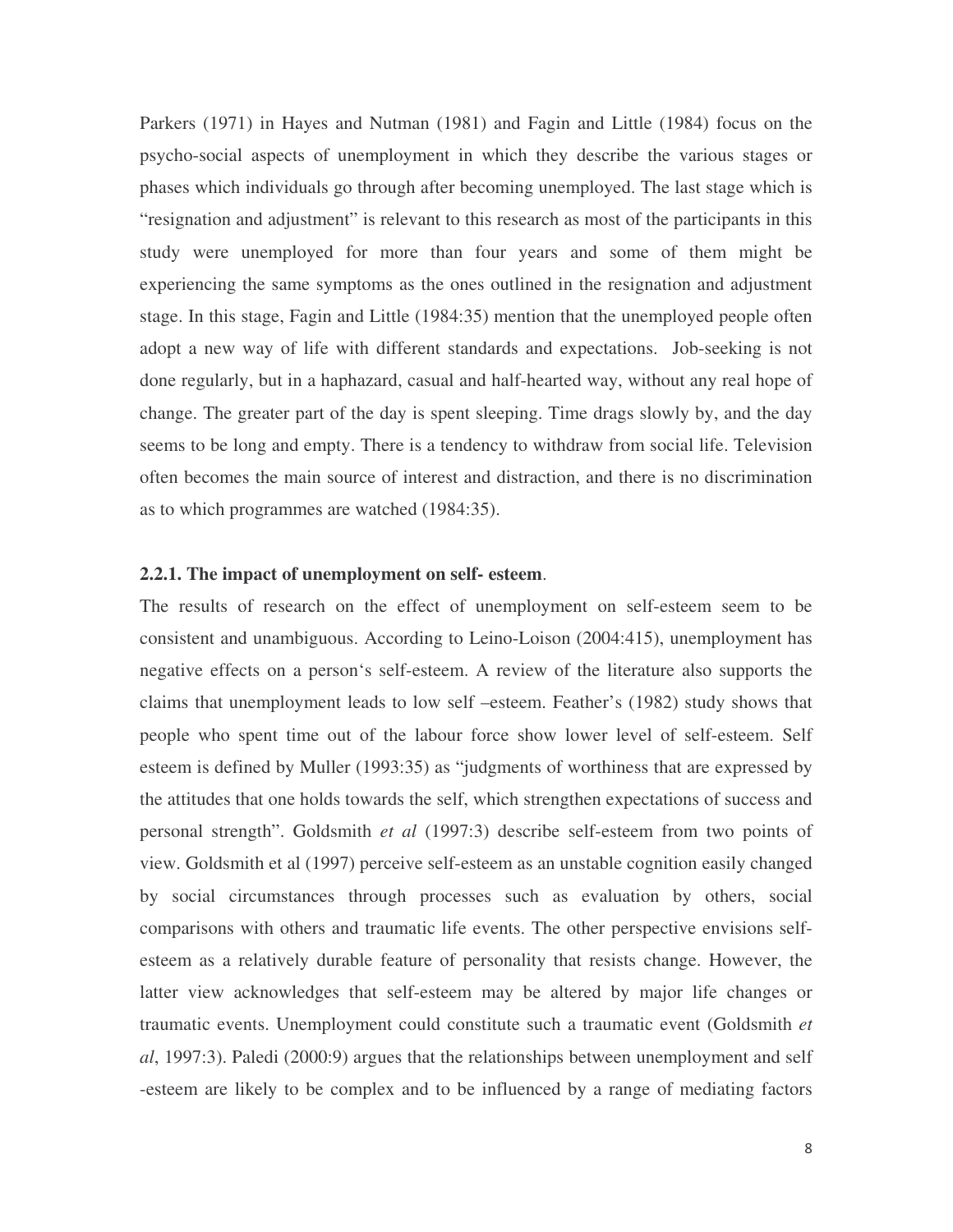Parkers (1971) in Hayes and Nutman (1981) and Fagin and Little (1984) focus on the psycho-social aspects of unemployment in which they describe the various stages or phases which individuals go through after becoming unemployed. The last stage which is "resignation and adjustment" is relevant to this research as most of the participants in this study were unemployed for more than four years and some of them might be experiencing the same symptoms as the ones outlined in the resignation and adjustment stage. In this stage, Fagin and Little (1984:35) mention that the unemployed people often adopt a new way of life with different standards and expectations.  Job-seeking is not done regularly, but in a haphazard, casual and half-hearted way, without any real hope of change. The greater part of the day is spent sleeping. Time drags slowly by, and the day seems to be long and empty. There is a tendency to withdraw from social life. Television often becomes the main source of interest and distraction, and there is no discrimination as to which programmes are watched (1984:35).

### **2.2.1. The impact of unemployment on self- esteem**.

The results of research on the effect of unemployment on self-esteem seem to be consistent and unambiguous. According to Leino-Loison (2004:415), unemployment has negative effects on a person's self-esteem. A review of the literature also supports the claims that unemployment leads to low self –esteem. Feather's (1982) study shows that people who spent time out of the labour force show lower level of self-esteem. Self esteem is defined by Muller (1993:35) as "judgments of worthiness that are expressed by the attitudes that one holds towards the self, which strengthen expectations of success and personal strength". Goldsmith *et al* (1997:3) describe self-esteem from two points of view. Goldsmith et al (1997) perceive self-esteem as an unstable cognition easily changed by social circumstances through processes such as evaluation by others, social comparisons with others and traumatic life events. The other perspective envisions self-esteem as a relatively durable feature of personality that resists change. However, the latter view acknowledges that self-esteem may be altered by major life changes or traumatic events. Unemployment could constitute such a traumatic event (Goldsmith *et al*, 1997:3). Paledi (2000:9) argues that the relationships between unemployment and self -esteem are likely to be complex and to be influenced by a range of mediating factors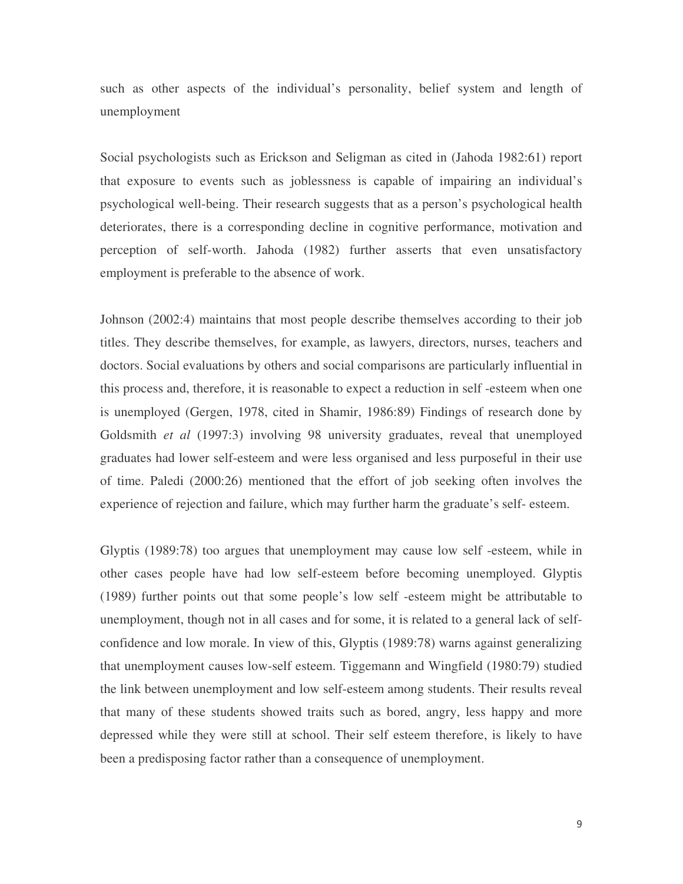such as other aspects of the individual's personality, belief system and length of unemployment

Social psychologists such as Erickson and Seligman as cited in (Jahoda 1982:61) report that exposure to events such as joblessness is capable of impairing an individual's psychological well-being. Their research suggests that as a person's psychological health deteriorates, there is a corresponding decline in cognitive performance, motivation and perception of self-worth. Jahoda (1982) further asserts that even unsatisfactory employment is preferable to the absence of work.

Johnson (2002:4) maintains that most people describe themselves according to their job titles. They describe themselves, for example, as lawyers, directors, nurses, teachers and doctors. Social evaluations by others and social comparisons are particularly influential in this process and, therefore, it is reasonable to expect a reduction in self -esteem when one is unemployed (Gergen, 1978, cited in Shamir, 1986:89) Findings of research done by Goldsmith *et al* (1997:3) involving 98 university graduates, reveal that unemployed graduates had lower self-esteem and were less organised and less purposeful in their use of time. Paledi (2000:26) mentioned that the effort of job seeking often involves the experience of rejection and failure, which may further harm the graduate's self- esteem.

Glyptis (1989:78) too argues that unemployment may cause low self -esteem, while in other cases people have had low self-esteem before becoming unemployed. Glyptis (1989) further points out that some people's low self -esteem might be attributable to unemployment, though not in all cases and for some, it is related to a general lack of self-confidence and low morale. In view of this, Glyptis (1989:78) warns against generalizing that unemployment causes low-self esteem. Tiggemann and Wingfield (1980:79) studied the link between unemployment and low self-esteem among students. Their results reveal that many of these students showed traits such as bored, angry, less happy and more depressed while they were still at school. Their self esteem therefore, is likely to have been a predisposing factor rather than a consequence of unemployment.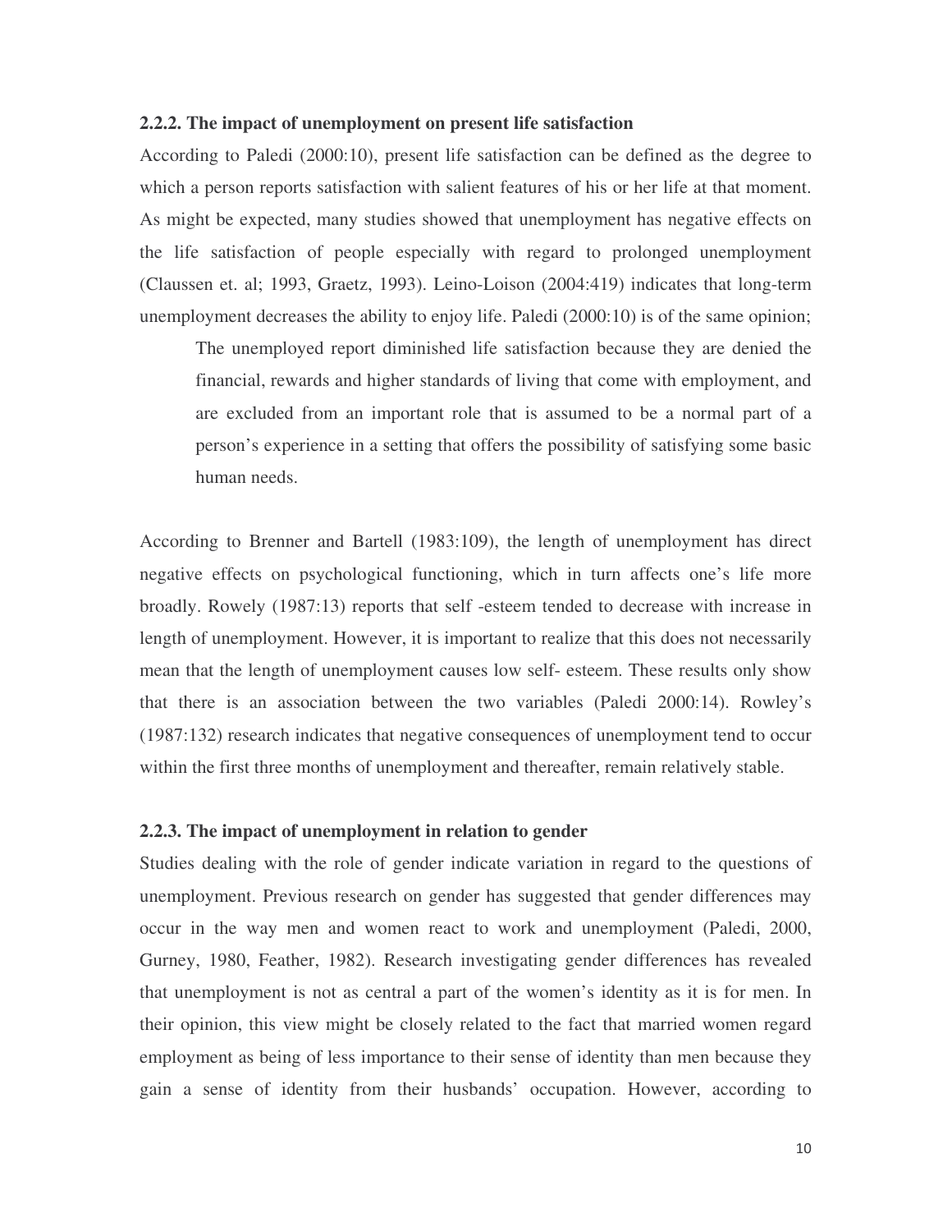### 2.2.2. The impact of unemployment on present life satisfaction

According to Paledi (2000:10), present life satisfaction can be defined as the degree to which a person reports satisfaction with salient features of his or her life at that moment. As might be expected, many studies showed that unemployment has negative effects on the life satisfaction of people especially with regard to prolonged unemployment (Claussen et. al; 1993, Graetz, 1993). Leino-Loison (2004:419) indicates that long-term unemployment decreases the ability to enjoy life. Paledi (2000:10) is of the same opinion;

> The unemployed report diminished life satisfaction because they are denied the financial, rewards and higher standards of living that come with employment, and are excluded from an important role that is assumed to be a normal part of a person's experience in a setting that offers the possibility of satisfying some basic human needs.

According to Brenner and Bartell (1983:109), the length of unemployment has direct negative effects on psychological functioning, which in turn affects one's life more broadly. Rowely (1987:13) reports that self -esteem tended to decrease with increase in length of unemployment. However, it is important to realize that this does not necessarily mean that the length of unemployment causes low self- esteem. These results only show that there is an association between the two variables (Paledi 2000:14). Rowley's (1987:132) research indicates that negative consequences of unemployment tend to occur within the first three months of unemployment and thereafter, remain relatively stable.

### 2.2.3. The impact of unemployment in relation to gender

Studies dealing with the role of gender indicate variation in regard to the questions of unemployment. Previous research on gender has suggested that gender differences may occur in the way men and women react to work and unemployment (Paledi, 2000, Gurney, 1980, Feather, 1982). Research investigating gender differences has revealed that unemployment is not as central a part of the women's identity as it is for men. In their opinion, this view might be closely related to the fact that married women regard employment as being of less importance to their sense of identity than men because they gain a sense of identity from their husbands' occupation. However, according to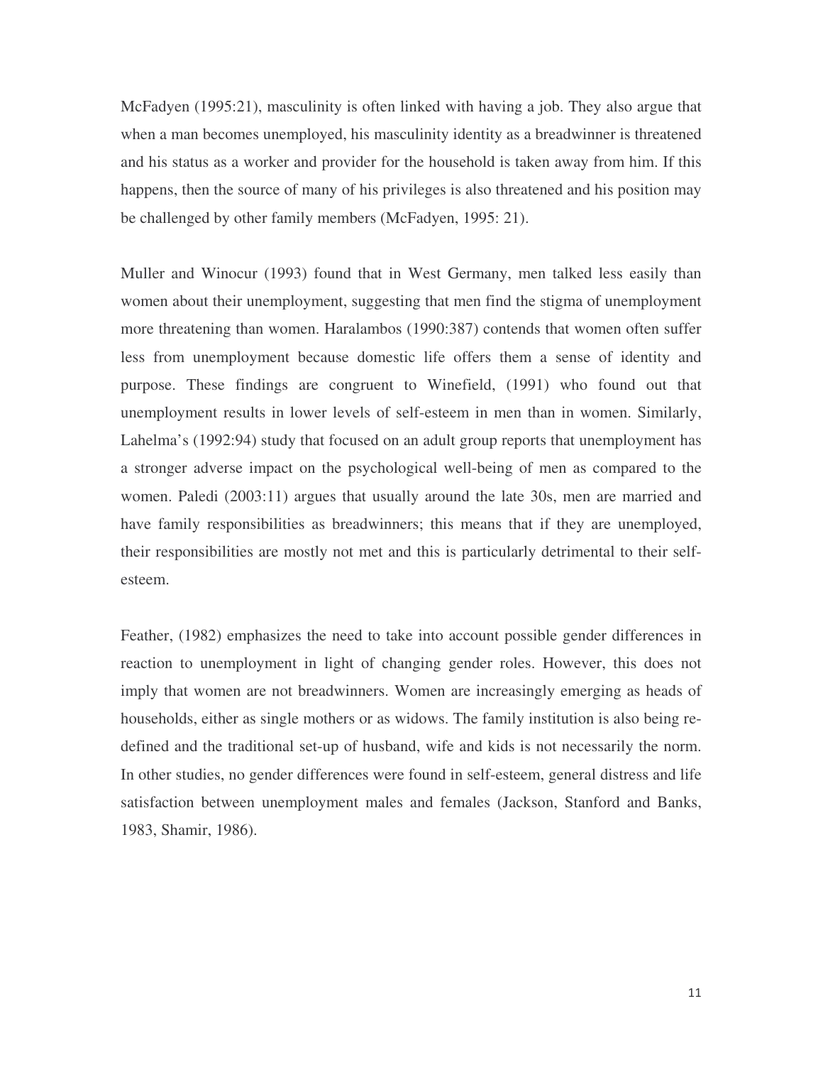McFadyen (1995:21), masculinity is often linked with having a job. They also argue that when a man becomes unemployed, his masculinity identity as a breadwinner is threatened and his status as a worker and provider for the household is taken away from him. If this happens, then the source of many of his privileges is also threatened and his position may be challenged by other family members (McFadyen, 1995: 21).

Muller and Winocur (1993) found that in West Germany, men talked less easily than women about their unemployment, suggesting that men find the stigma of unemployment more threatening than women. Haralambos (1990:387) contends that women often suffer less from unemployment because domestic life offers them a sense of identity and purpose. These findings are congruent to Winefield, (1991) who found out that unemployment results in lower levels of self-esteem in men than in women. Similarly, Lahelma's (1992:94) study that focused on an adult group reports that unemployment has a stronger adverse impact on the psychological well-being of men as compared to the women. Paledi (2003:11) argues that usually around the late 30s, men are married and have family responsibilities as breadwinners; this means that if they are unemployed, their responsibilities are mostly not met and this is particularly detrimental to their self-esteem.

Feather, (1982) emphasizes the need to take into account possible gender differences in reaction to unemployment in light of changing gender roles. However, this does not imply that women are not breadwinners. Women are increasingly emerging as heads of households, either as single mothers or as widows. The family institution is also being re-defined and the traditional set-up of husband, wife and kids is not necessarily the norm. In other studies, no gender differences were found in self-esteem, general distress and life satisfaction between unemployment males and females (Jackson, Stanford and Banks, 1983, Shamir, 1986).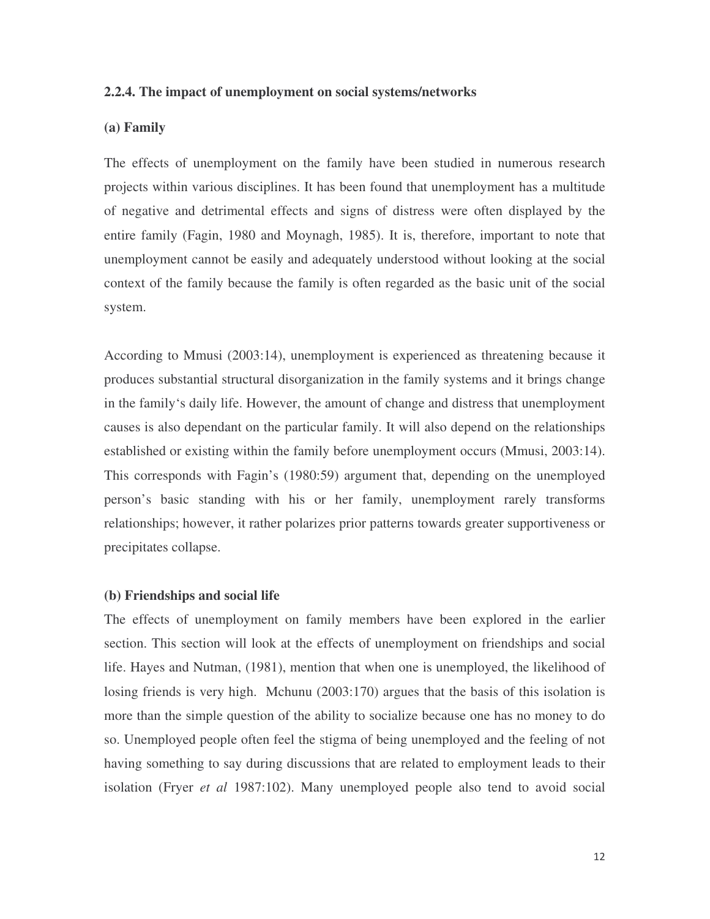### 2.2.4. The impact of unemployment on social systems/networks

#### (a) Family

The effects of unemployment on the family have been studied in numerous research projects within various disciplines. It has been found that unemployment has a multitude of negative and detrimental effects and signs of distress were often displayed by the entire family (Fagin, 1980 and Moynagh, 1985). It is, therefore, important to note that unemployment cannot be easily and adequately understood without looking at the social context of the family because the family is often regarded as the basic unit of the social system.

According to Mmusi (2003:14), unemployment is experienced as threatening because it produces substantial structural disorganization in the family systems and it brings change in the family's daily life. However, the amount of change and distress that unemployment causes is also dependant on the particular family. It will also depend on the relationships established or existing within the family before unemployment occurs (Mmusi, 2003:14). This corresponds with Fagin's (1980:59) argument that, depending on the unemployed person's basic standing with his or her family, unemployment rarely transforms relationships; however, it rather polarizes prior patterns towards greater supportiveness or precipitates collapse.

#### (b) Friendships and social life

The effects of unemployment on family members have been explored in the earlier section. This section will look at the effects of unemployment on friendships and social life. Hayes and Nutman, (1981), mention that when one is unemployed, the likelihood of losing friends is very high. Mchunu (2003:170) argues that the basis of this isolation is more than the simple question of the ability to socialize because one has no money to do so. Unemployed people often feel the stigma of being unemployed and the feeling of not having something to say during discussions that are related to employment leads to their isolation (Fryer *et al* 1987:102). Many unemployed people also tend to avoid social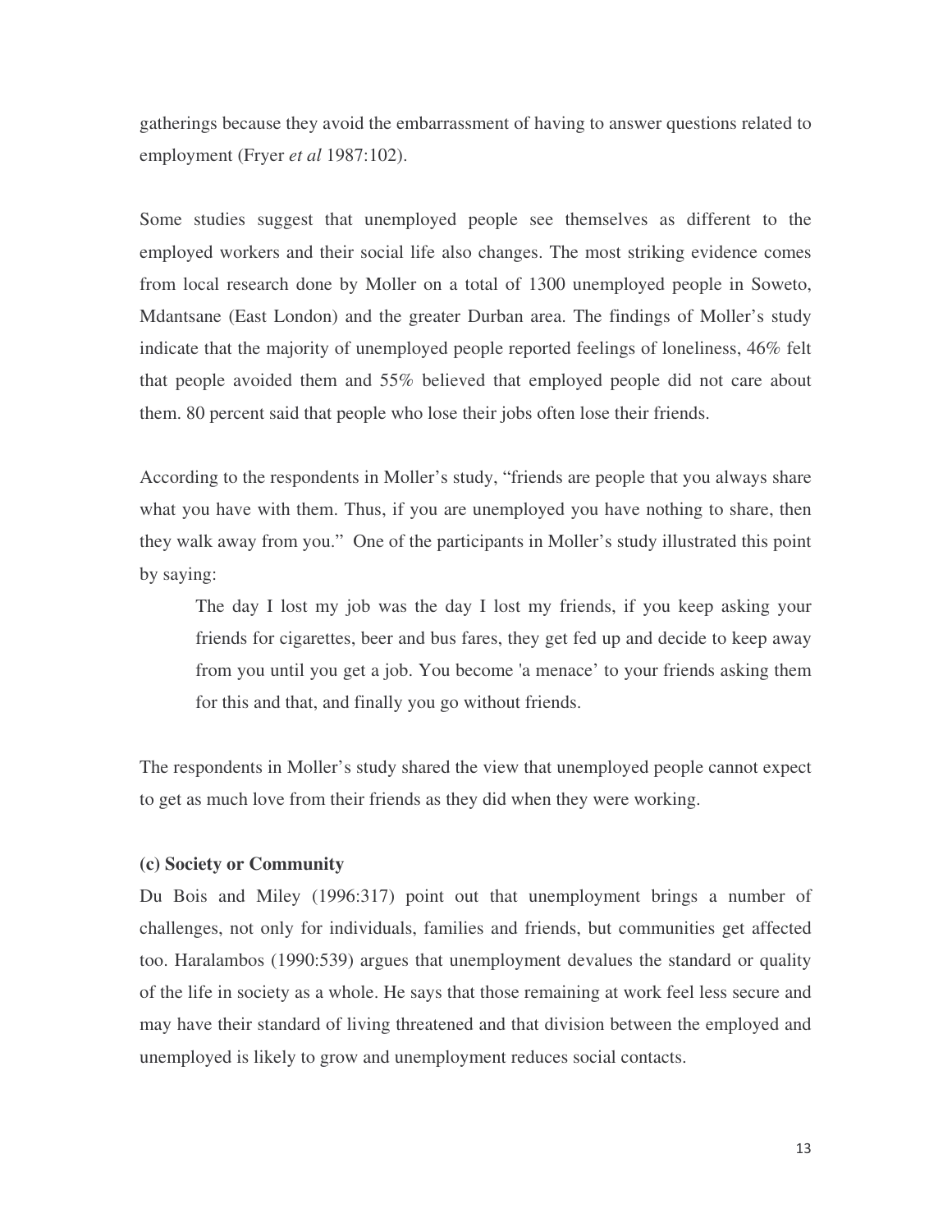gatherings because they avoid the embarrassment of having to answer questions related to employment (Fryer *et al* 1987:102).

Some studies suggest that unemployed people see themselves as different to the employed workers and their social life also changes. The most striking evidence comes from local research done by Moller on a total of 1300 unemployed people in Soweto, Mdantsane (East London) and the greater Durban area. The findings of Moller's study indicate that the majority of unemployed people reported feelings of loneliness, 46% felt that people avoided them and 55% believed that employed people did not care about them. 80 percent said that people who lose their jobs often lose their friends.

According to the respondents in Moller's study, "friends are people that you always share what you have with them. Thus, if you are unemployed you have nothing to share, then they walk away from you." One of the participants in Moller's study illustrated this point by saying:

> The day I lost my job was the day I lost my friends, if you keep asking your friends for cigarettes, beer and bus fares, they get fed up and decide to keep away from you until you get a job. You become 'a menace' to your friends asking them for this and that, and finally you go without friends.

The respondents in Moller's study shared the view that unemployed people cannot expect to get as much love from their friends as they did when they were working.

**(c) Society or Community**

Du Bois and Miley (1996:317) point out that unemployment brings a number of challenges, not only for individuals, families and friends, but communities get affected too. Haralambos (1990:539) argues that unemployment devalues the standard or quality of the life in society as a whole. He says that those remaining at work feel less secure and may have their standard of living threatened and that division between the employed and unemployed is likely to grow and unemployment reduces social contacts.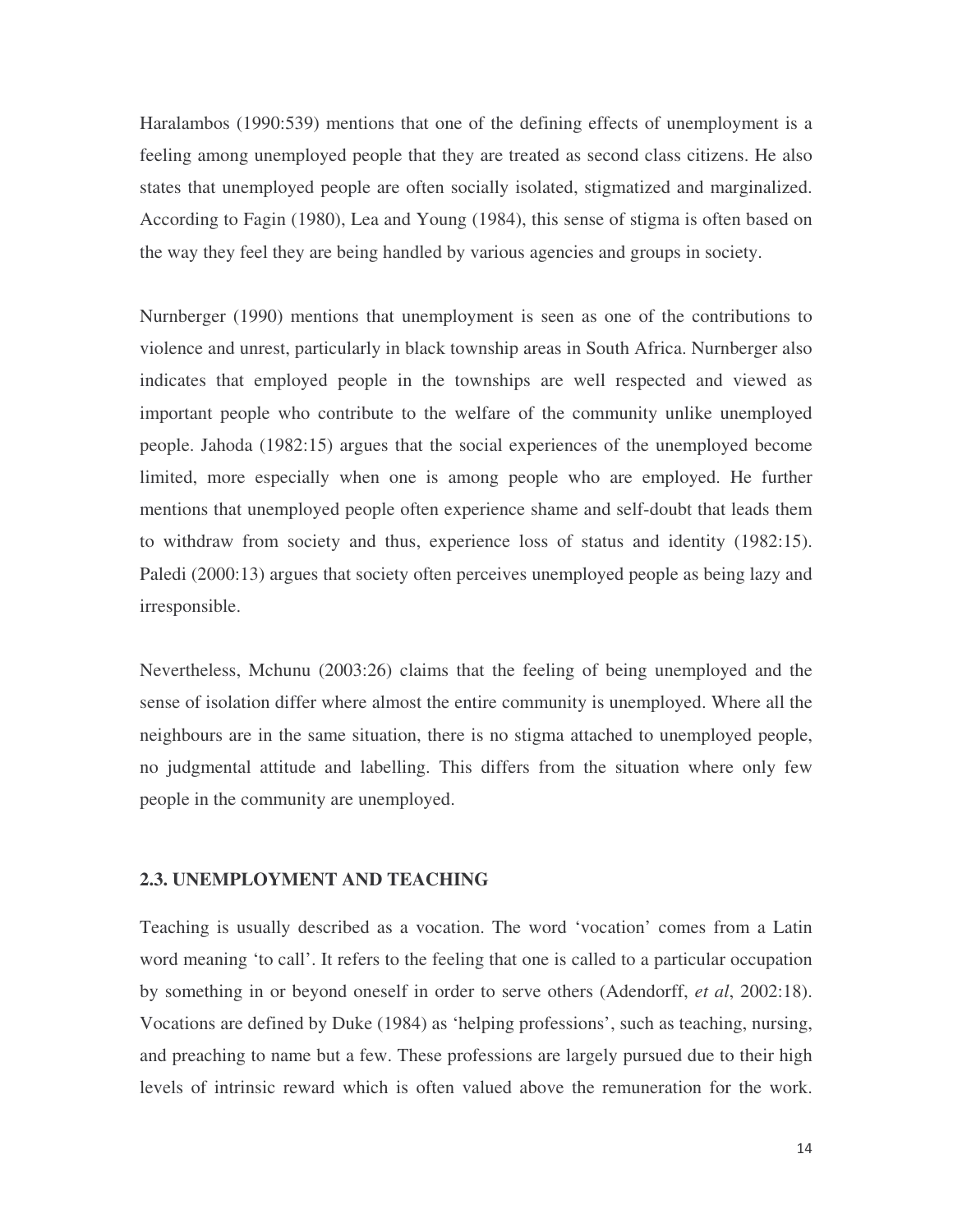Haralambos (1990:539) mentions that one of the defining effects of unemployment is a feeling among unemployed people that they are treated as second class citizens. He also states that unemployed people are often socially isolated, stigmatized and marginalized. According to Fagin (1980), Lea and Young (1984), this sense of stigma is often based on the way they feel they are being handled by various agencies and groups in society.

Nurnberger (1990) mentions that unemployment is seen as one of the contributions to violence and unrest, particularly in black township areas in South Africa. Nurnberger also indicates that employed people in the townships are well respected and viewed as important people who contribute to the welfare of the community unlike unemployed people. Jahoda (1982:15) argues that the social experiences of the unemployed become limited, more especially when one is among people who are employed. He further mentions that unemployed people often experience shame and self-doubt that leads them to withdraw from society and thus, experience loss of status and identity (1982:15). Paledi (2000:13) argues that society often perceives unemployed people as being lazy and irresponsible.

Nevertheless, Mchunu (2003:26) claims that the feeling of being unemployed and the sense of isolation differ where almost the entire community is unemployed. Where all the neighbours are in the same situation, there is no stigma attached to unemployed people, no judgmental attitude and labelling. This differs from the situation where only few people in the community are unemployed.

### 2.3. UNEMPLOYMENT AND TEACHING

Teaching is usually described as a vocation. The word 'vocation' comes from a Latin word meaning 'to call'. It refers to the feeling that one is called to a particular occupation by something in or beyond oneself in order to serve others (Adendorff, *et al*, 2002:18). Vocations are defined by Duke (1984) as 'helping professions', such as teaching, nursing, and preaching to name but a few. These professions are largely pursued due to their high levels of intrinsic reward which is often valued above the remuneration for the work.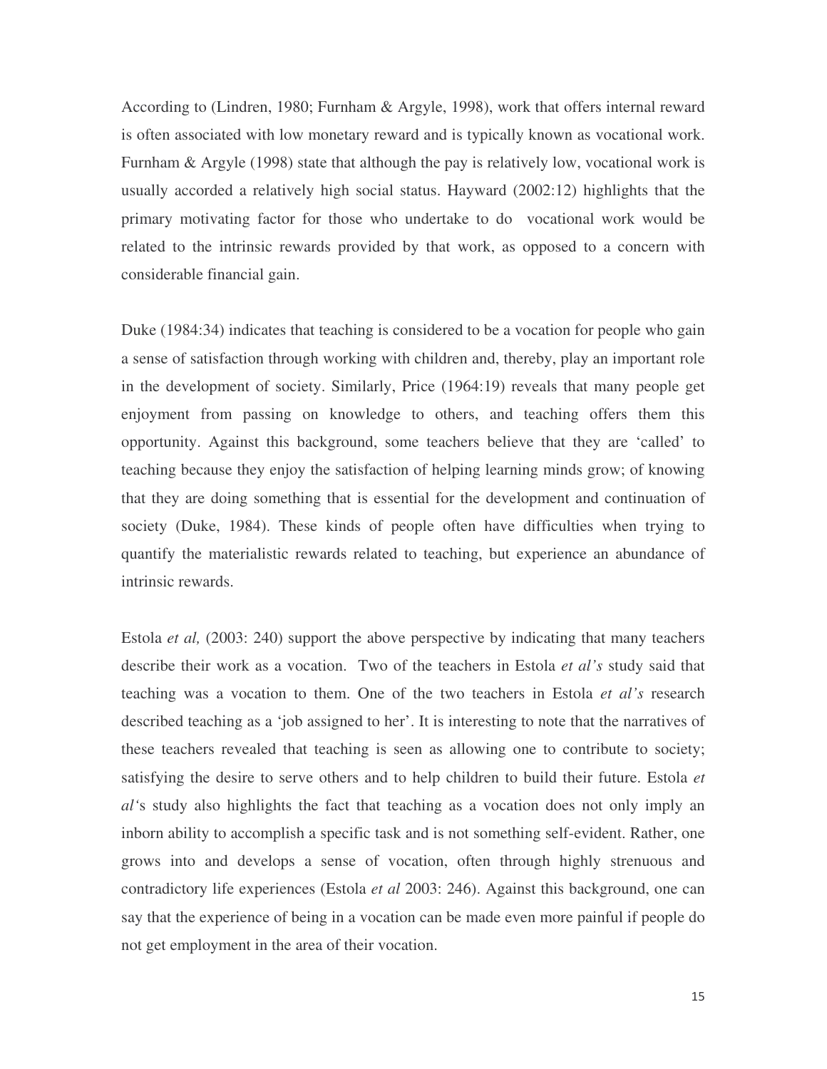According to (Lindren, 1980; Furnham & Argyle, 1998), work that offers internal reward is often associated with low monetary reward and is typically known as vocational work. Furnham & Argyle (1998) state that although the pay is relatively low, vocational work is usually accorded a relatively high social status. Hayward (2002:12) highlights that the primary motivating factor for those who undertake to do vocational work would be related to the intrinsic rewards provided by that work, as opposed to a concern with considerable financial gain.

Duke (1984:34) indicates that teaching is considered to be a vocation for people who gain a sense of satisfaction through working with children and, thereby, play an important role in the development of society. Similarly, Price (1964:19) reveals that many people get enjoyment from passing on knowledge to others, and teaching offers them this opportunity. Against this background, some teachers believe that they are 'called' to teaching because they enjoy the satisfaction of helping learning minds grow; of knowing that they are doing something that is essential for the development and continuation of society (Duke, 1984). These kinds of people often have difficulties when trying to quantify the materialistic rewards related to teaching, but experience an abundance of intrinsic rewards.

Estola *et al,* (2003: 240) support the above perspective by indicating that many teachers describe their work as a vocation. Two of the teachers in Estola *et al's* study said that teaching was a vocation to them. One of the two teachers in Estola *et al's* research described teaching as a 'job assigned to her'. It is interesting to note that the narratives of these teachers revealed that teaching is seen as allowing one to contribute to society; satisfying the desire to serve others and to help children to build their future. Estola *et al*'s study also highlights the fact that teaching as a vocation does not only imply an inborn ability to accomplish a specific task and is not something self-evident. Rather, one grows into and develops a sense of vocation, often through highly strenuous and contradictory life experiences (Estola *et al* 2003: 246). Against this background, one can say that the experience of being in a vocation can be made even more painful if people do not get employment in the area of their vocation.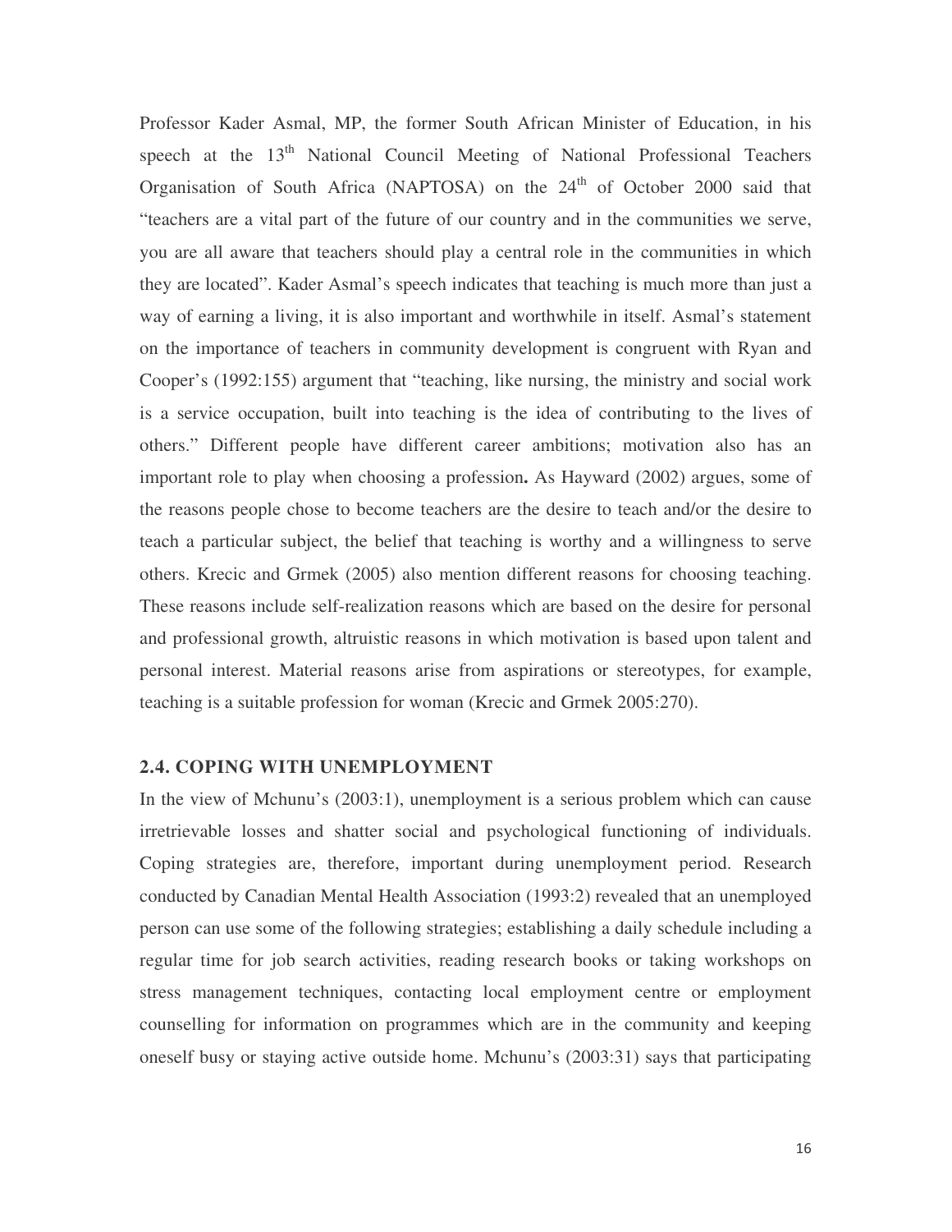Professor Kader Asmal, MP, the former South African Minister of Education, in his speech at the 13th National Council Meeting of National Professional Teachers Organisation of South Africa (NAPTOSA) on the 24th of October 2000 said that "teachers are a vital part of the future of our country and in the communities we serve, you are all aware that teachers should play a central role in the communities in which they are located". Kader Asmal's speech indicates that teaching is much more than just a way of earning a living, it is also important and worthwhile in itself. Asmal's statement on the importance of teachers in community development is congruent with Ryan and Cooper's (1992:155) argument that "teaching, like nursing, the ministry and social work is a service occupation, built into teaching is the idea of contributing to the lives of others." Different people have different career ambitions; motivation also has an important role to play when choosing a profession**.** As Hayward (2002) argues, some of the reasons people chose to become teachers are the desire to teach and/or the desire to teach a particular subject, the belief that teaching is worthy and a willingness to serve others. Krecic and Grmek (2005) also mention different reasons for choosing teaching. These reasons include self-realization reasons which are based on the desire for personal and professional growth, altruistic reasons in which motivation is based upon talent and personal interest. Material reasons arise from aspirations or stereotypes, for example, teaching is a suitable profession for woman (Krecic and Grmek 2005:270).

## 2.4. COPING WITH UNEMPLOYMENT

In the view of Mchunu's (2003:1), unemployment is a serious problem which can cause irretrievable losses and shatter social and psychological functioning of individuals. Coping strategies are, therefore, important during unemployment period. Research conducted by Canadian Mental Health Association (1993:2) revealed that an unemployed person can use some of the following strategies; establishing a daily schedule including a regular time for job search activities, reading research books or taking workshops on stress management techniques, contacting local employment centre or employment counselling for information on programmes which are in the community and keeping oneself busy or staying active outside home. Mchunu's (2003:31) says that participating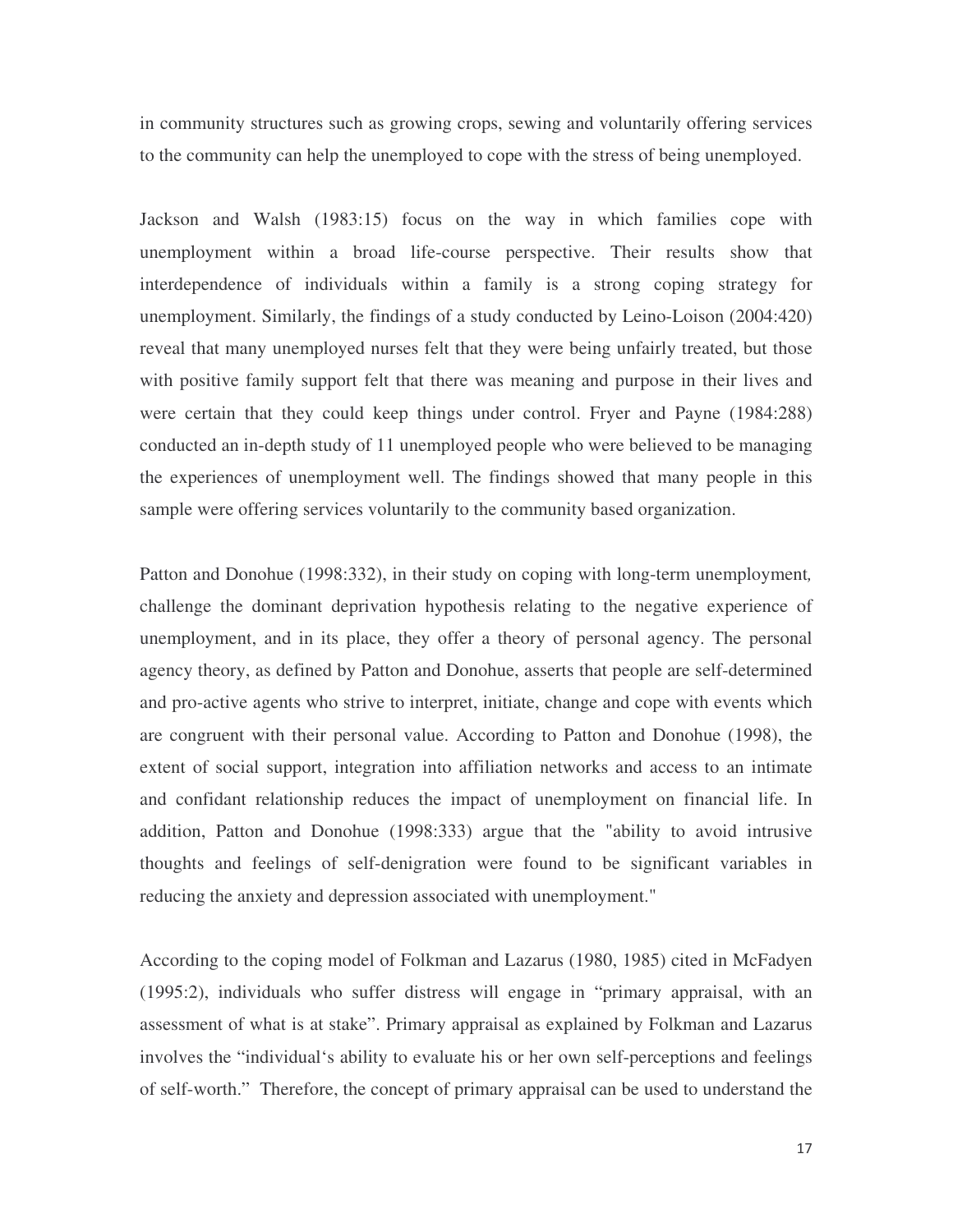in community structures such as growing crops, sewing and voluntarily offering services to the community can help the unemployed to cope with the stress of being unemployed.

Jackson and Walsh (1983:15) focus on the way in which families cope with unemployment within a broad life-course perspective. Their results show that interdependence of individuals within a family is a strong coping strategy for unemployment. Similarly, the findings of a study conducted by Leino-Loison (2004:420) reveal that many unemployed nurses felt that they were being unfairly treated, but those with positive family support felt that there was meaning and purpose in their lives and were certain that they could keep things under control. Fryer and Payne (1984:288) conducted an in-depth study of 11 unemployed people who were believed to be managing the experiences of unemployment well. The findings showed that many people in this sample were offering services voluntarily to the community based organization.

Patton and Donohue (1998:332), in their study on coping with long-term unemployment*,* challenge the dominant deprivation hypothesis relating to the negative experience of unemployment, and in its place, they offer a theory of personal agency. The personal agency theory, as defined by Patton and Donohue, asserts that people are self-determined and pro-active agents who strive to interpret, initiate, change and cope with events which are congruent with their personal value. According to Patton and Donohue (1998), the extent of social support, integration into affiliation networks and access to an intimate and confidant relationship reduces the impact of unemployment on financial life. In addition, Patton and Donohue (1998:333) argue that the "ability to avoid intrusive thoughts and feelings of self-denigration were found to be significant variables in reducing the anxiety and depression associated with unemployment."

According to the coping model of Folkman and Lazarus (1980, 1985) cited in McFadyen (1995:2), individuals who suffer distress will engage in "primary appraisal, with an assessment of what is at stake". Primary appraisal as explained by Folkman and Lazarus involves the "individual's ability to evaluate his or her own self-perceptions and feelings of self-worth." Therefore, the concept of primary appraisal can be used to understand the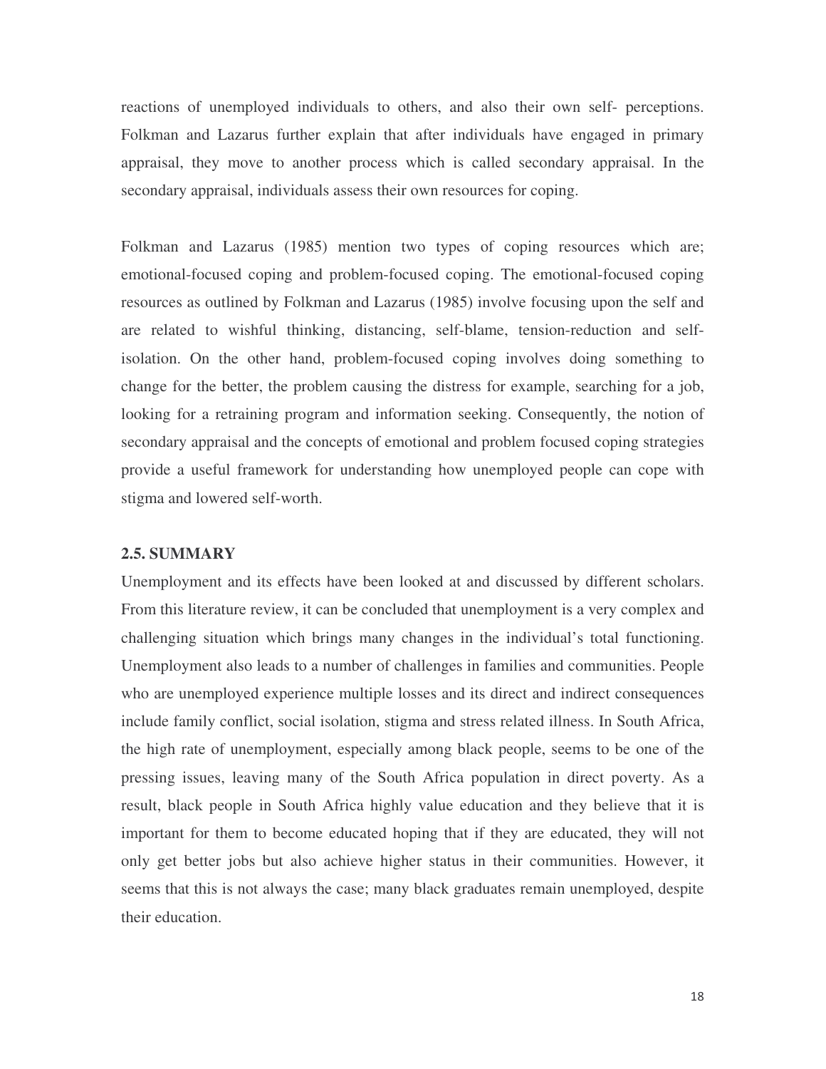reactions of unemployed individuals to others, and also their own self- perceptions. Folkman and Lazarus further explain that after individuals have engaged in primary appraisal, they move to another process which is called secondary appraisal. In the secondary appraisal, individuals assess their own resources for coping.

Folkman and Lazarus (1985) mention two types of coping resources which are; emotional-focused coping and problem-focused coping. The emotional-focused coping resources as outlined by Folkman and Lazarus (1985) involve focusing upon the self and are related to wishful thinking, distancing, self-blame, tension-reduction and self-isolation. On the other hand, problem-focused coping involves doing something to change for the better, the problem causing the distress for example, searching for a job, looking for a retraining program and information seeking. Consequently, the notion of secondary appraisal and the concepts of emotional and problem focused coping strategies provide a useful framework for understanding how unemployed people can cope with stigma and lowered self-worth.

## 2.5. SUMMARY

Unemployment and its effects have been looked at and discussed by different scholars. From this literature review, it can be concluded that unemployment is a very complex and challenging situation which brings many changes in the individual's total functioning. Unemployment also leads to a number of challenges in families and communities. People who are unemployed experience multiple losses and its direct and indirect consequences include family conflict, social isolation, stigma and stress related illness. In South Africa, the high rate of unemployment, especially among black people, seems to be one of the pressing issues, leaving many of the South Africa population in direct poverty. As a result, black people in South Africa highly value education and they believe that it is important for them to become educated hoping that if they are educated, they will not only get better jobs but also achieve higher status in their communities. However, it seems that this is not always the case; many black graduates remain unemployed, despite their education.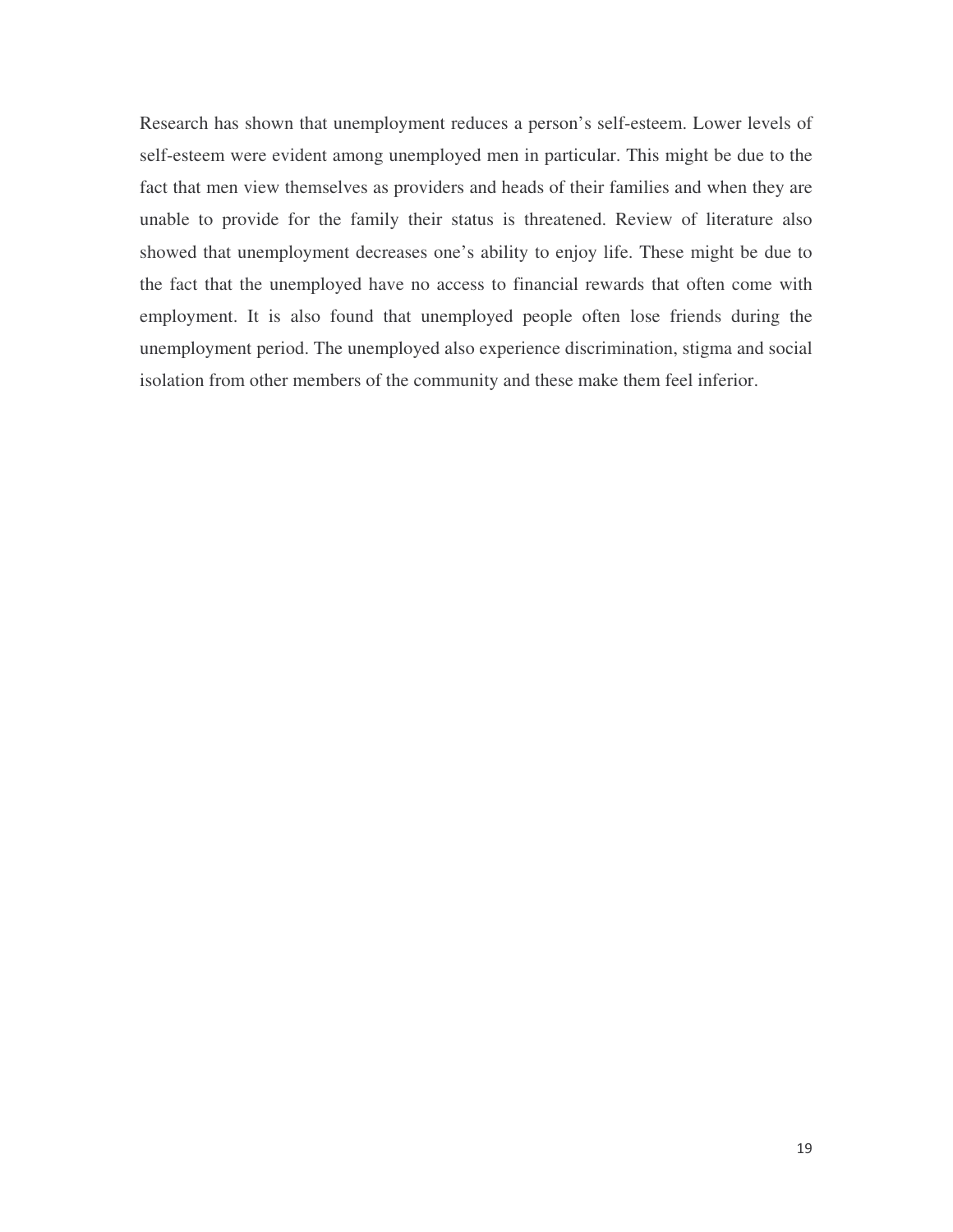Research has shown that unemployment reduces a person’s self-esteem. Lower levels of self-esteem were evident among unemployed men in particular. This might be due to the fact that men view themselves as providers and heads of their families and when they are unable to provide for the family their status is threatened. Review of literature also showed that unemployment decreases one’s ability to enjoy life. These might be due to the fact that the unemployed have no access to financial rewards that often come with employment. It is also found that unemployed people often lose friends during the unemployment period. The unemployed also experience discrimination, stigma and social isolation from other members of the community and these make them feel inferior.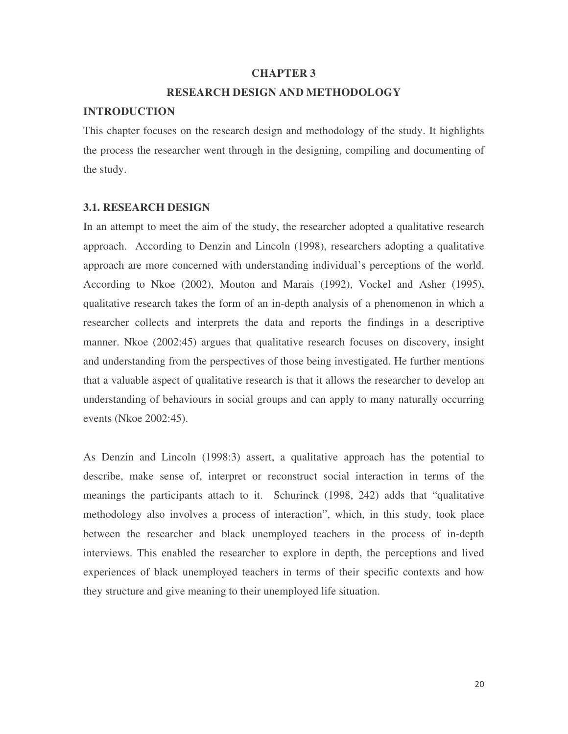# CHAPTER 3

# RESEARCH DESIGN AND METHODOLOGY

## INTRODUCTION

This chapter focuses on the research design and methodology of the study. It highlights the process the researcher went through in the designing, compiling and documenting of the study.

## 3.1. RESEARCH DESIGN

In an attempt to meet the aim of the study, the researcher adopted a qualitative research approach. According to Denzin and Lincoln (1998), researchers adopting a qualitative approach are more concerned with understanding individual's perceptions of the world. According to Nkoe (2002), Mouton and Marais (1992), Vockel and Asher (1995), qualitative research takes the form of an in-depth analysis of a phenomenon in which a researcher collects and interprets the data and reports the findings in a descriptive manner. Nkoe (2002:45) argues that qualitative research focuses on discovery, insight and understanding from the perspectives of those being investigated. He further mentions that a valuable aspect of qualitative research is that it allows the researcher to develop an understanding of behaviours in social groups and can apply to many naturally occurring events (Nkoe 2002:45).

As Denzin and Lincoln (1998:3) assert, a qualitative approach has the potential to describe, make sense of, interpret or reconstruct social interaction in terms of the meanings the participants attach to it. Schurinck (1998, 242) adds that "qualitative methodology also involves a process of interaction", which, in this study, took place between the researcher and black unemployed teachers in the process of in-depth interviews. This enabled the researcher to explore in depth, the perceptions and lived experiences of black unemployed teachers in terms of their specific contexts and how they structure and give meaning to their unemployed life situation.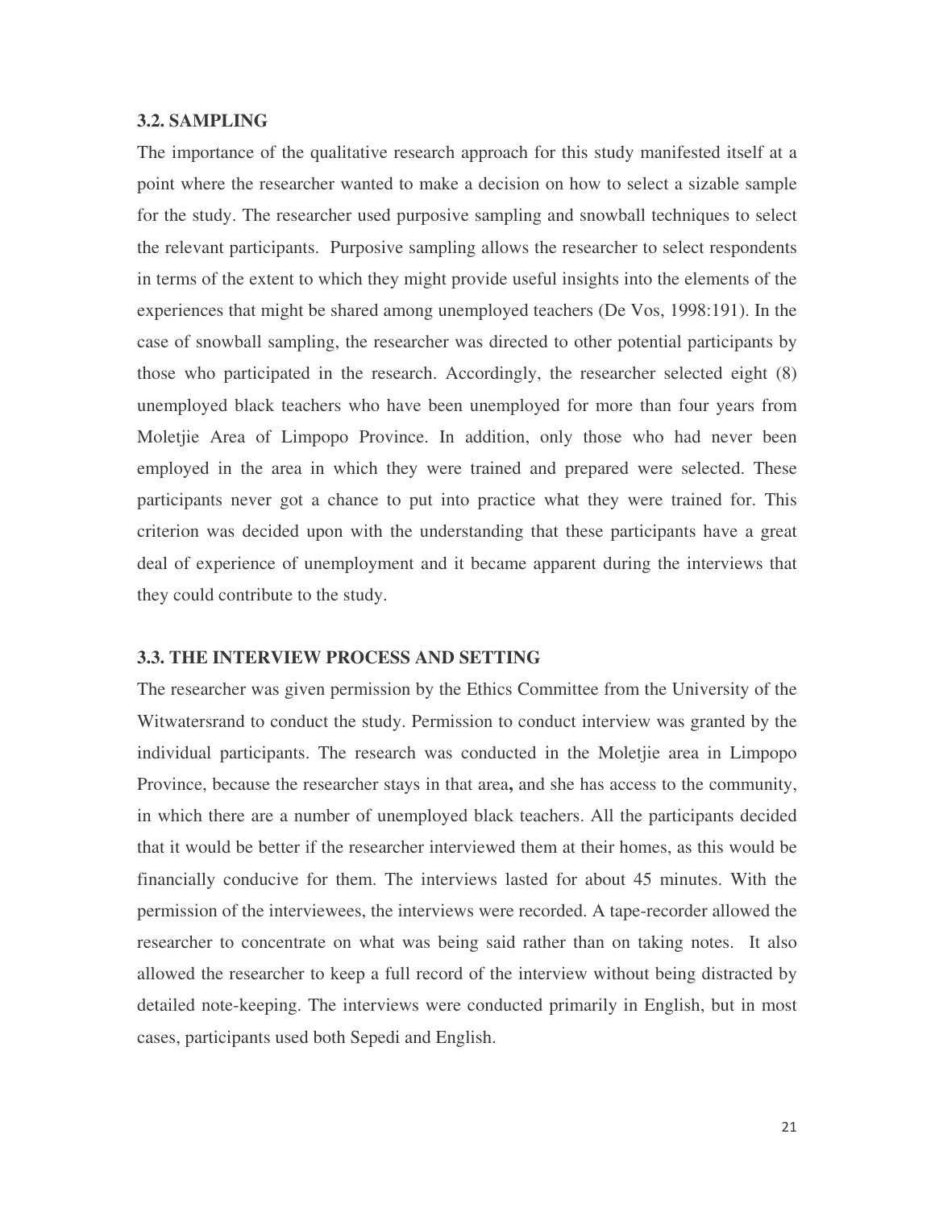### 3.2. SAMPLING

The importance of the qualitative research approach for this study manifested itself at a point where the researcher wanted to make a decision on how to select a sizable sample for the study. The researcher used purposive sampling and snowball techniques to select the relevant participants. Purposive sampling allows the researcher to select respondents in terms of the extent to which they might provide useful insights into the elements of the experiences that might be shared among unemployed teachers (De Vos, 1998:191). In the case of snowball sampling, the researcher was directed to other potential participants by those who participated in the research. Accordingly, the researcher selected eight (8) unemployed black teachers who have been unemployed for more than four years from Moletjie Area of Limpopo Province. In addition, only those who had never been employed in the area in which they were trained and prepared were selected. These participants never got a chance to put into practice what they were trained for. This criterion was decided upon with the understanding that these participants have a great deal of experience of unemployment and it became apparent during the interviews that they could contribute to the study.

### 3.3. THE INTERVIEW PROCESS AND SETTING

The researcher was given permission by the Ethics Committee from the University of the Witwatersrand to conduct the study. Permission to conduct interview was granted by the individual participants. The research was conducted in the Moletjie area in Limpopo Province, because the researcher stays in that area**,** and she has access to the community, in which there are a number of unemployed black teachers. All the participants decided that it would be better if the researcher interviewed them at their homes, as this would be financially conducive for them. The interviews lasted for about 45 minutes. With the permission of the interviewees, the interviews were recorded. A tape-recorder allowed the researcher to concentrate on what was being said rather than on taking notes. It also allowed the researcher to keep a full record of the interview without being distracted by detailed note-keeping. The interviews were conducted primarily in English, but in most cases, participants used both Sepedi and English.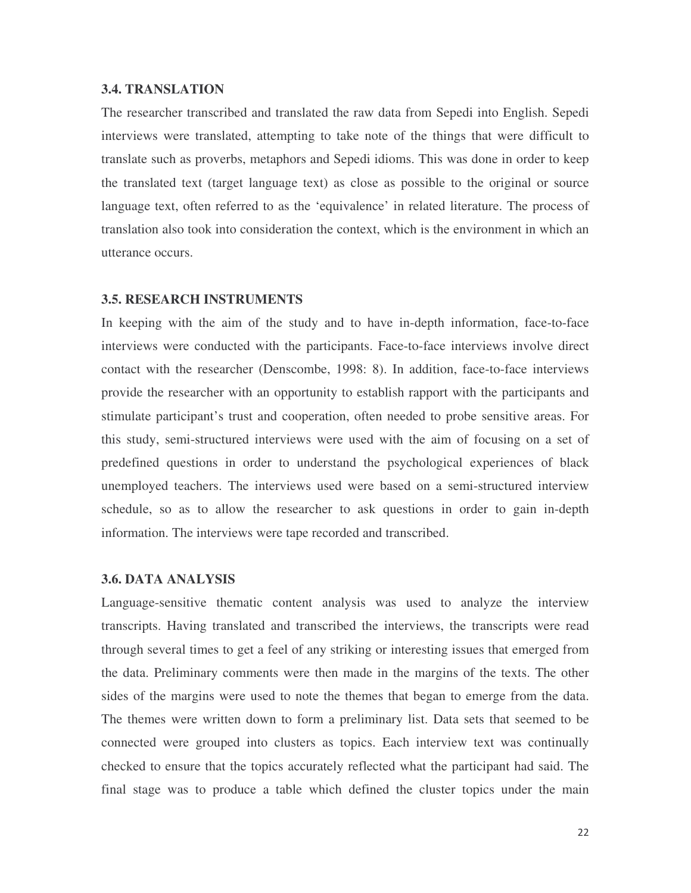### 3.4. TRANSLATION

The researcher transcribed and translated the raw data from Sepedi into English. Sepedi interviews were translated, attempting to take note of the things that were difficult to translate such as proverbs, metaphors and Sepedi idioms. This was done in order to keep the translated text (target language text) as close as possible to the original or source language text, often referred to as the 'equivalence' in related literature. The process of translation also took into consideration the context, which is the environment in which an utterance occurs.

### 3.5. RESEARCH INSTRUMENTS

In keeping with the aim of the study and to have in-depth information, face-to-face interviews were conducted with the participants. Face-to-face interviews involve direct contact with the researcher (Denscombe, 1998: 8). In addition, face-to-face interviews provide the researcher with an opportunity to establish rapport with the participants and stimulate participant's trust and cooperation, often needed to probe sensitive areas. For this study, semi-structured interviews were used with the aim of focusing on a set of predefined questions in order to understand the psychological experiences of black unemployed teachers. The interviews used were based on a semi-structured interview schedule, so as to allow the researcher to ask questions in order to gain in-depth information. The interviews were tape recorded and transcribed.

### 3.6. DATA ANALYSIS

Language-sensitive thematic content analysis was used to analyze the interview transcripts. Having translated and transcribed the interviews, the transcripts were read through several times to get a feel of any striking or interesting issues that emerged from the data. Preliminary comments were then made in the margins of the texts. The other sides of the margins were used to note the themes that began to emerge from the data. The themes were written down to form a preliminary list. Data sets that seemed to be connected were grouped into clusters as topics. Each interview text was continually checked to ensure that the topics accurately reflected what the participant had said. The final stage was to produce a table which defined the cluster topics under the main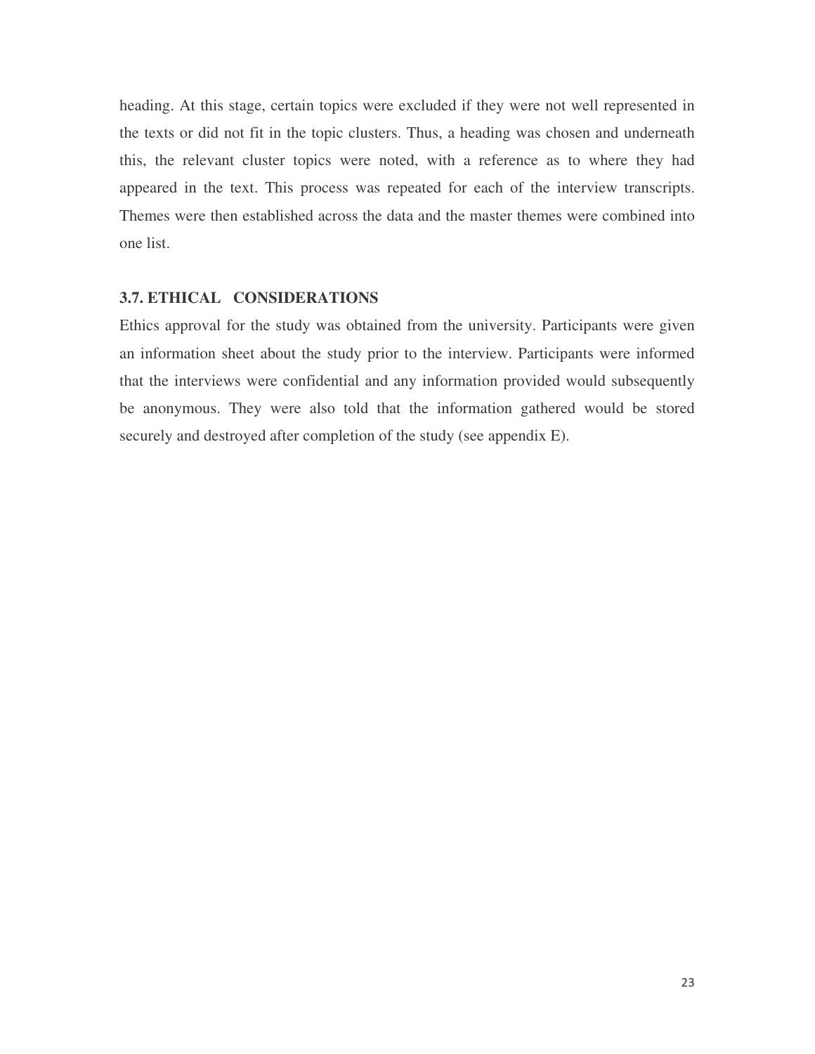heading. At this stage, certain topics were excluded if they were not well represented in the texts or did not fit in the topic clusters. Thus, a heading was chosen and underneath this, the relevant cluster topics were noted, with a reference as to where they had appeared in the text. This process was repeated for each of the interview transcripts. Themes were then established across the data and the master themes were combined into one list.

### 3.7. ETHICAL CONSIDERATIONS

Ethics approval for the study was obtained from the university. Participants were given an information sheet about the study prior to the interview. Participants were informed that the interviews were confidential and any information provided would subsequently be anonymous. They were also told that the information gathered would be stored securely and destroyed after completion of the study (see appendix E).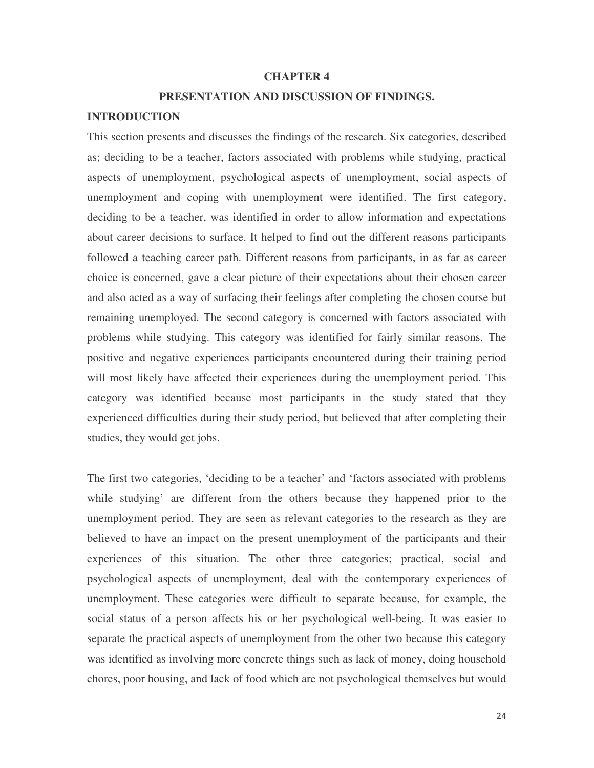# CHAPTER 4

## PRESENTATION AND DISCUSSION OF FINDINGS.

### INTRODUCTION

This section presents and discusses the findings of the research. Six categories, described as; deciding to be a teacher, factors associated with problems while studying, practical aspects of unemployment, psychological aspects of unemployment, social aspects of unemployment and coping with unemployment were identified. The first category, deciding to be a teacher, was identified in order to allow information and expectations about career decisions to surface. It helped to find out the different reasons participants followed a teaching career path. Different reasons from participants, in as far as career choice is concerned, gave a clear picture of their expectations about their chosen career and also acted as a way of surfacing their feelings after completing the chosen course but remaining unemployed. The second category is concerned with factors associated with problems while studying. This category was identified for fairly similar reasons. The positive and negative experiences participants encountered during their training period will most likely have affected their experiences during the unemployment period. This category was identified because most participants in the study stated that they experienced difficulties during their study period, but believed that after completing their studies, they would get jobs.

The first two categories, 'deciding to be a teacher' and 'factors associated with problems while studying' are different from the others because they happened prior to the unemployment period. They are seen as relevant categories to the research as they are believed to have an impact on the present unemployment of the participants and their experiences of this situation. The other three categories; practical, social and psychological aspects of unemployment, deal with the contemporary experiences of unemployment. These categories were difficult to separate because, for example, the social status of a person affects his or her psychological well-being. It was easier to separate the practical aspects of unemployment from the other two because this category was identified as involving more concrete things such as lack of money, doing household chores, poor housing, and lack of food which are not psychological themselves but would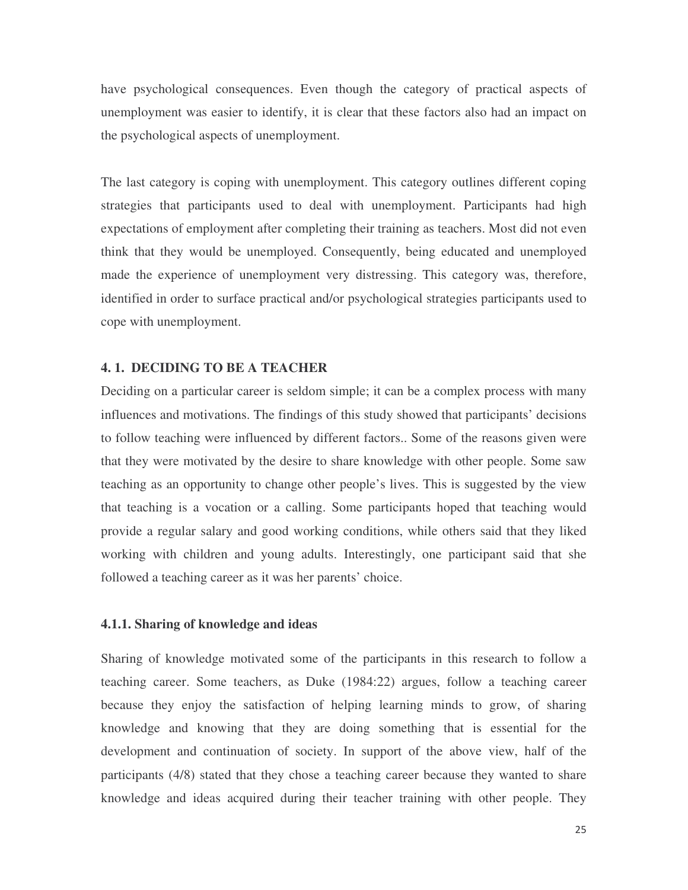have psychological consequences. Even though the category of practical aspects of unemployment was easier to identify, it is clear that these factors also had an impact on the psychological aspects of unemployment.

The last category is coping with unemployment. This category outlines different coping strategies that participants used to deal with unemployment. Participants had high expectations of employment after completing their training as teachers. Most did not even think that they would be unemployed. Consequently, being educated and unemployed made the experience of unemployment very distressing. This category was, therefore, identified in order to surface practical and/or psychological strategies participants used to cope with unemployment.

## 4. 1. DECIDING TO BE A TEACHER

Deciding on a particular career is seldom simple; it can be a complex process with many influences and motivations. The findings of this study showed that participants' decisions to follow teaching were influenced by different factors.. Some of the reasons given were that they were motivated by the desire to share knowledge with other people. Some saw teaching as an opportunity to change other people's lives. This is suggested by the view that teaching is a vocation or a calling. Some participants hoped that teaching would provide a regular salary and good working conditions, while others said that they liked working with children and young adults. Interestingly, one participant said that she followed a teaching career as it was her parents' choice.

### 4.1.1. Sharing of knowledge and ideas

Sharing of knowledge motivated some of the participants in this research to follow a teaching career. Some teachers, as Duke (1984:22) argues, follow a teaching career because they enjoy the satisfaction of helping learning minds to grow, of sharing knowledge and knowing that they are doing something that is essential for the development and continuation of society. In support of the above view, half of the participants (4/8) stated that they chose a teaching career because they wanted to share knowledge and ideas acquired during their teacher training with other people. They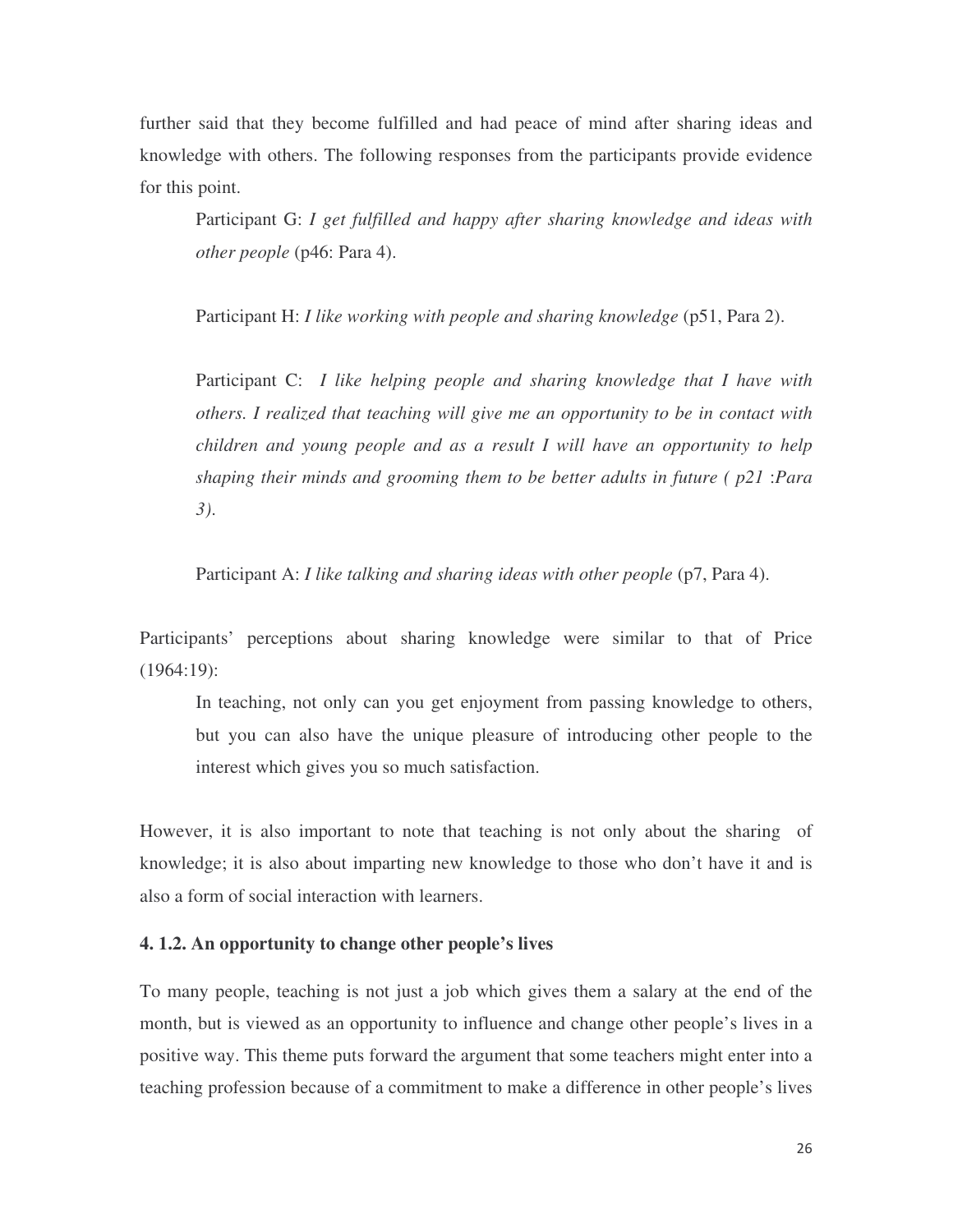further said that they become fulfilled and had peace of mind after sharing ideas and knowledge with others. The following responses from the participants provide evidence for this point.

> Participant G: *I get fulfilled and happy after sharing knowledge and ideas with other people* (p46: Para 4).
>
> Participant H: *I like working with people and sharing knowledge* (p51, Para 2).
>
> Participant C: *I like helping people and sharing knowledge that I have with others. I realized that teaching will give me an opportunity to be in contact with children and young people and as a result I will have an opportunity to help shaping their minds and grooming them to be better adults in future ( p21 :Para 3).*
>
> Participant A: *I like talking and sharing ideas with other people* (p7, Para 4).

Participants' perceptions about sharing knowledge were similar to that of Price (1964:19):

> In teaching, not only can you get enjoyment from passing knowledge to others, but you can also have the unique pleasure of introducing other people to the interest which gives you so much satisfaction.

However, it is also important to note that teaching is not only about the sharing of knowledge; it is also about imparting new knowledge to those who don't have it and is also a form of social interaction with learners.

### 4. 1.2. An opportunity to change other people's lives

To many people, teaching is not just a job which gives them a salary at the end of the month, but is viewed as an opportunity to influence and change other people's lives in a positive way. This theme puts forward the argument that some teachers might enter into a teaching profession because of a commitment to make a difference in other people's lives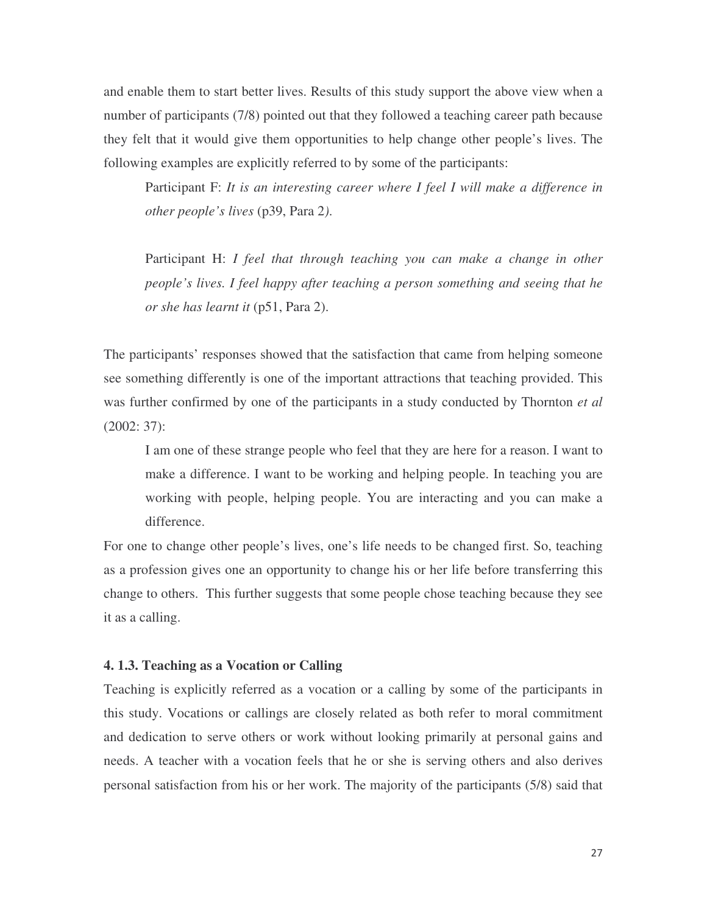and enable them to start better lives. Results of this study support the above view when a number of participants (7/8) pointed out that they followed a teaching career path because they felt that it would give them opportunities to help change other people's lives. The following examples are explicitly referred to by some of the participants:

> Participant F: *It is an interesting career where I feel I will make a difference in other people's lives* (p39, Para 2*).*
>
> Participant H: *I feel that through teaching you can make a change in other people's lives. I feel happy after teaching a person something and seeing that he or she has learnt it* (p51, Para 2).

The participants' responses showed that the satisfaction that came from helping someone see something differently is one of the important attractions that teaching provided. This was further confirmed by one of the participants in a study conducted by Thornton *et al* (2002: 37):

> I am one of these strange people who feel that they are here for a reason. I want to make a difference. I want to be working and helping people. In teaching you are working with people, helping people. You are interacting and you can make a difference.

For one to change other people's lives, one's life needs to be changed first. So, teaching as a profession gives one an opportunity to change his or her life before transferring this change to others. This further suggests that some people chose teaching because they see it as a calling.

### 4. 1.3. Teaching as a Vocation or Calling

Teaching is explicitly referred as a vocation or a calling by some of the participants in this study. Vocations or callings are closely related as both refer to moral commitment and dedication to serve others or work without looking primarily at personal gains and needs. A teacher with a vocation feels that he or she is serving others and also derives personal satisfaction from his or her work. The majority of the participants (5/8) said that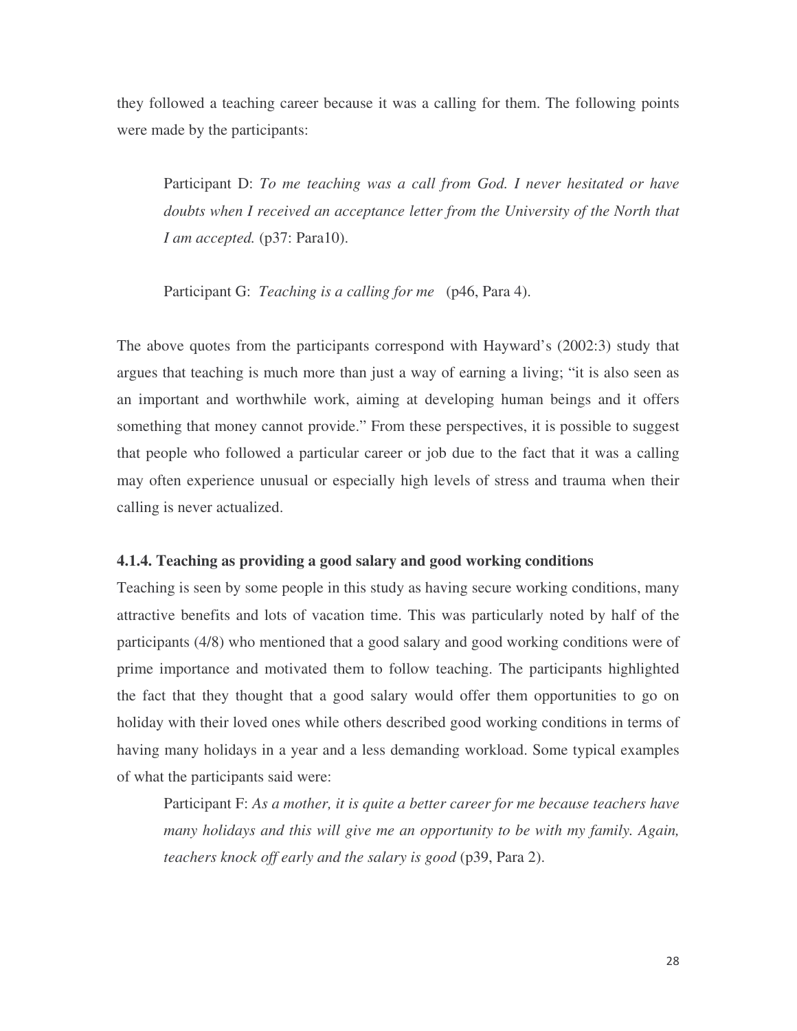they followed a teaching career because it was a calling for them. The following points were made by the participants:

> Participant D: *To me teaching was a call from God. I never hesitated or have doubts when I received an acceptance letter from the University of the North that I am accepted.* (p37: Para10).

> Participant G: *Teaching is a calling for me* (p46, Para 4).

The above quotes from the participants correspond with Hayward's (2002:3) study that argues that teaching is much more than just a way of earning a living; "it is also seen as an important and worthwhile work, aiming at developing human beings and it offers something that money cannot provide." From these perspectives, it is possible to suggest that people who followed a particular career or job due to the fact that it was a calling may often experience unusual or especially high levels of stress and trauma when their calling is never actualized.

#### 4.1.4. Teaching as providing a good salary and good working conditions

Teaching is seen by some people in this study as having secure working conditions, many attractive benefits and lots of vacation time. This was particularly noted by half of the participants (4/8) who mentioned that a good salary and good working conditions were of prime importance and motivated them to follow teaching. The participants highlighted the fact that they thought that a good salary would offer them opportunities to go on holiday with their loved ones while others described good working conditions in terms of having many holidays in a year and a less demanding workload. Some typical examples of what the participants said were:

> Participant F: *As a mother, it is quite a better career for me because teachers have many holidays and this will give me an opportunity to be with my family. Again, teachers knock off early and the salary is good* (p39, Para 2).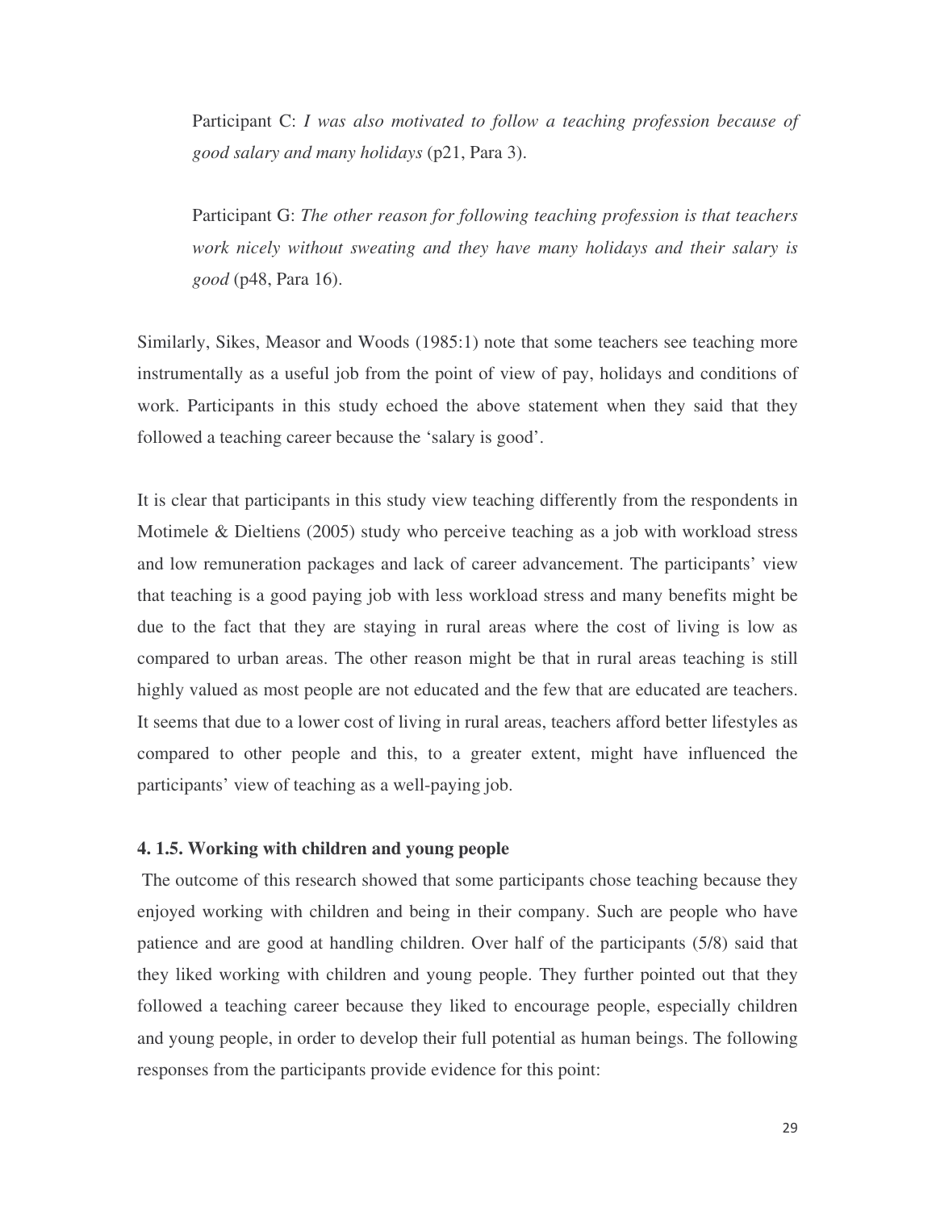Participant C: *I was also motivated to follow a teaching profession because of good salary and many holidays* (p21, Para 3).

Participant G: *The other reason for following teaching profession is that teachers work nicely without sweating and they have many holidays and their salary is good* (p48, Para 16).

Similarly, Sikes, Measor and Woods (1985:1) note that some teachers see teaching more instrumentally as a useful job from the point of view of pay, holidays and conditions of work. Participants in this study echoed the above statement when they said that they followed a teaching career because the 'salary is good'.

It is clear that participants in this study view teaching differently from the respondents in Motimele & Dieltiens (2005) study who perceive teaching as a job with workload stress and low remuneration packages and lack of career advancement. The participants' view that teaching is a good paying job with less workload stress and many benefits might be due to the fact that they are staying in rural areas where the cost of living is low as compared to urban areas. The other reason might be that in rural areas teaching is still highly valued as most people are not educated and the few that are educated are teachers. It seems that due to a lower cost of living in rural areas, teachers afford better lifestyles as compared to other people and this, to a greater extent, might have influenced the participants' view of teaching as a well-paying job.

### 4. 1.5. Working with children and young people

The outcome of this research showed that some participants chose teaching because they enjoyed working with children and being in their company. Such are people who have patience and are good at handling children. Over half of the participants (5/8) said that they liked working with children and young people. They further pointed out that they followed a teaching career because they liked to encourage people, especially children and young people, in order to develop their full potential as human beings. The following responses from the participants provide evidence for this point: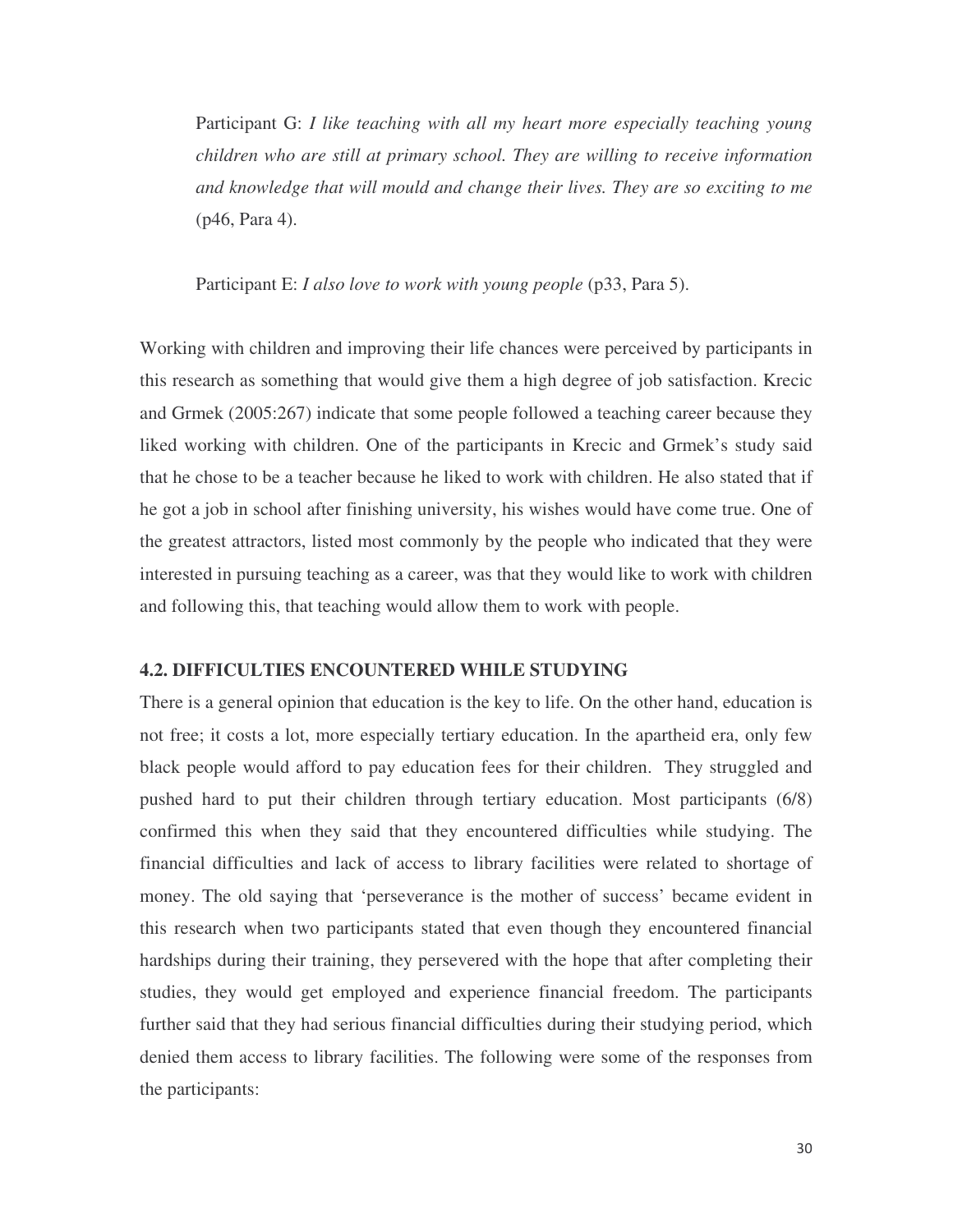> Participant G: *I like teaching with all my heart more especially teaching young children who are still at primary school. They are willing to receive information and knowledge that will mould and change their lives. They are so exciting to me* (p46, Para 4).
>
> Participant E: *I also love to work with young people* (p33, Para 5).

Working with children and improving their life chances were perceived by participants in this research as something that would give them a high degree of job satisfaction. Krecic and Grmek (2005:267) indicate that some people followed a teaching career because they liked working with children. One of the participants in Krecic and Grmek's study said that he chose to be a teacher because he liked to work with children. He also stated that if he got a job in school after finishing university, his wishes would have come true. One of the greatest attractors, listed most commonly by the people who indicated that they were interested in pursuing teaching as a career, was that they would like to work with children and following this, that teaching would allow them to work with people.

### 4.2. DIFFICULTIES ENCOUNTERED WHILE STUDYING

There is a general opinion that education is the key to life. On the other hand, education is not free; it costs a lot, more especially tertiary education. In the apartheid era, only few black people would afford to pay education fees for their children. They struggled and pushed hard to put their children through tertiary education. Most participants (6/8) confirmed this when they said that they encountered difficulties while studying. The financial difficulties and lack of access to library facilities were related to shortage of money. The old saying that 'perseverance is the mother of success' became evident in this research when two participants stated that even though they encountered financial hardships during their training, they persevered with the hope that after completing their studies, they would get employed and experience financial freedom. The participants further said that they had serious financial difficulties during their studying period, which denied them access to library facilities. The following were some of the responses from the participants: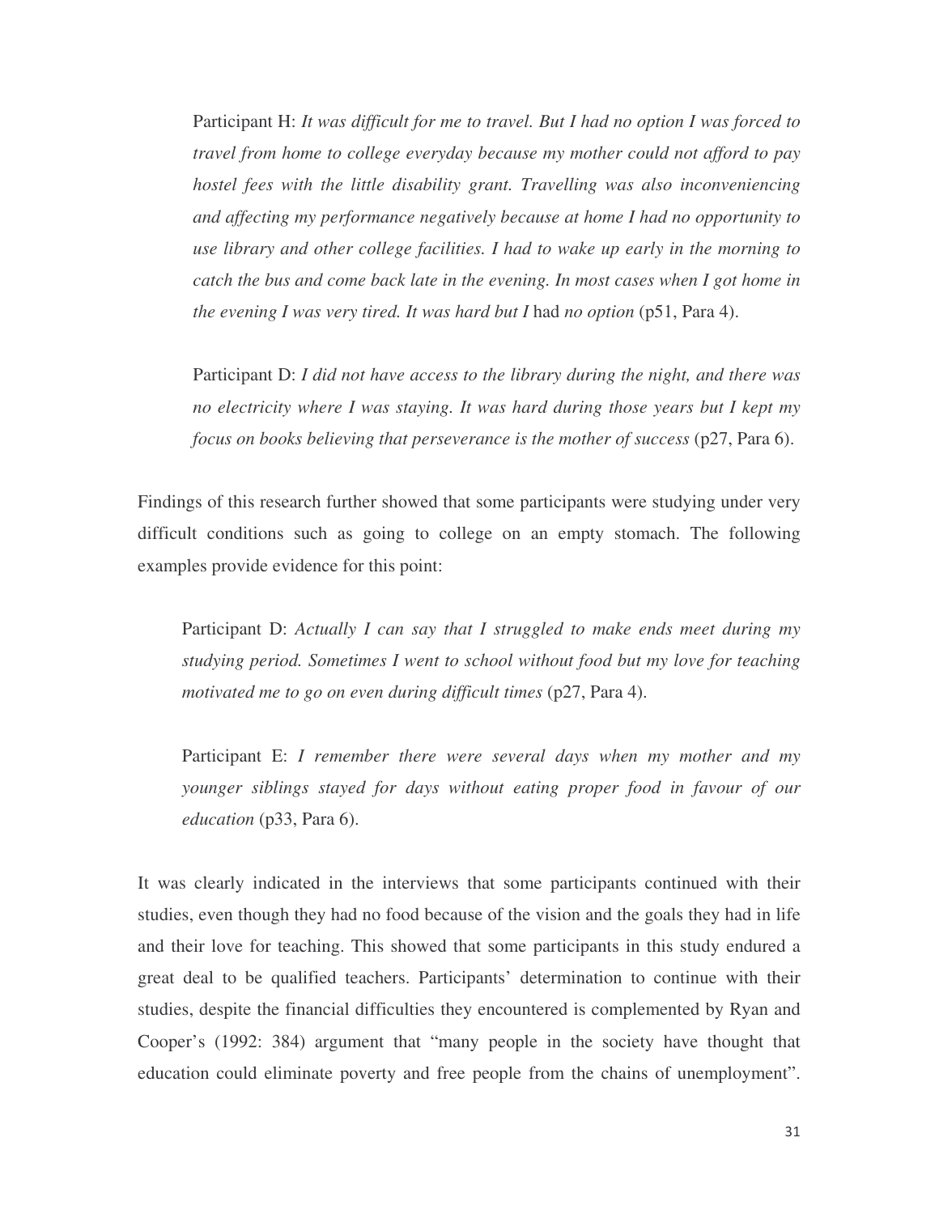> Participant H: *It was difficult for me to travel. But I had no option I was forced to travel from home to college everyday because my mother could not afford to pay hostel fees with the little disability grant. Travelling was also inconveniencing and affecting my performance negatively because at home I had no opportunity to use library and other college facilities. I had to wake up early in the morning to catch the bus and come back late in the evening. In most cases when I got home in the evening I was very tired. It was hard but I* had *no option* (p51, Para 4).

> Participant D: *I did not have access to the library during the night, and there was no electricity where I was staying. It was hard during those years but I kept my focus on books believing that perseverance is the mother of success* (p27, Para 6).

Findings of this research further showed that some participants were studying under very difficult conditions such as going to college on an empty stomach. The following examples provide evidence for this point:

> Participant D: *Actually I can say that I struggled to make ends meet during my studying period. Sometimes I went to school without food but my love for teaching motivated me to go on even during difficult times* (p27, Para 4).

> Participant E: *I remember there were several days when my mother and my younger siblings stayed for days without eating proper food in favour of our education* (p33, Para 6).

It was clearly indicated in the interviews that some participants continued with their studies, even though they had no food because of the vision and the goals they had in life and their love for teaching. This showed that some participants in this study endured a great deal to be qualified teachers. Participants' determination to continue with their studies, despite the financial difficulties they encountered is complemented by Ryan and Cooper's (1992: 384) argument that "many people in the society have thought that education could eliminate poverty and free people from the chains of unemployment".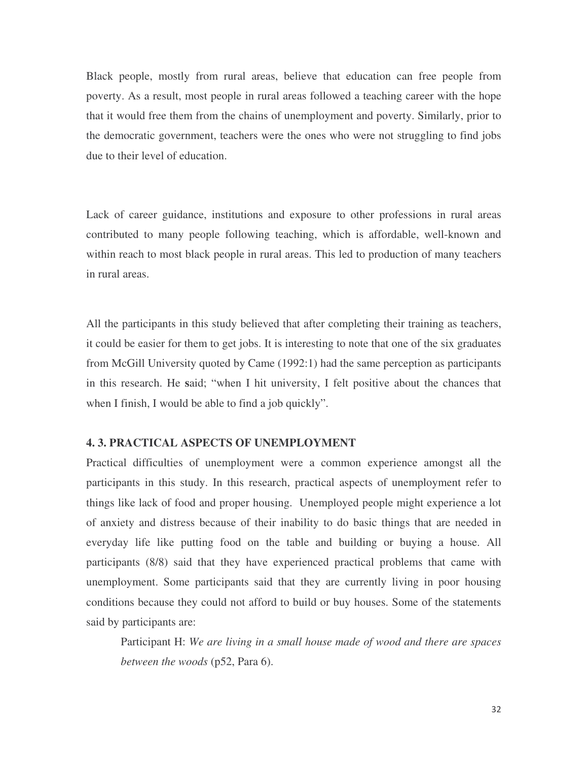Black people, mostly from rural areas, believe that education can free people from poverty. As a result, most people in rural areas followed a teaching career with the hope that it would free them from the chains of unemployment and poverty. Similarly, prior to the democratic government, teachers were the ones who were not struggling to find jobs due to their level of education.

Lack of career guidance, institutions and exposure to other professions in rural areas contributed to many people following teaching, which is affordable, well-known and within reach to most black people in rural areas. This led to production of many teachers in rural areas.

All the participants in this study believed that after completing their training as teachers, it could be easier for them to get jobs. It is interesting to note that one of the six graduates from McGill University quoted by Came (1992:1) had the same perception as participants in this research. He **s**aid; "when I hit university, I felt positive about the chances that when I finish, I would be able to find a job quickly".

## 4. 3. PRACTICAL ASPECTS OF UNEMPLOYMENT

Practical difficulties of unemployment were a common experience amongst all the participants in this study. In this research, practical aspects of unemployment refer to things like lack of food and proper housing. Unemployed people might experience a lot of anxiety and distress because of their inability to do basic things that are needed in everyday life like putting food on the table and building or buying a house. All participants (8/8) said that they have experienced practical problems that came with unemployment. Some participants said that they are currently living in poor housing conditions because they could not afford to build or buy houses. Some of the statements said by participants are:

> Participant H: *We are living in a small house made of wood and there are spaces between the woods* (p52, Para 6).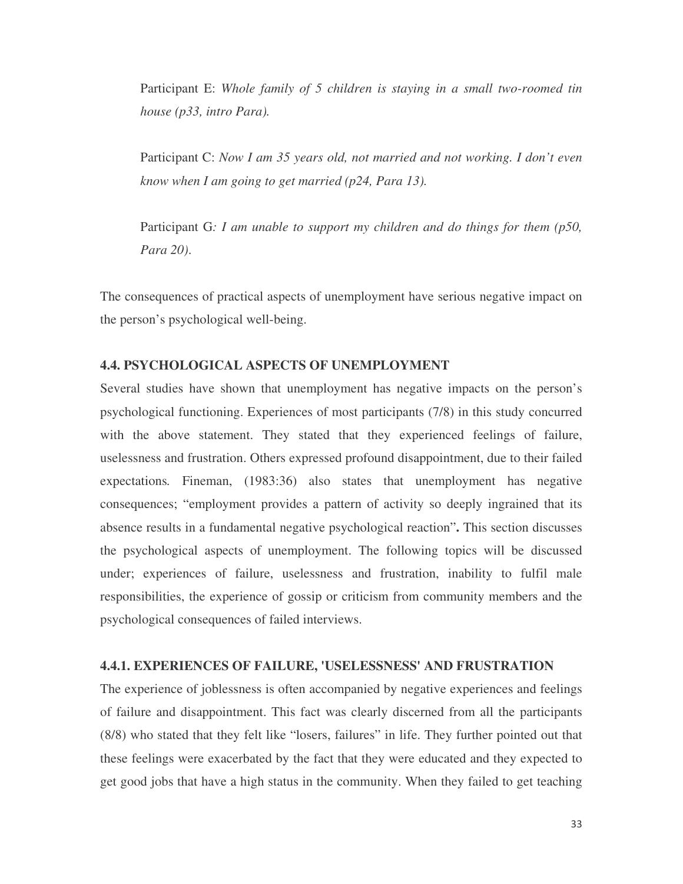Participant E: *Whole family of 5 children is staying in a small two-roomed tin house (p33, intro Para).*

Participant C: *Now I am 35 years old, not married and not working. I don't even know when I am going to get married (p24, Para 13).*

Participant G*: I am unable to support my children and do things for them (p50, Para 20)*.

The consequences of practical aspects of unemployment have serious negative impact on the person's psychological well-being.

### 4.4. PSYCHOLOGICAL ASPECTS OF UNEMPLOYMENT

Several studies have shown that unemployment has negative impacts on the person's psychological functioning. Experiences of most participants (7/8) in this study concurred with the above statement. They stated that they experienced feelings of failure, uselessness and frustration. Others expressed profound disappointment, due to their failed expectations*.* Fineman, (1983:36) also states that unemployment has negative consequences; "employment provides a pattern of activity so deeply ingrained that its absence results in a fundamental negative psychological reaction"**.** This section discusses the psychological aspects of unemployment. The following topics will be discussed under; experiences of failure, uselessness and frustration, inability to fulfil male responsibilities, the experience of gossip or criticism from community members and the psychological consequences of failed interviews.

#### 4.4.1. EXPERIENCES OF FAILURE, 'USELESSNESS' AND FRUSTRATION

The experience of joblessness is often accompanied by negative experiences and feelings of failure and disappointment. This fact was clearly discerned from all the participants (8/8) who stated that they felt like "losers, failures" in life. They further pointed out that these feelings were exacerbated by the fact that they were educated and they expected to get good jobs that have a high status in the community. When they failed to get teaching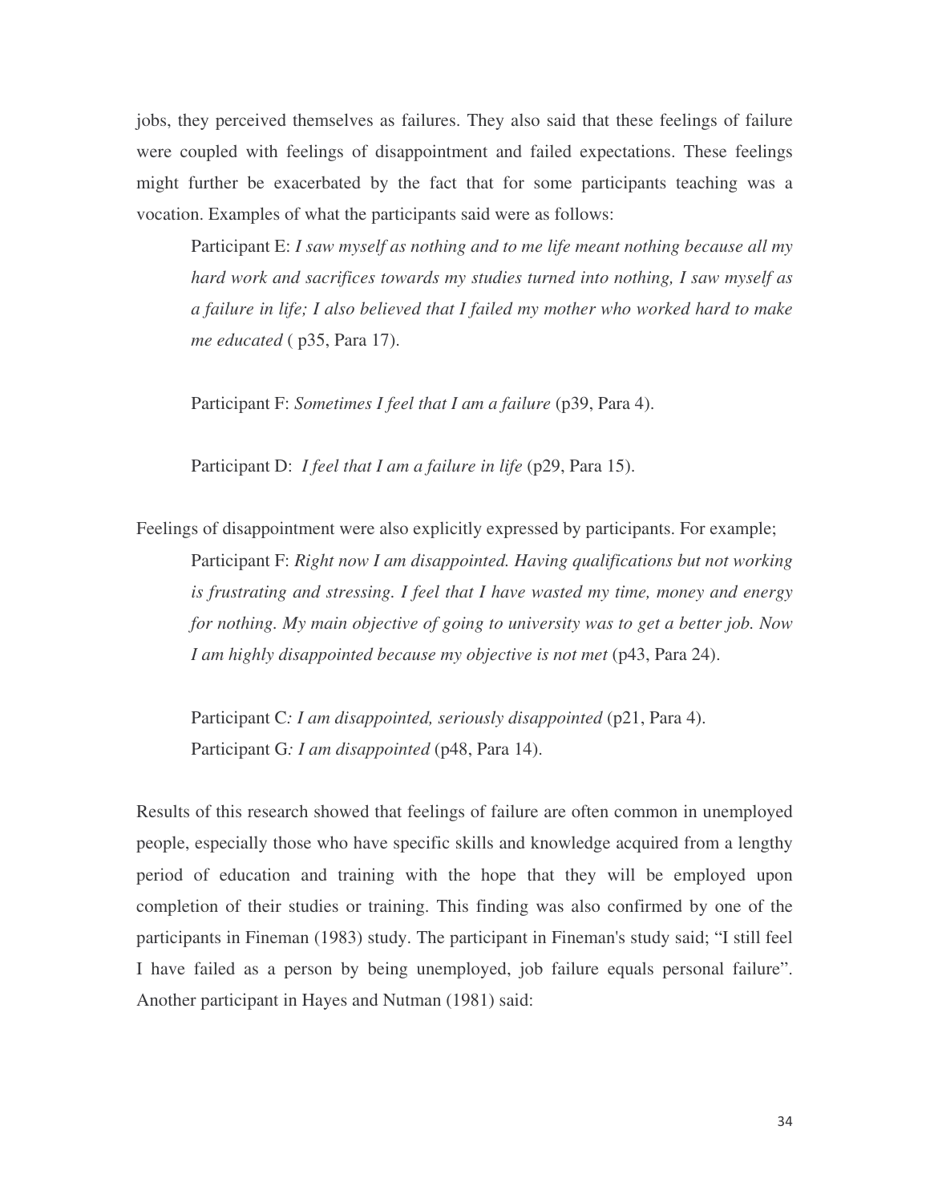jobs, they perceived themselves as failures. They also said that these feelings of failure were coupled with feelings of disappointment and failed expectations. These feelings might further be exacerbated by the fact that for some participants teaching was a vocation. Examples of what the participants said were as follows:

> Participant E: *I saw myself as nothing and to me life meant nothing because all my hard work and sacrifices towards my studies turned into nothing, I saw myself as a failure in life; I also believed that I failed my mother who worked hard to make me educated* ( p35, Para 17).
>
> Participant F: *Sometimes I feel that I am a failure* (p39, Para 4).
>
> Participant D: *I feel that I am a failure in life* (p29, Para 15).

Feelings of disappointment were also explicitly expressed by participants. For example;

> Participant F: *Right now I am disappointed. Having qualifications but not working is frustrating and stressing. I feel that I have wasted my time, money and energy for nothing. My main objective of going to university was to get a better job. Now I am highly disappointed because my objective is not met* (p43, Para 24).
>
> Participant C*: I am disappointed, seriously disappointed* (p21, Para 4).
> Participant G*: I am disappointed* (p48, Para 14).

Results of this research showed that feelings of failure are often common in unemployed people, especially those who have specific skills and knowledge acquired from a lengthy period of education and training with the hope that they will be employed upon completion of their studies or training. This finding was also confirmed by one of the participants in Fineman (1983) study. The participant in Fineman's study said; "I still feel I have failed as a person by being unemployed, job failure equals personal failure". Another participant in Hayes and Nutman (1981) said: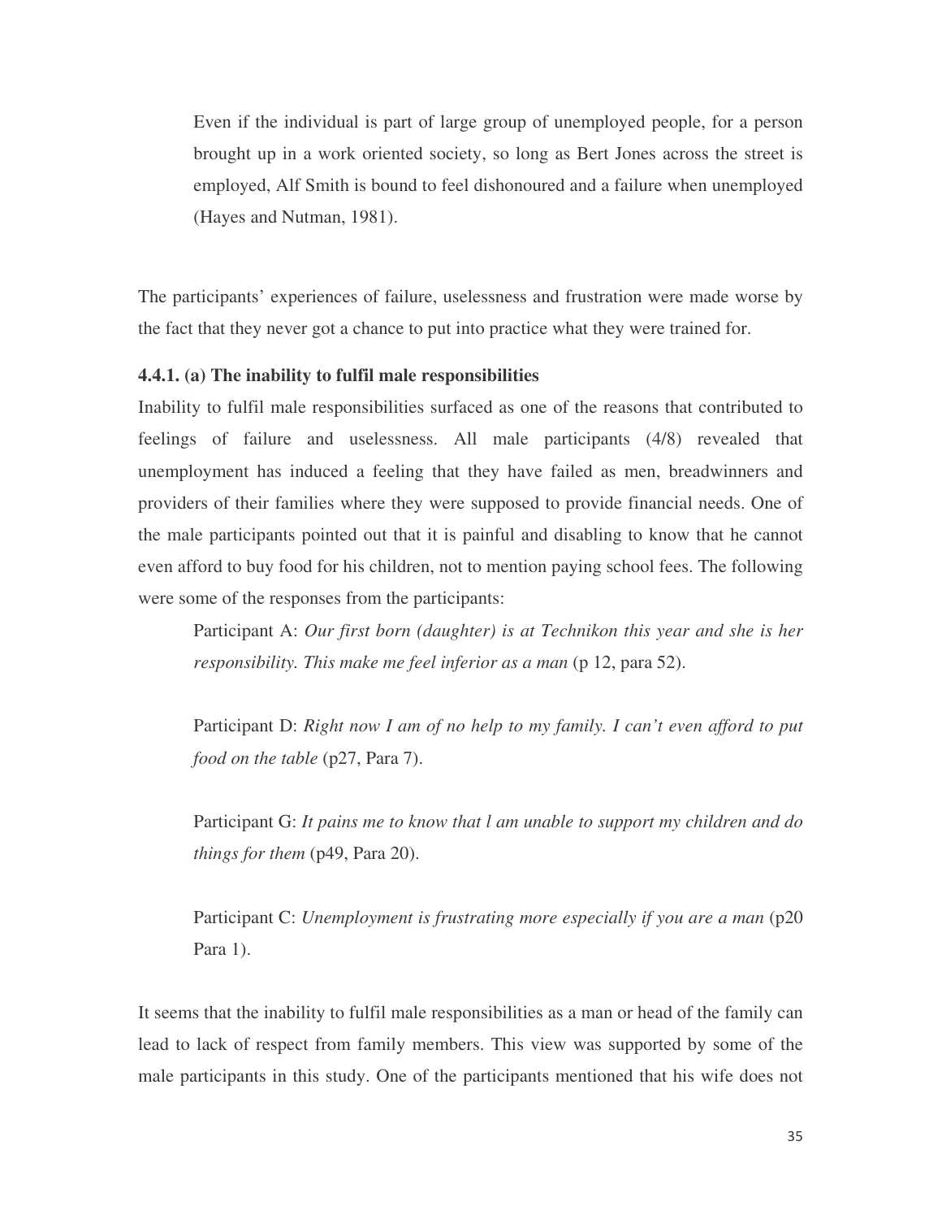> Even if the individual is part of large group of unemployed people, for a person brought up in a work oriented society, so long as Bert Jones across the street is employed, Alf Smith is bound to feel dishonoured and a failure when unemployed (Hayes and Nutman, 1981).

The participants' experiences of failure, uselessness and frustration were made worse by the fact that they never got a chance to put into practice what they were trained for.

**4.4.1. (a) The inability to fulfil male responsibilities**

Inability to fulfil male responsibilities surfaced as one of the reasons that contributed to feelings of failure and uselessness. All male participants (4/8) revealed that unemployment has induced a feeling that they have failed as men, breadwinners and providers of their families where they were supposed to provide financial needs. One of the male participants pointed out that it is painful and disabling to know that he cannot even afford to buy food for his children, not to mention paying school fees. The following were some of the responses from the participants:

> Participant A: *Our first born (daughter) is at Technikon this year and she is her responsibility. This make me feel inferior as a man* (p 12, para 52).
>
> Participant D: *Right now I am of no help to my family. I can't even afford to put food on the table* (p27, Para 7).
>
> Participant G: *It pains me to know that l am unable to support my children and do things for them* (p49, Para 20).
>
> Participant C: *Unemployment is frustrating more especially if you are a man* (p20 Para 1).

It seems that the inability to fulfil male responsibilities as a man or head of the family can lead to lack of respect from family members. This view was supported by some of the male participants in this study. One of the participants mentioned that his wife does not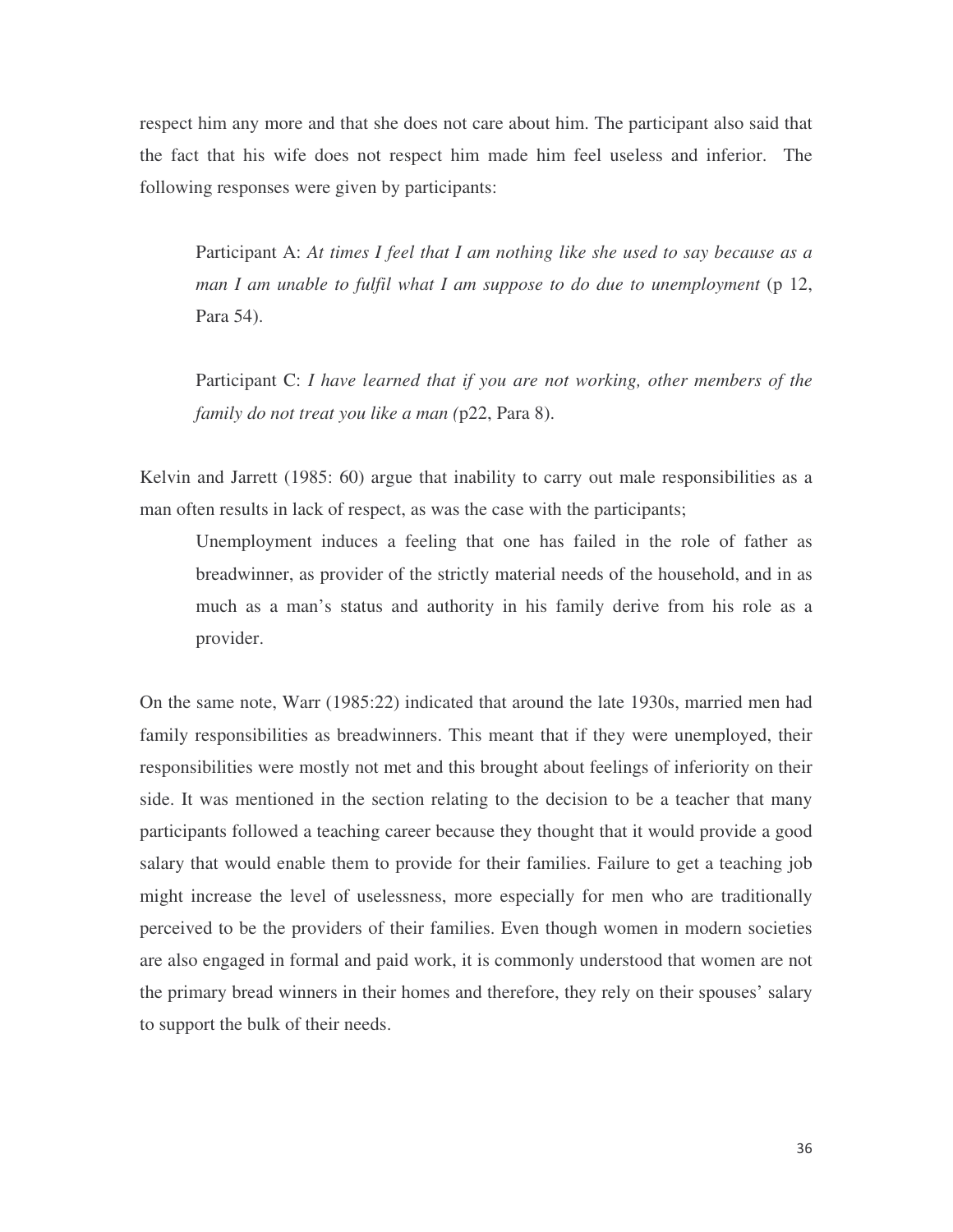respect him any more and that she does not care about him. The participant also said that the fact that his wife does not respect him made him feel useless and inferior. The following responses were given by participants:

> Participant A: *At times I feel that I am nothing like she used to say because as a man I am unable to fulfil what I am suppose to do due to unemployment* (p 12, Para 54).

> Participant C: *I have learned that if you are not working, other members of the family do not treat you like a man (*p22, Para 8).

Kelvin and Jarrett (1985: 60) argue that inability to carry out male responsibilities as a man often results in lack of respect, as was the case with the participants;

> Unemployment induces a feeling that one has failed in the role of father as breadwinner, as provider of the strictly material needs of the household, and in as much as a man's status and authority in his family derive from his role as a provider.

On the same note, Warr (1985:22) indicated that around the late 1930s, married men had family responsibilities as breadwinners. This meant that if they were unemployed, their responsibilities were mostly not met and this brought about feelings of inferiority on their side. It was mentioned in the section relating to the decision to be a teacher that many participants followed a teaching career because they thought that it would provide a good salary that would enable them to provide for their families. Failure to get a teaching job might increase the level of uselessness, more especially for men who are traditionally perceived to be the providers of their families. Even though women in modern societies are also engaged in formal and paid work, it is commonly understood that women are not the primary bread winners in their homes and therefore, they rely on their spouses' salary to support the bulk of their needs.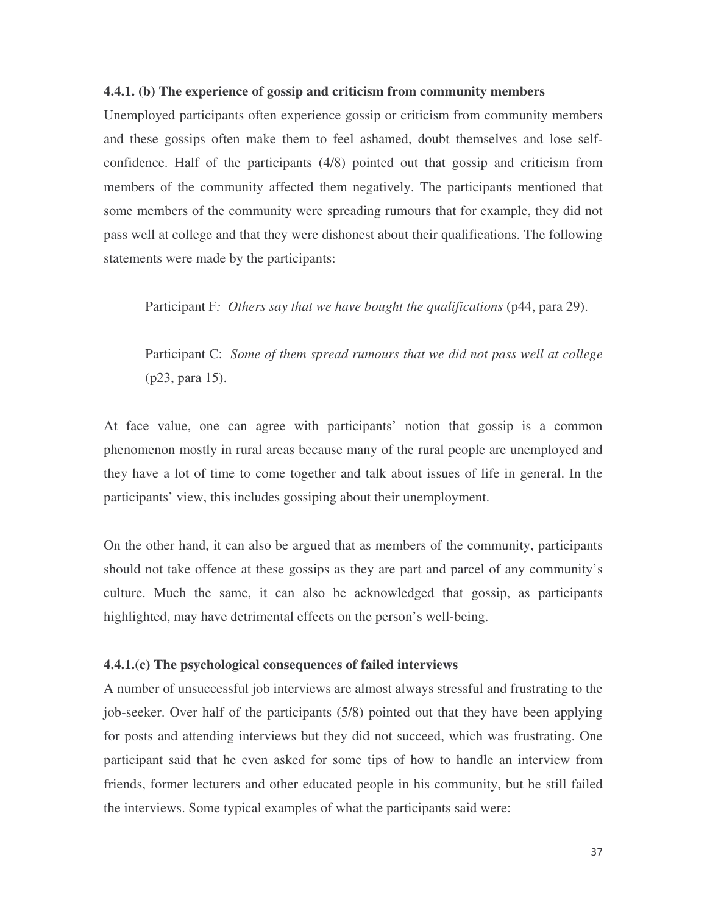#### 4.4.1. (b) The experience of gossip and criticism from community members

Unemployed participants often experience gossip or criticism from community members and these gossips often make them to feel ashamed, doubt themselves and lose self-confidence. Half of the participants (4/8) pointed out that gossip and criticism from members of the community affected them negatively. The participants mentioned that some members of the community were spreading rumours that for example, they did not pass well at college and that they were dishonest about their qualifications. The following statements were made by the participants:

> Participant F*: Others say that we have bought the qualifications* (p44, para 29).

> Participant C: *Some of them spread rumours that we did not pass well at college* (p23, para 15).

At face value, one can agree with participants' notion that gossip is a common phenomenon mostly in rural areas because many of the rural people are unemployed and they have a lot of time to come together and talk about issues of life in general. In the participants' view, this includes gossiping about their unemployment.

On the other hand, it can also be argued that as members of the community, participants should not take offence at these gossips as they are part and parcel of any community's culture. Much the same, it can also be acknowledged that gossip, as participants highlighted, may have detrimental effects on the person's well-being.

#### 4.4.1.(c) The psychological consequences of failed interviews

A number of unsuccessful job interviews are almost always stressful and frustrating to the job-seeker. Over half of the participants (5/8) pointed out that they have been applying for posts and attending interviews but they did not succeed, which was frustrating. One participant said that he even asked for some tips of how to handle an interview from friends, former lecturers and other educated people in his community, but he still failed the interviews. Some typical examples of what the participants said were: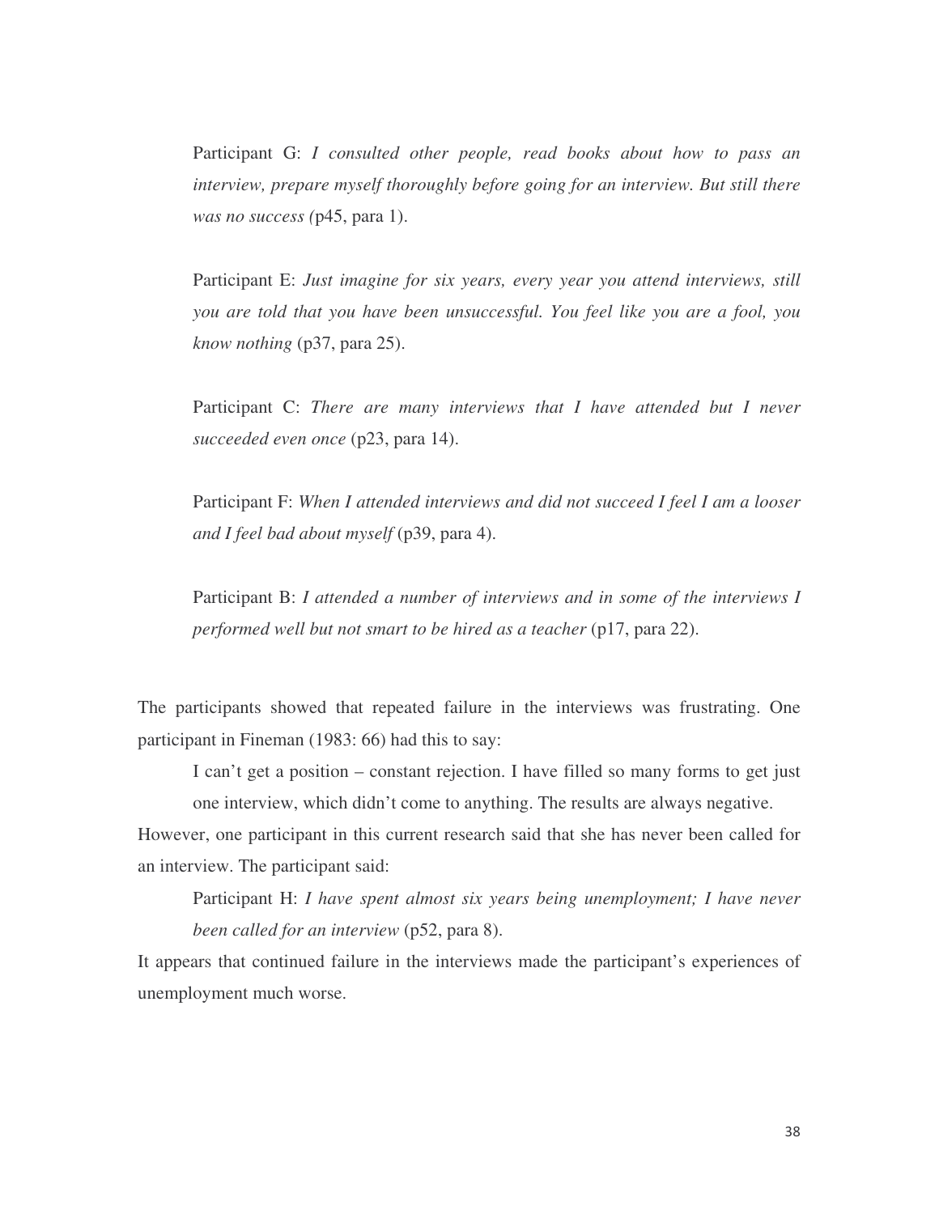Participant G: *I consulted other people, read books about how to pass an interview, prepare myself thoroughly before going for an interview. But still there was no success (*p45, para 1).

Participant E: *Just imagine for six years, every year you attend interviews, still you are told that you have been unsuccessful. You feel like you are a fool, you know nothing* (p37, para 25).

Participant C: *There are many interviews that I have attended but I never succeeded even once* (p23, para 14).

Participant F: *When I attended interviews and did not succeed I feel I am a looser and I feel bad about myself* (p39, para 4).

Participant B: *I attended a number of interviews and in some of the interviews I performed well but not smart to be hired as a teacher* (p17, para 22).

The participants showed that repeated failure in the interviews was frustrating. One participant in Fineman (1983: 66) had this to say:

> I can't get a position – constant rejection. I have filled so many forms to get just one interview, which didn't come to anything. The results are always negative.

However, one participant in this current research said that she has never been called for an interview. The participant said:

> Participant H: *I have spent almost six years being unemployment; I have never been called for an interview* (p52, para 8).

It appears that continued failure in the interviews made the participant's experiences of unemployment much worse.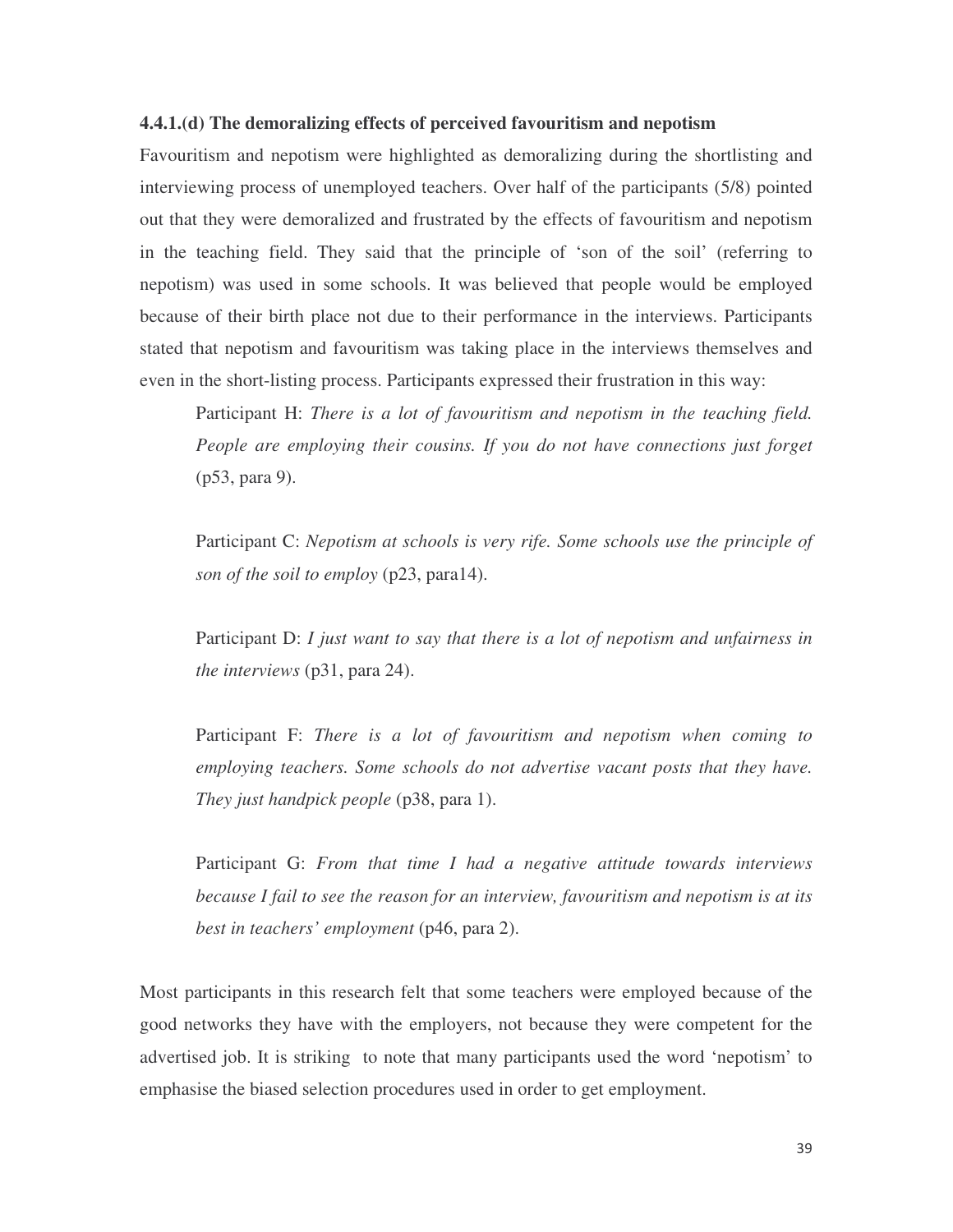#### 4.4.1.(d) The demoralizing effects of perceived favouritism and nepotism

Favouritism and nepotism were highlighted as demoralizing during the shortlisting and interviewing process of unemployed teachers. Over half of the participants (5/8) pointed out that they were demoralized and frustrated by the effects of favouritism and nepotism in the teaching field. They said that the principle of 'son of the soil' (referring to nepotism) was used in some schools. It was believed that people would be employed because of their birth place not due to their performance in the interviews. Participants stated that nepotism and favouritism was taking place in the interviews themselves and even in the short-listing process. Participants expressed their frustration in this way:

> Participant H: *There is a lot of favouritism and nepotism in the teaching field. People are employing their cousins. If you do not have connections just forget* (p53, para 9).
>
> Participant C: *Nepotism at schools is very rife. Some schools use the principle of son of the soil to employ* (p23, para14).
>
> Participant D: *I just want to say that there is a lot of nepotism and unfairness in the interviews* (p31, para 24).
>
> Participant F: *There is a lot of favouritism and nepotism when coming to employing teachers. Some schools do not advertise vacant posts that they have. They just handpick people* (p38, para 1).
>
> Participant G: *From that time I had a negative attitude towards interviews because I fail to see the reason for an interview, favouritism and nepotism is at its best in teachers' employment* (p46, para 2).

Most participants in this research felt that some teachers were employed because of the good networks they have with the employers, not because they were competent for the advertised job. It is striking to note that many participants used the word 'nepotism' to emphasise the biased selection procedures used in order to get employment.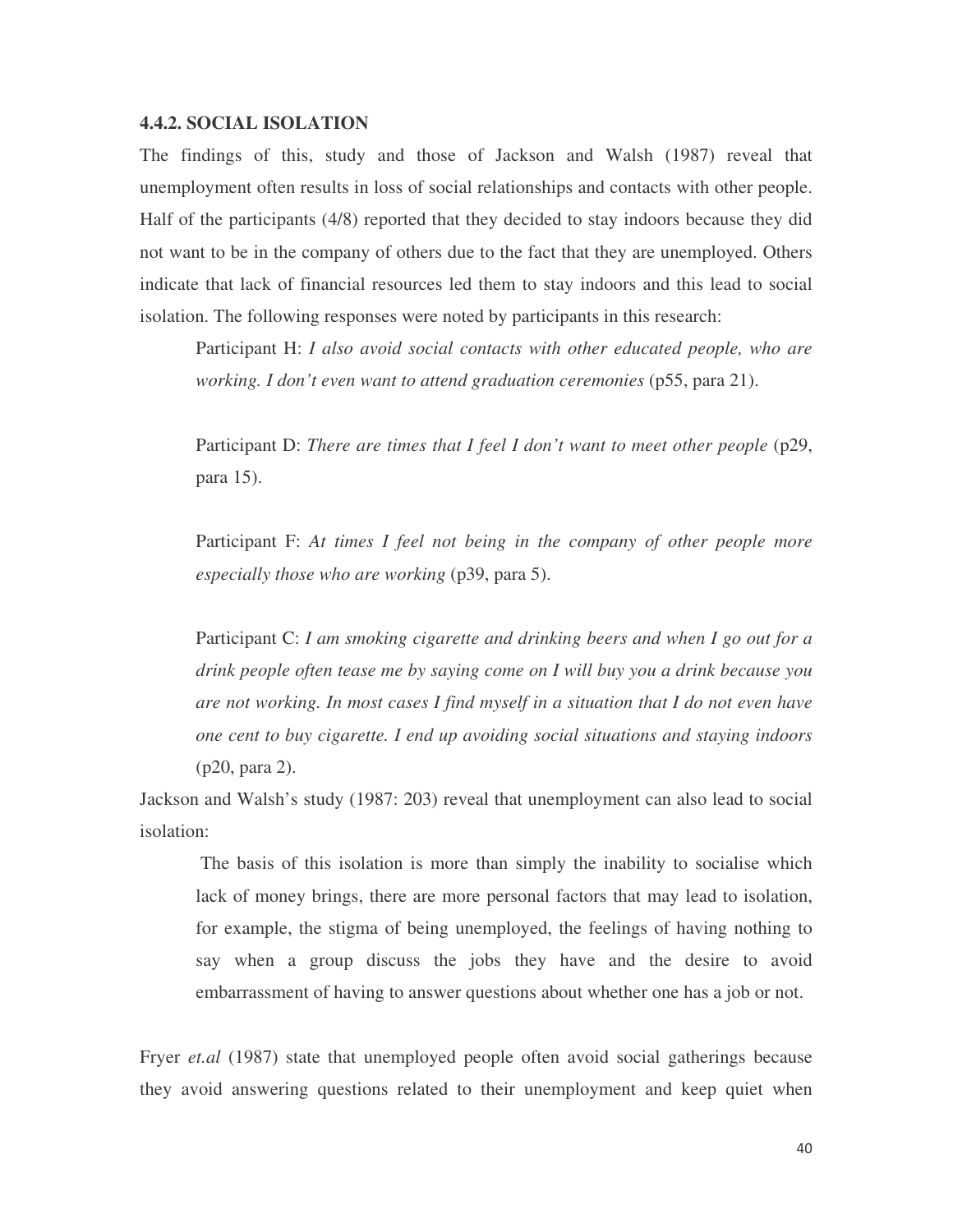#### 4.4.2. SOCIAL ISOLATION

The findings of this, study and those of Jackson and Walsh (1987) reveal that unemployment often results in loss of social relationships and contacts with other people. Half of the participants (4/8) reported that they decided to stay indoors because they did not want to be in the company of others due to the fact that they are unemployed. Others indicate that lack of financial resources led them to stay indoors and this lead to social isolation. The following responses were noted by participants in this research:

> Participant H: *I also avoid social contacts with other educated people, who are working. I don't even want to attend graduation ceremonies* (p55, para 21).
>
> Participant D: *There are times that I feel I don't want to meet other people* (p29, para 15).
>
> Participant F: *At times I feel not being in the company of other people more especially those who are working* (p39, para 5).
>
> Participant C: *I am smoking cigarette and drinking beers and when I go out for a drink people often tease me by saying come on I will buy you a drink because you are not working. In most cases I find myself in a situation that I do not even have one cent to buy cigarette. I end up avoiding social situations and staying indoors* (p20, para 2).

Jackson and Walsh's study (1987: 203) reveal that unemployment can also lead to social isolation:

> The basis of this isolation is more than simply the inability to socialise which lack of money brings, there are more personal factors that may lead to isolation, for example, the stigma of being unemployed, the feelings of having nothing to say when a group discuss the jobs they have and the desire to avoid embarrassment of having to answer questions about whether one has a job or not.

Fryer *et.al* (1987) state that unemployed people often avoid social gatherings because they avoid answering questions related to their unemployment and keep quiet when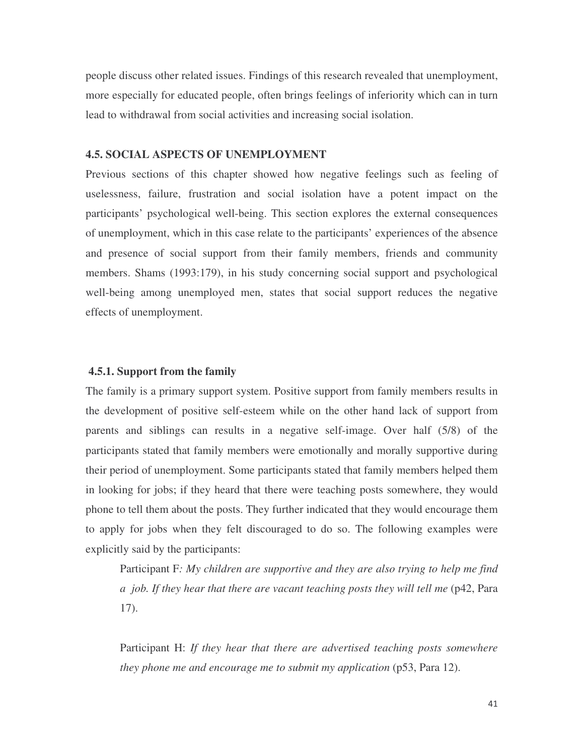people discuss other related issues. Findings of this research revealed that unemployment, more especially for educated people, often brings feelings of inferiority which can in turn lead to withdrawal from social activities and increasing social isolation.

## 4.5. SOCIAL ASPECTS OF UNEMPLOYMENT

Previous sections of this chapter showed how negative feelings such as feeling of uselessness, failure, frustration and social isolation have a potent impact on the participants' psychological well-being. This section explores the external consequences of unemployment, which in this case relate to the participants' experiences of the absence and presence of social support from their family members, friends and community members. Shams (1993:179), in his study concerning social support and psychological well-being among unemployed men, states that social support reduces the negative effects of unemployment.

### 4.5.1. Support from the family

The family is a primary support system. Positive support from family members results in the development of positive self-esteem while on the other hand lack of support from parents and siblings can results in a negative self-image. Over half (5/8) of the participants stated that family members were emotionally and morally supportive during their period of unemployment. Some participants stated that family members helped them in looking for jobs; if they heard that there were teaching posts somewhere, they would phone to tell them about the posts. They further indicated that they would encourage them to apply for jobs when they felt discouraged to do so. The following examples were explicitly said by the participants:

> Participant F*: My children are supportive and they are also trying to help me find a job. If they hear that there are vacant teaching posts they will tell me* (p42, Para 17).
>
> Participant H: *If they hear that there are advertised teaching posts somewhere they phone me and encourage me to submit my application* (p53, Para 12).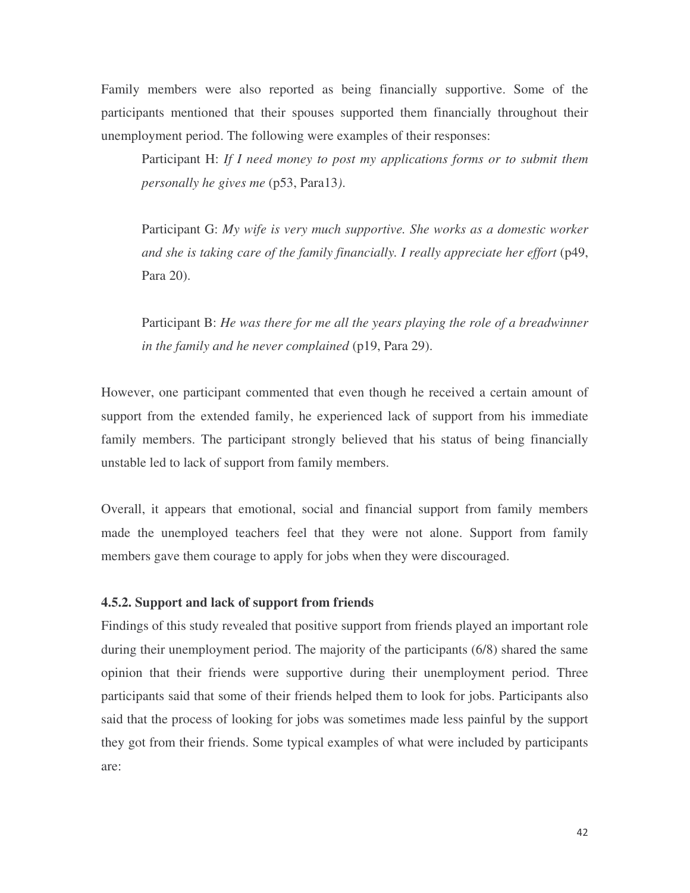Family members were also reported as being financially supportive. Some of the participants mentioned that their spouses supported them financially throughout their unemployment period. The following were examples of their responses:

> Participant H: *If I need money to post my applications forms or to submit them personally he gives me* (p53, Para13).

> Participant G: *My wife is very much supportive. She works as a domestic worker and she is taking care of the family financially. I really appreciate her effort* (p49, Para 20).

> Participant B: *He was there for me all the years playing the role of a breadwinner in the family and he never complained* (p19, Para 29).

However, one participant commented that even though he received a certain amount of support from the extended family, he experienced lack of support from his immediate family members. The participant strongly believed that his status of being financially unstable led to lack of support from family members.

Overall, it appears that emotional, social and financial support from family members made the unemployed teachers feel that they were not alone. Support from family members gave them courage to apply for jobs when they were discouraged.

#### 4.5.2. Support and lack of support from friends

Findings of this study revealed that positive support from friends played an important role during their unemployment period. The majority of the participants (6/8) shared the same opinion that their friends were supportive during their unemployment period. Three participants said that some of their friends helped them to look for jobs. Participants also said that the process of looking for jobs was sometimes made less painful by the support they got from their friends. Some typical examples of what were included by participants are: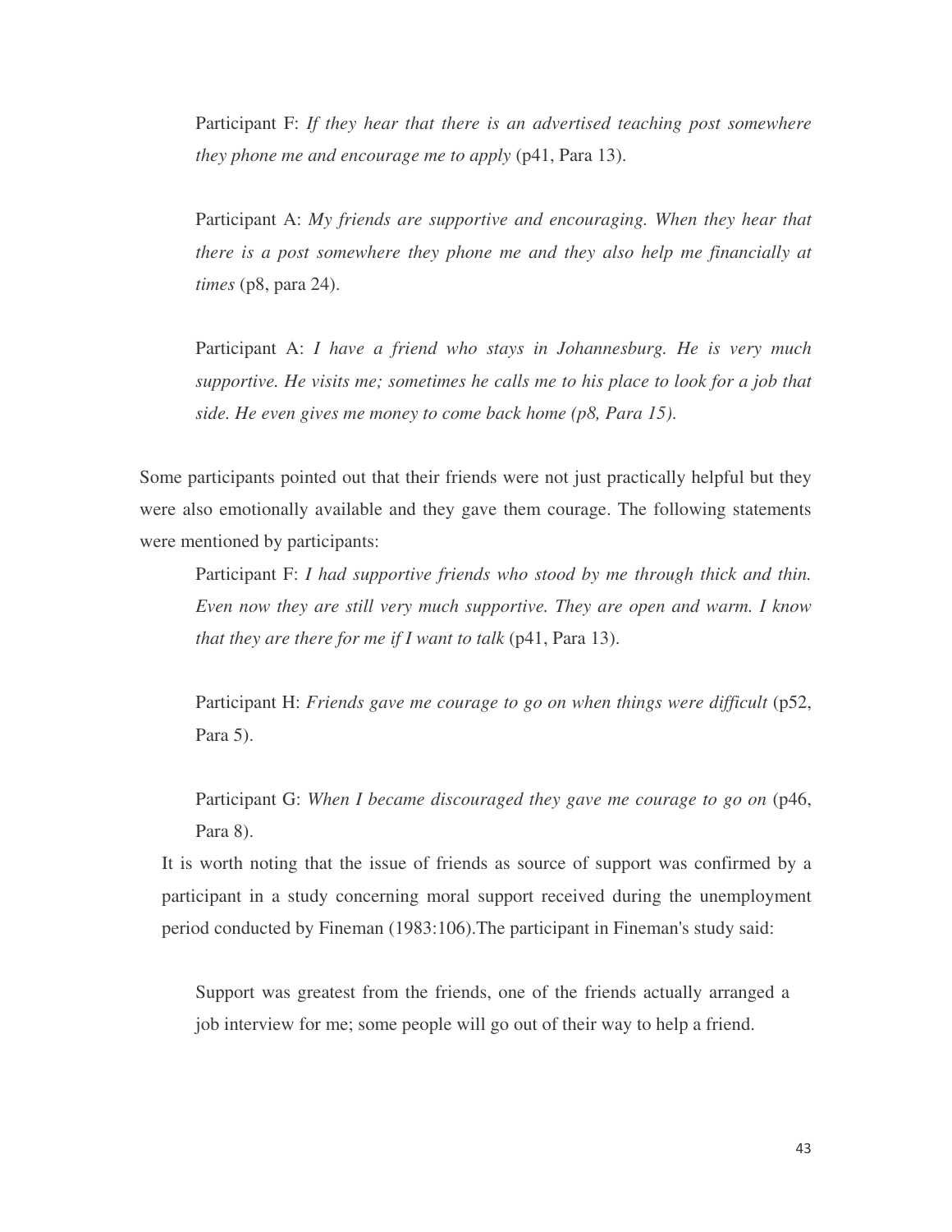> Participant F: *If they hear that there is an advertised teaching post somewhere they phone me and encourage me to apply* (p41, Para 13).
>
> Participant A: *My friends are supportive and encouraging. When they hear that there is a post somewhere they phone me and they also help me financially at times* (p8, para 24).
>
> Participant A: *I have a friend who stays in Johannesburg. He is very much supportive. He visits me; sometimes he calls me to his place to look for a job that side. He even gives me money to come back home (p8, Para 15).*

Some participants pointed out that their friends were not just practically helpful but they were also emotionally available and they gave them courage. The following statements were mentioned by participants:

> Participant F: *I had supportive friends who stood by me through thick and thin. Even now they are still very much supportive. They are open and warm. I know that they are there for me if I want to talk* (p41, Para 13).
>
> Participant H: *Friends gave me courage to go on when things were difficult* (p52, Para 5).
>
> Participant G: *When I became discouraged they gave me courage to go on* (p46, Para 8).

It is worth noting that the issue of friends as source of support was confirmed by a participant in a study concerning moral support received during the unemployment period conducted by Fineman (1983:106).The participant in Fineman's study said:

> Support was greatest from the friends, one of the friends actually arranged a job interview for me; some people will go out of their way to help a friend.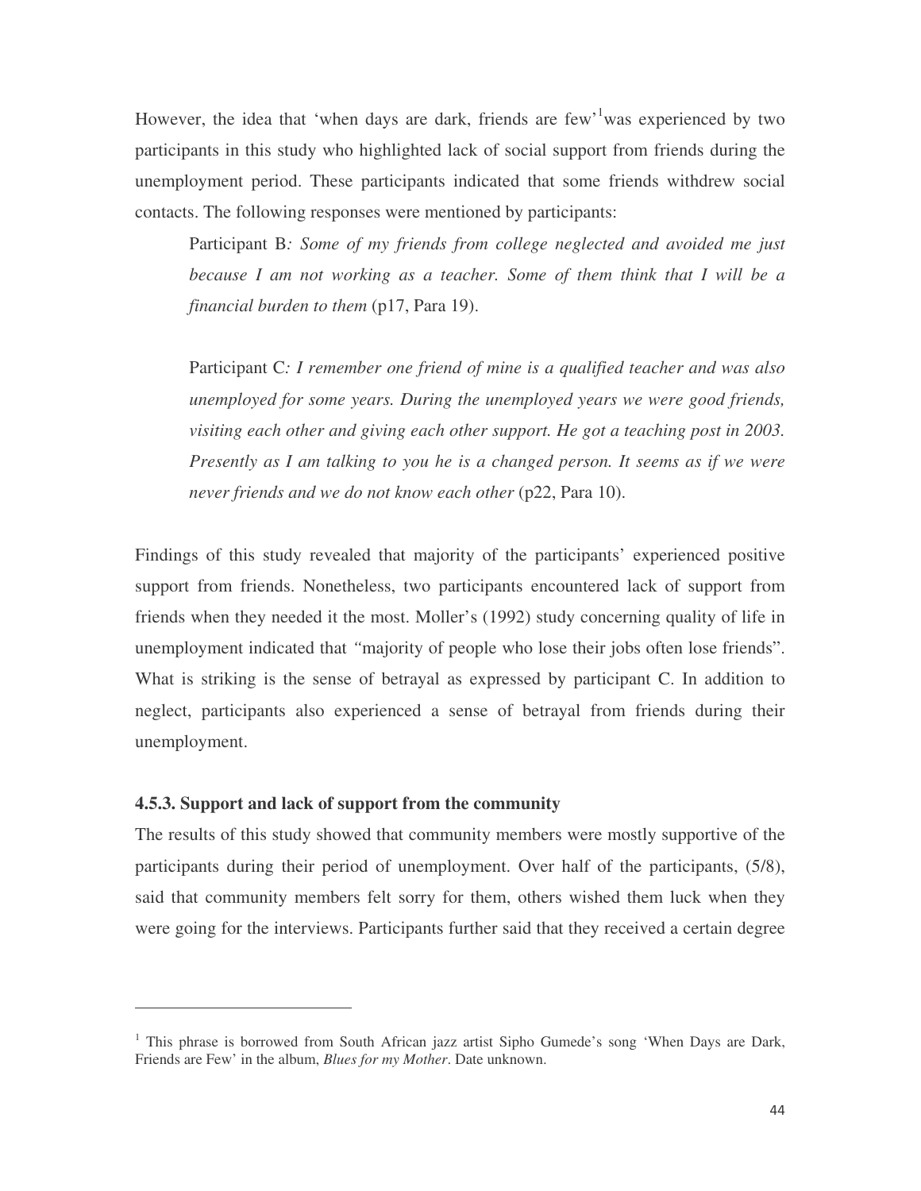However, the idea that 'when days are dark, friends are few'[1]was experienced by two participants in this study who highlighted lack of social support from friends during the unemployment period. These participants indicated that some friends withdrew social contacts. The following responses were mentioned by participants:

> Participant B*: Some of my friends from college neglected and avoided me just because I am not working as a teacher. Some of them think that I will be a financial burden to them* (p17, Para 19).
>
> Participant C*: I remember one friend of mine is a qualified teacher and was also unemployed for some years. During the unemployed years we were good friends, visiting each other and giving each other support. He got a teaching post in 2003. Presently as I am talking to you he is a changed person. It seems as if we were never friends and we do not know each other* (p22, Para 10).

Findings of this study revealed that majority of the participants' experienced positive support from friends. Nonetheless, two participants encountered lack of support from friends when they needed it the most. Moller's (1992) study concerning quality of life in unemployment indicated that *"*majority of people who lose their jobs often lose friends". What is striking is the sense of betrayal as expressed by participant C. In addition to neglect, participants also experienced a sense of betrayal from friends during their unemployment.

### 4.5.3. Support and lack of support from the community

The results of this study showed that community members were mostly supportive of the participants during their period of unemployment. Over half of the participants, (5/8), said that community members felt sorry for them, others wished them luck when they were going for the interviews. Participants further said that they received a certain degree

---

[1] This phrase is borrowed from South African jazz artist Sipho Gumede's song 'When Days are Dark, Friends are Few' in the album, *Blues for my Mother*. Date unknown.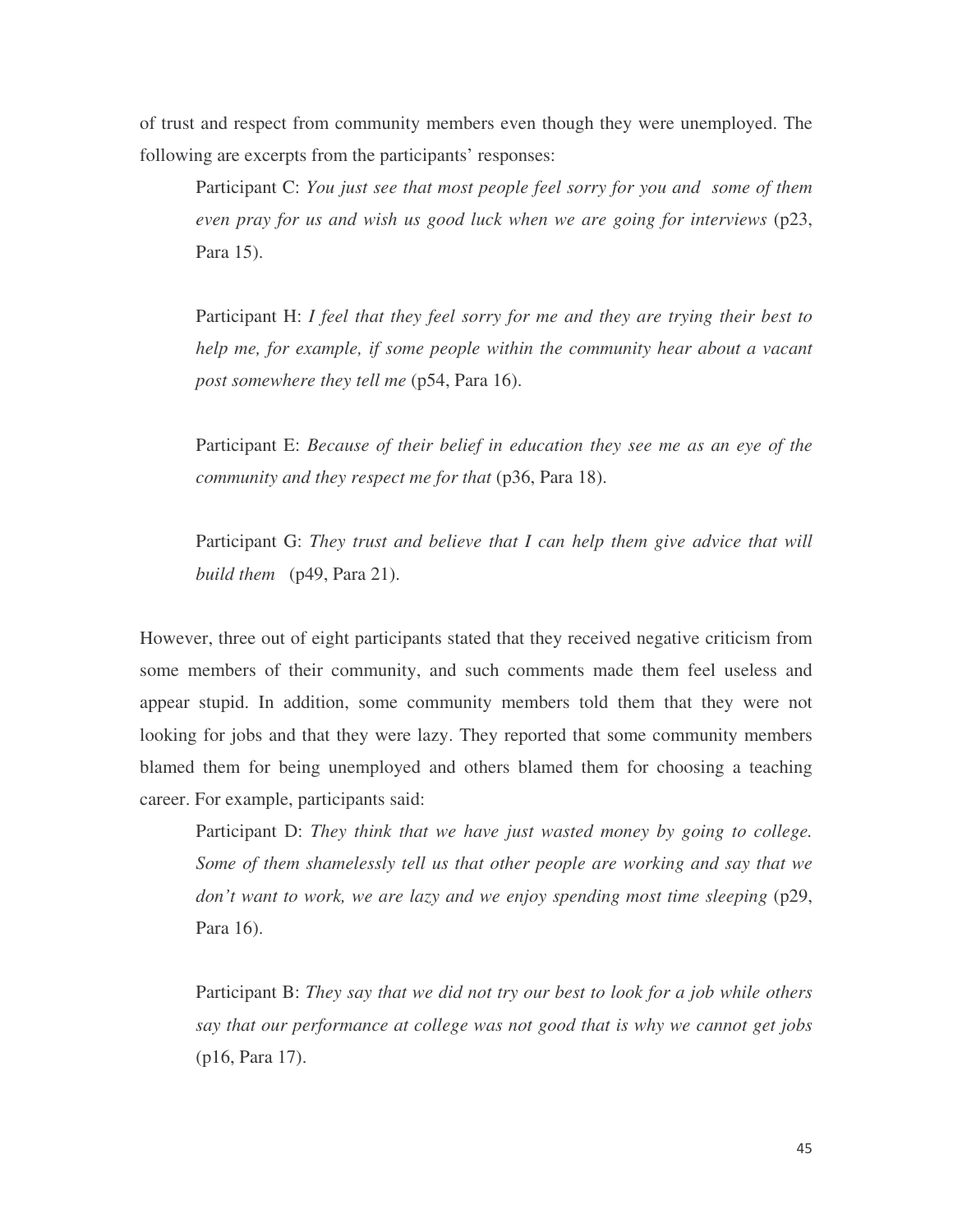of trust and respect from community members even though they were unemployed. The following are excerpts from the participants' responses:

> Participant C: *You just see that most people feel sorry for you and some of them even pray for us and wish us good luck when we are going for interviews* (p23, Para 15).
>
> Participant H: *I feel that they feel sorry for me and they are trying their best to help me, for example, if some people within the community hear about a vacant post somewhere they tell me* (p54, Para 16).
>
> Participant E: *Because of their belief in education they see me as an eye of the community and they respect me for that* (p36, Para 18).
>
> Participant G: *They trust and believe that I can help them give advice that will build them* (p49, Para 21).

However, three out of eight participants stated that they received negative criticism from some members of their community, and such comments made them feel useless and appear stupid. In addition, some community members told them that they were not looking for jobs and that they were lazy. They reported that some community members blamed them for being unemployed and others blamed them for choosing a teaching career. For example, participants said:

> Participant D: *They think that we have just wasted money by going to college. Some of them shamelessly tell us that other people are working and say that we don't want to work, we are lazy and we enjoy spending most time sleeping* (p29, Para 16).
>
> Participant B: *They say that we did not try our best to look for a job while others say that our performance at college was not good that is why we cannot get jobs* (p16, Para 17).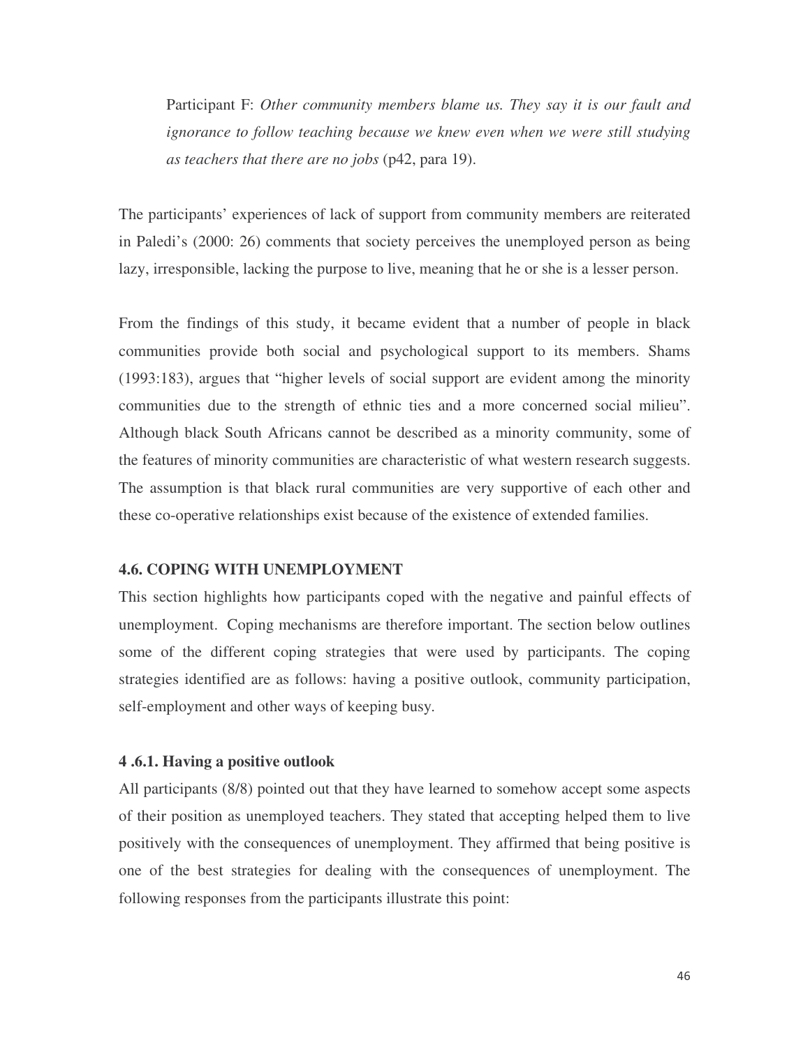Participant F: *Other community members blame us. They say it is our fault and ignorance to follow teaching because we knew even when we were still studying as teachers that there are no jobs* (p42, para 19).

The participants' experiences of lack of support from community members are reiterated in Paledi's (2000: 26) comments that society perceives the unemployed person as being lazy, irresponsible, lacking the purpose to live, meaning that he or she is a lesser person.

From the findings of this study, it became evident that a number of people in black communities provide both social and psychological support to its members. Shams (1993:183), argues that "higher levels of social support are evident among the minority communities due to the strength of ethnic ties and a more concerned social milieu". Although black South Africans cannot be described as a minority community, some of the features of minority communities are characteristic of what western research suggests. The assumption is that black rural communities are very supportive of each other and these co-operative relationships exist because of the existence of extended families.

### 4.6. COPING WITH UNEMPLOYMENT

This section highlights how participants coped with the negative and painful effects of unemployment. Coping mechanisms are therefore important. The section below outlines some of the different coping strategies that were used by participants. The coping strategies identified are as follows: having a positive outlook, community participation, self-employment and other ways of keeping busy.

#### 4 .6.1. Having a positive outlook

All participants (8/8) pointed out that they have learned to somehow accept some aspects of their position as unemployed teachers. They stated that accepting helped them to live positively with the consequences of unemployment. They affirmed that being positive is one of the best strategies for dealing with the consequences of unemployment. The following responses from the participants illustrate this point: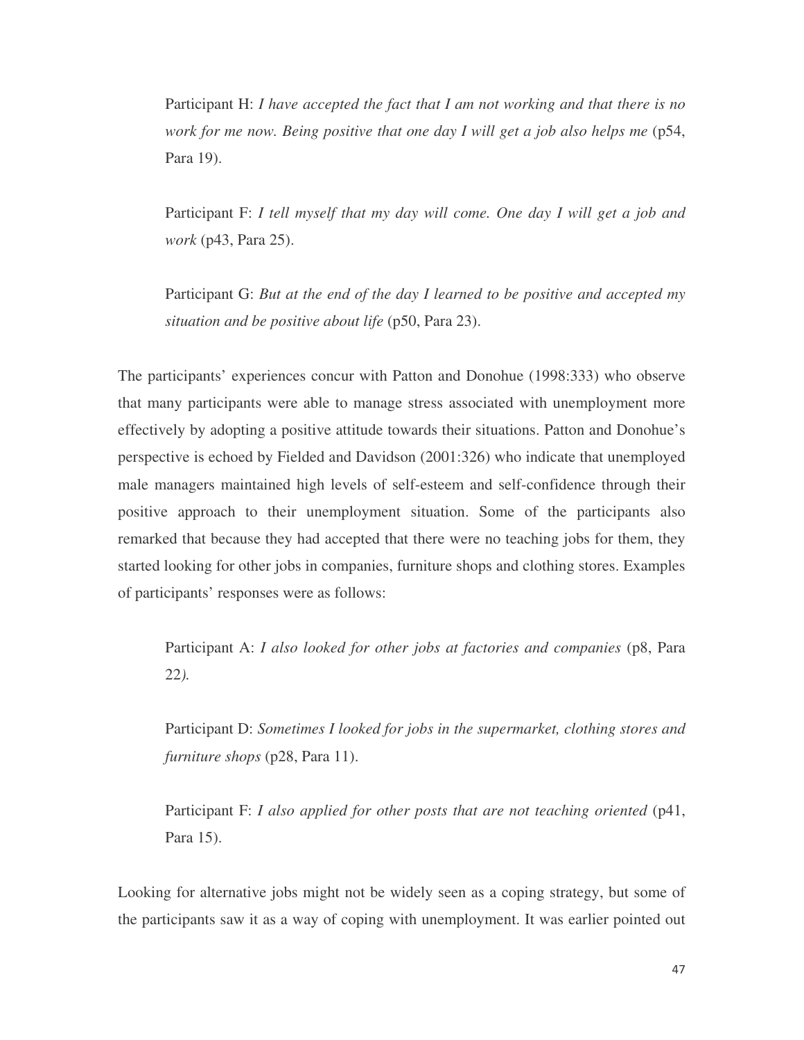Participant H: *I have accepted the fact that I am not working and that there is no work for me now. Being positive that one day I will get a job also helps me* (p54, Para 19).

Participant F: *I tell myself that my day will come. One day I will get a job and work* (p43, Para 25).

Participant G: *But at the end of the day I learned to be positive and accepted my situation and be positive about life* (p50, Para 23).

The participants' experiences concur with Patton and Donohue (1998:333) who observe that many participants were able to manage stress associated with unemployment more effectively by adopting a positive attitude towards their situations. Patton and Donohue's perspective is echoed by Fielded and Davidson (2001:326) who indicate that unemployed male managers maintained high levels of self-esteem and self-confidence through their positive approach to their unemployment situation. Some of the participants also remarked that because they had accepted that there were no teaching jobs for them, they started looking for other jobs in companies, furniture shops and clothing stores. Examples of participants' responses were as follows:

Participant A: *I also looked for other jobs at factories and companies* (p8, Para 22*).*

Participant D: *Sometimes I looked for jobs in the supermarket, clothing stores and furniture shops* (p28, Para 11).

Participant F: *I also applied for other posts that are not teaching oriented* (p41, Para 15).

Looking for alternative jobs might not be widely seen as a coping strategy, but some of the participants saw it as a way of coping with unemployment. It was earlier pointed out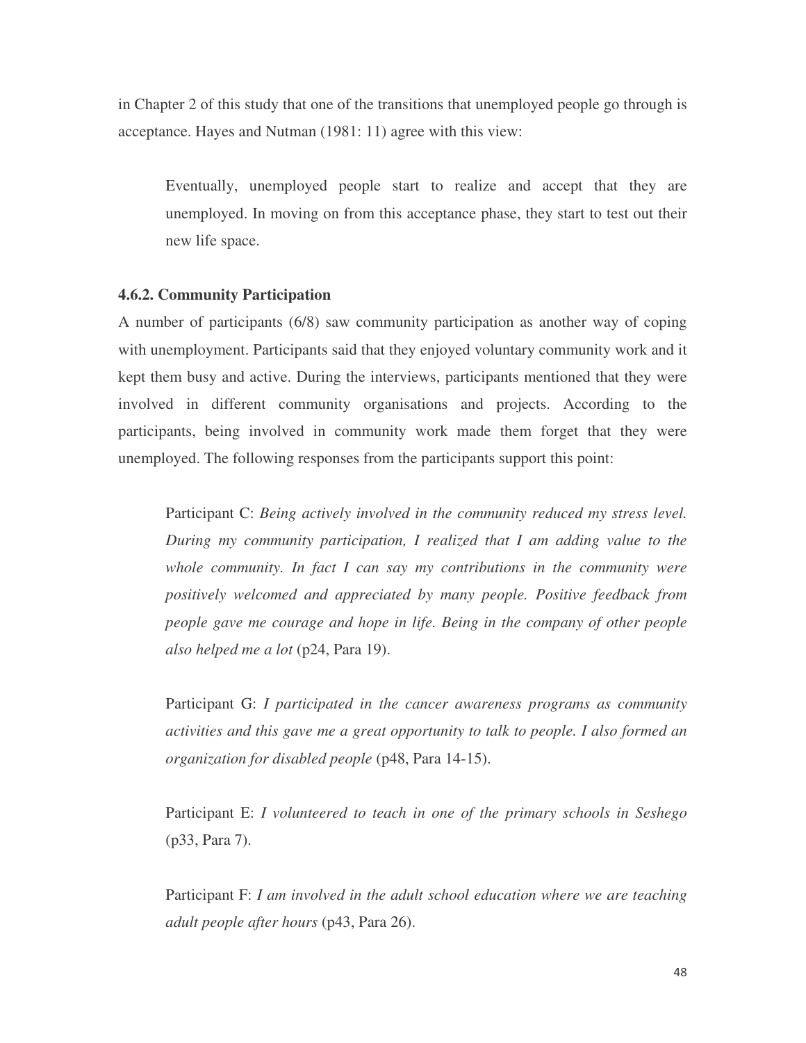in Chapter 2 of this study that one of the transitions that unemployed people go through is acceptance. Hayes and Nutman (1981: 11) agree with this view:

> Eventually, unemployed people start to realize and accept that they are unemployed. In moving on from this acceptance phase, they start to test out their new life space.

### 4.6.2. Community Participation

A number of participants (6/8) saw community participation as another way of coping with unemployment. Participants said that they enjoyed voluntary community work and it kept them busy and active. During the interviews, participants mentioned that they were involved in different community organisations and projects. According to the participants, being involved in community work made them forget that they were unemployed. The following responses from the participants support this point:

> Participant C: *Being actively involved in the community reduced my stress level. During my community participation, I realized that I am adding value to the whole community. In fact I can say my contributions in the community were positively welcomed and appreciated by many people. Positive feedback from people gave me courage and hope in life. Being in the company of other people also helped me a lot* (p24, Para 19).

> Participant G: *I participated in the cancer awareness programs as community activities and this gave me a great opportunity to talk to people. I also formed an organization for disabled people* (p48, Para 14-15).

> Participant E: *I volunteered to teach in one of the primary schools in Seshego* (p33, Para 7).

> Participant F: *I am involved in the adult school education where we are teaching adult people after hours* (p43, Para 26).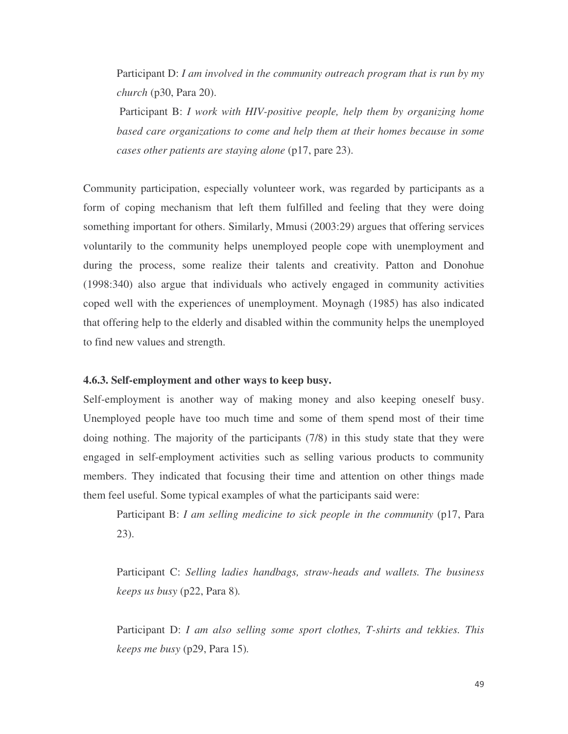Participant D: *I am involved in the community outreach program that is run by my church* (p30, Para 20).

Participant B: *I work with HIV-positive people, help them by organizing home based care organizations to come and help them at their homes because in some cases other patients are staying alone* (p17, pare 23).

Community participation, especially volunteer work, was regarded by participants as a form of coping mechanism that left them fulfilled and feeling that they were doing something important for others. Similarly, Mmusi (2003:29) argues that offering services voluntarily to the community helps unemployed people cope with unemployment and during the process, some realize their talents and creativity. Patton and Donohue (1998:340) also argue that individuals who actively engaged in community activities coped well with the experiences of unemployment. Moynagh (1985) has also indicated that offering help to the elderly and disabled within the community helps the unemployed to find new values and strength.

### 4.6.3. Self-employment and other ways to keep busy.

Self-employment is another way of making money and also keeping oneself busy. Unemployed people have too much time and some of them spend most of their time doing nothing. The majority of the participants (7/8) in this study state that they were engaged in self-employment activities such as selling various products to community members. They indicated that focusing their time and attention on other things made them feel useful. Some typical examples of what the participants said were:

Participant B: *I am selling medicine to sick people in the community* (p17, Para 23).

Participant C: *Selling ladies handbags, straw-heads and wallets. The business keeps us busy* (p22, Para 8).

Participant D: *I am also selling some sport clothes, T-shirts and tekkies. This keeps me busy* (p29, Para 15).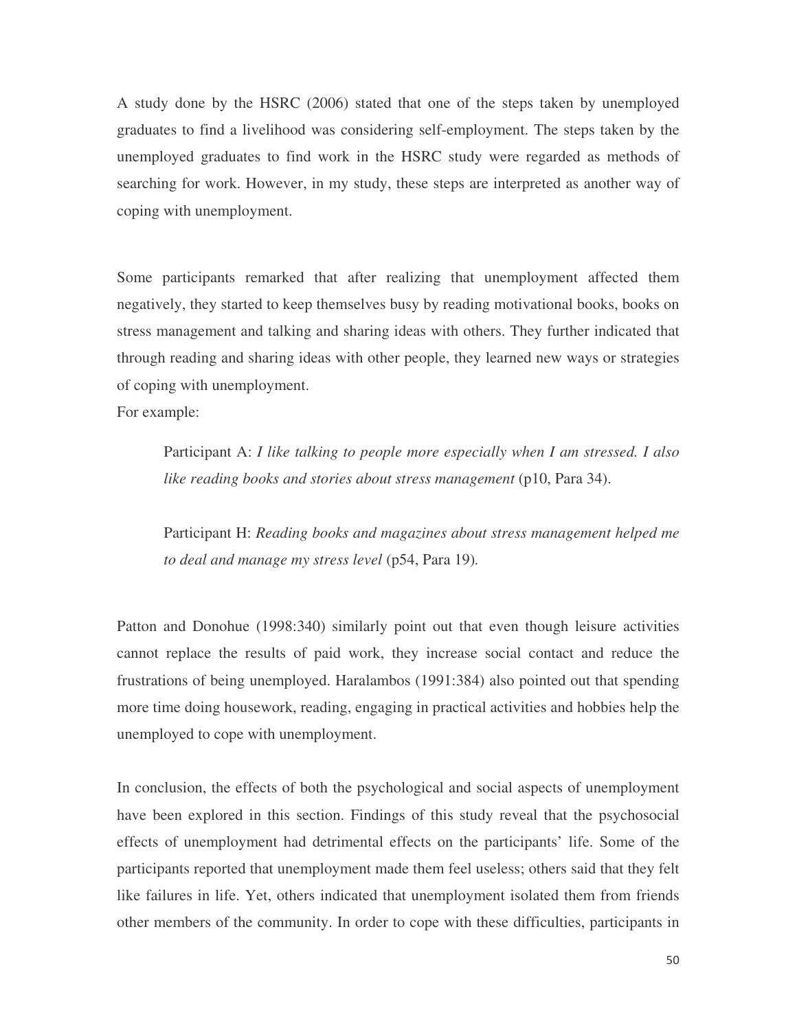A study done by the HSRC (2006) stated that one of the steps taken by unemployed graduates to find a livelihood was considering self-employment. The steps taken by the unemployed graduates to find work in the HSRC study were regarded as methods of searching for work. However, in my study, these steps are interpreted as another way of coping with unemployment.

Some participants remarked that after realizing that unemployment affected them negatively, they started to keep themselves busy by reading motivational books, books on stress management and talking and sharing ideas with others. They further indicated that through reading and sharing ideas with other people, they learned new ways or strategies of coping with unemployment.
For example:

> Participant A: *I like talking to people more especially when I am stressed. I also like reading books and stories about stress management* (p10, Para 34).
>
> Participant H: *Reading books and magazines about stress management helped me to deal and manage my stress level* (p54, Para 19).

Patton and Donohue (1998:340) similarly point out that even though leisure activities cannot replace the results of paid work, they increase social contact and reduce the frustrations of being unemployed. Haralambos (1991:384) also pointed out that spending more time doing housework, reading, engaging in practical activities and hobbies help the unemployed to cope with unemployment.

In conclusion, the effects of both the psychological and social aspects of unemployment have been explored in this section. Findings of this study reveal that the psychosocial effects of unemployment had detrimental effects on the participants' life. Some of the participants reported that unemployment made them feel useless; others said that they felt like failures in life. Yet, others indicated that unemployment isolated them from friends other members of the community. In order to cope with these difficulties, participants in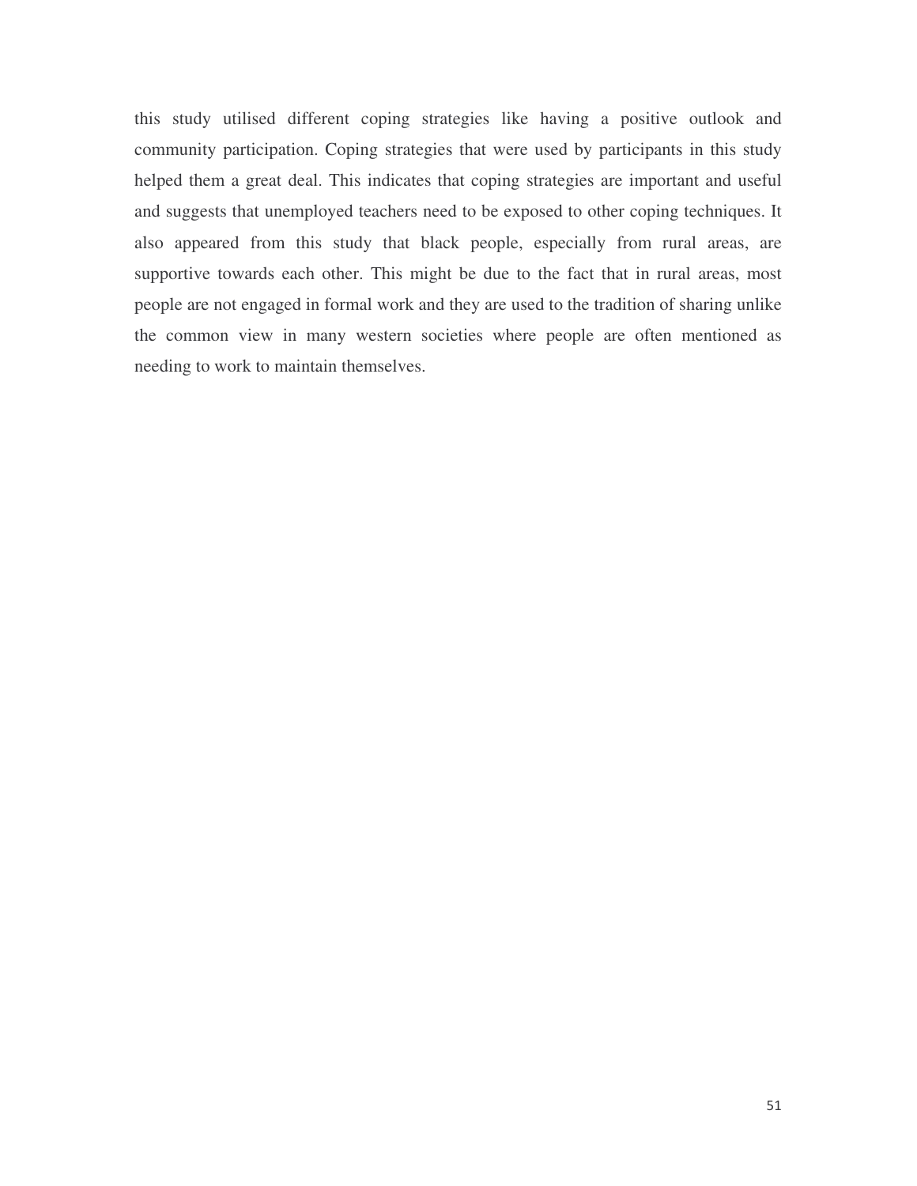this study utilised different coping strategies like having a positive outlook and community participation. Coping strategies that were used by participants in this study helped them a great deal. This indicates that coping strategies are important and useful and suggests that unemployed teachers need to be exposed to other coping techniques. It also appeared from this study that black people, especially from rural areas, are supportive towards each other. This might be due to the fact that in rural areas, most people are not engaged in formal work and they are used to the tradition of sharing unlike the common view in many western societies where people are often mentioned as needing to work to maintain themselves.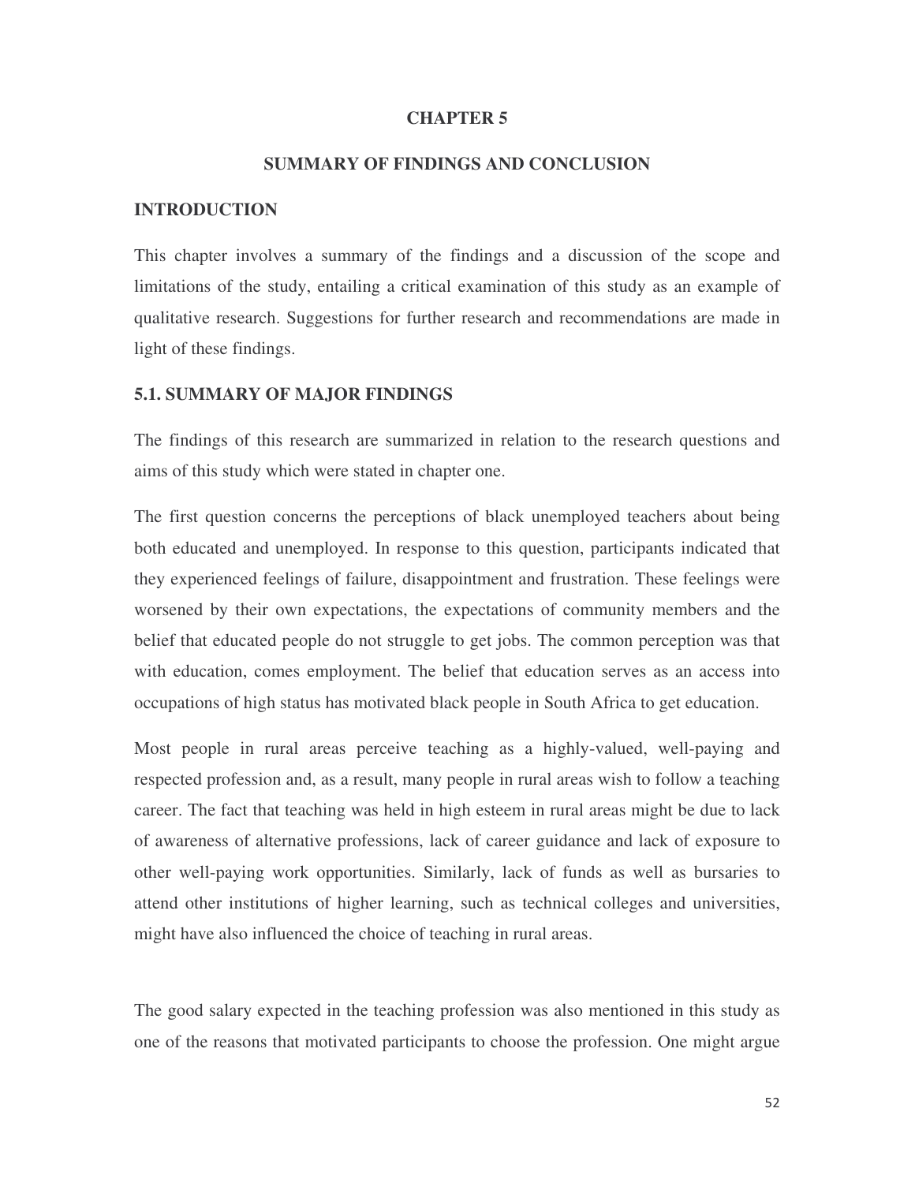# CHAPTER 5

## SUMMARY OF FINDINGS AND CONCLUSION

### INTRODUCTION

This chapter involves a summary of the findings and a discussion of the scope and limitations of the study, entailing a critical examination of this study as an example of qualitative research. Suggestions for further research and recommendations are made in light of these findings.

### 5.1. SUMMARY OF MAJOR FINDINGS

The findings of this research are summarized in relation to the research questions and aims of this study which were stated in chapter one.

The first question concerns the perceptions of black unemployed teachers about being both educated and unemployed. In response to this question, participants indicated that they experienced feelings of failure, disappointment and frustration. These feelings were worsened by their own expectations, the expectations of community members and the belief that educated people do not struggle to get jobs. The common perception was that with education, comes employment. The belief that education serves as an access into occupations of high status has motivated black people in South Africa to get education.

Most people in rural areas perceive teaching as a highly-valued, well-paying and respected profession and, as a result, many people in rural areas wish to follow a teaching career. The fact that teaching was held in high esteem in rural areas might be due to lack of awareness of alternative professions, lack of career guidance and lack of exposure to other well-paying work opportunities. Similarly, lack of funds as well as bursaries to attend other institutions of higher learning, such as technical colleges and universities, might have also influenced the choice of teaching in rural areas.

The good salary expected in the teaching profession was also mentioned in this study as one of the reasons that motivated participants to choose the profession. One might argue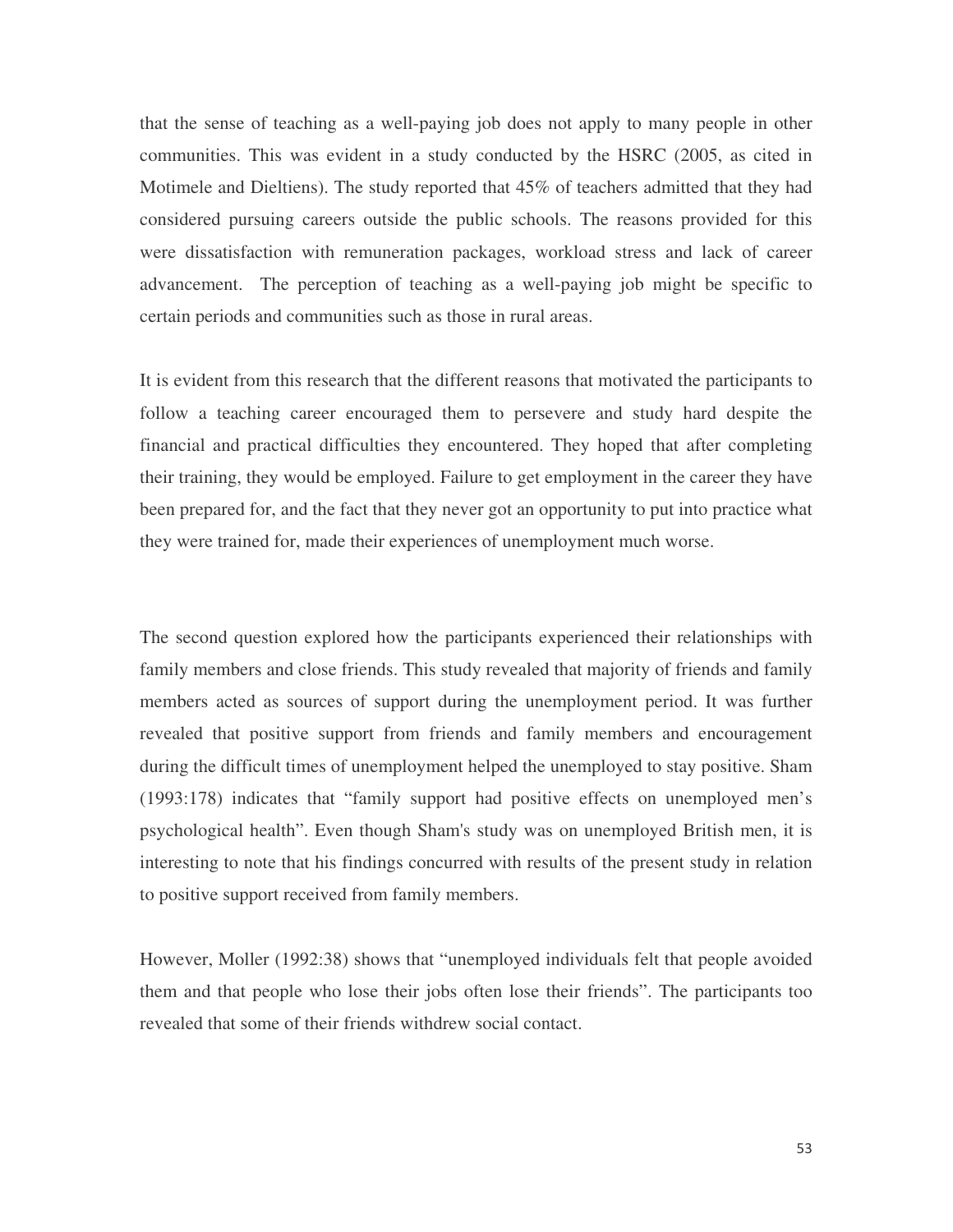that the sense of teaching as a well-paying job does not apply to many people in other communities. This was evident in a study conducted by the HSRC (2005, as cited in Motimele and Dieltiens). The study reported that 45% of teachers admitted that they had considered pursuing careers outside the public schools. The reasons provided for this were dissatisfaction with remuneration packages, workload stress and lack of career advancement. The perception of teaching as a well-paying job might be specific to certain periods and communities such as those in rural areas.

It is evident from this research that the different reasons that motivated the participants to follow a teaching career encouraged them to persevere and study hard despite the financial and practical difficulties they encountered. They hoped that after completing their training, they would be employed. Failure to get employment in the career they have been prepared for, and the fact that they never got an opportunity to put into practice what they were trained for, made their experiences of unemployment much worse.

The second question explored how the participants experienced their relationships with family members and close friends. This study revealed that majority of friends and family members acted as sources of support during the unemployment period. It was further revealed that positive support from friends and family members and encouragement during the difficult times of unemployment helped the unemployed to stay positive. Sham (1993:178) indicates that "family support had positive effects on unemployed men's psychological health". Even though Sham's study was on unemployed British men, it is interesting to note that his findings concurred with results of the present study in relation to positive support received from family members.

However, Moller (1992:38) shows that "unemployed individuals felt that people avoided them and that people who lose their jobs often lose their friends". The participants too revealed that some of their friends withdrew social contact.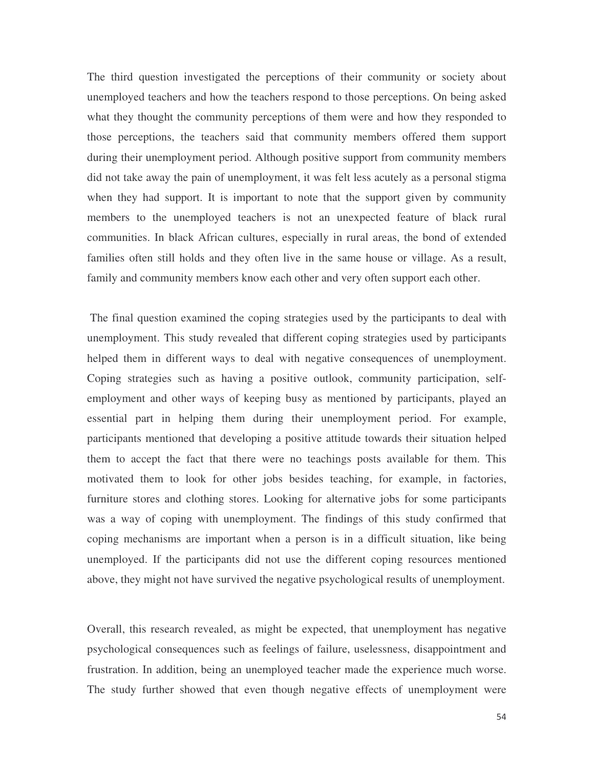The third question investigated the perceptions of their community or society about unemployed teachers and how the teachers respond to those perceptions. On being asked what they thought the community perceptions of them were and how they responded to those perceptions, the teachers said that community members offered them support during their unemployment period. Although positive support from community members did not take away the pain of unemployment, it was felt less acutely as a personal stigma when they had support. It is important to note that the support given by community members to the unemployed teachers is not an unexpected feature of black rural communities. In black African cultures, especially in rural areas, the bond of extended families often still holds and they often live in the same house or village. As a result, family and community members know each other and very often support each other.

The final question examined the coping strategies used by the participants to deal with unemployment. This study revealed that different coping strategies used by participants helped them in different ways to deal with negative consequences of unemployment. Coping strategies such as having a positive outlook, community participation, self-employment and other ways of keeping busy as mentioned by participants, played an essential part in helping them during their unemployment period. For example, participants mentioned that developing a positive attitude towards their situation helped them to accept the fact that there were no teachings posts available for them. This motivated them to look for other jobs besides teaching, for example, in factories, furniture stores and clothing stores. Looking for alternative jobs for some participants was a way of coping with unemployment. The findings of this study confirmed that coping mechanisms are important when a person is in a difficult situation, like being unemployed. If the participants did not use the different coping resources mentioned above, they might not have survived the negative psychological results of unemployment.

Overall, this research revealed, as might be expected, that unemployment has negative psychological consequences such as feelings of failure, uselessness, disappointment and frustration. In addition, being an unemployed teacher made the experience much worse. The study further showed that even though negative effects of unemployment were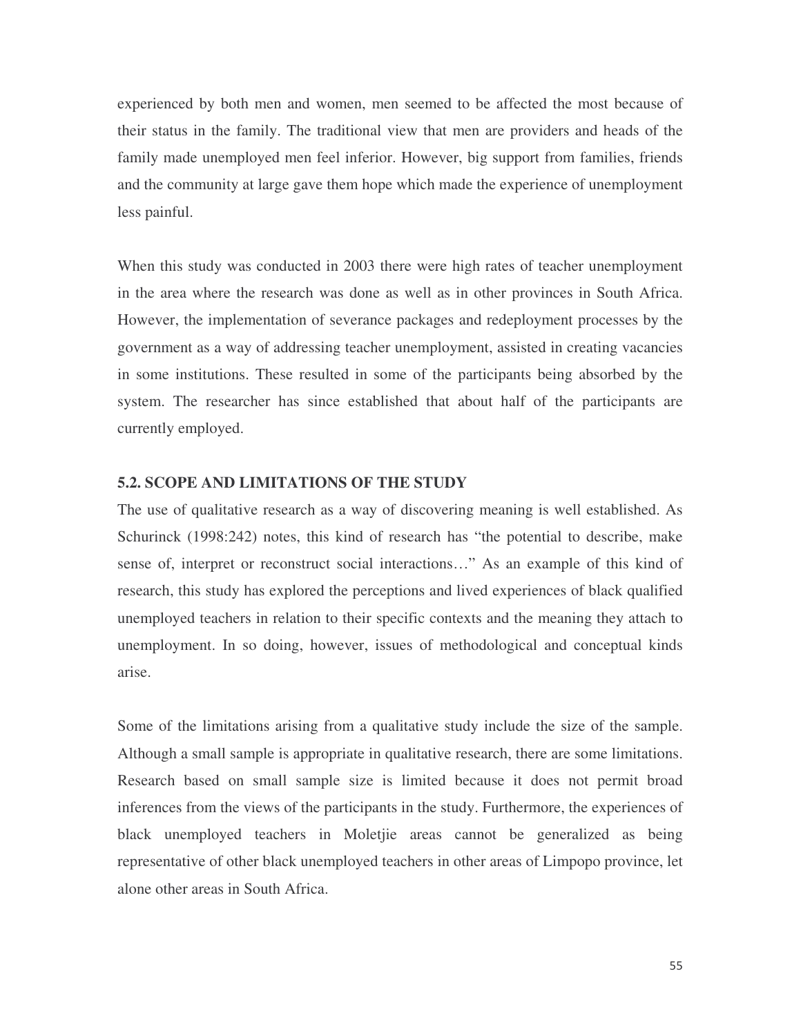experienced by both men and women, men seemed to be affected the most because of their status in the family. The traditional view that men are providers and heads of the family made unemployed men feel inferior. However, big support from families, friends and the community at large gave them hope which made the experience of unemployment less painful.

When this study was conducted in 2003 there were high rates of teacher unemployment in the area where the research was done as well as in other provinces in South Africa. However, the implementation of severance packages and redeployment processes by the government as a way of addressing teacher unemployment, assisted in creating vacancies in some institutions. These resulted in some of the participants being absorbed by the system. The researcher has since established that about half of the participants are currently employed.

### 5.2. SCOPE AND LIMITATIONS OF THE STUDY

The use of qualitative research as a way of discovering meaning is well established. As Schurinck (1998:242) notes, this kind of research has "the potential to describe, make sense of, interpret or reconstruct social interactions…" As an example of this kind of research, this study has explored the perceptions and lived experiences of black qualified unemployed teachers in relation to their specific contexts and the meaning they attach to unemployment. In so doing, however, issues of methodological and conceptual kinds arise.

Some of the limitations arising from a qualitative study include the size of the sample. Although a small sample is appropriate in qualitative research, there are some limitations. Research based on small sample size is limited because it does not permit broad inferences from the views of the participants in the study. Furthermore, the experiences of black unemployed teachers in Moletjie areas cannot be generalized as being representative of other black unemployed teachers in other areas of Limpopo province, let alone other areas in South Africa.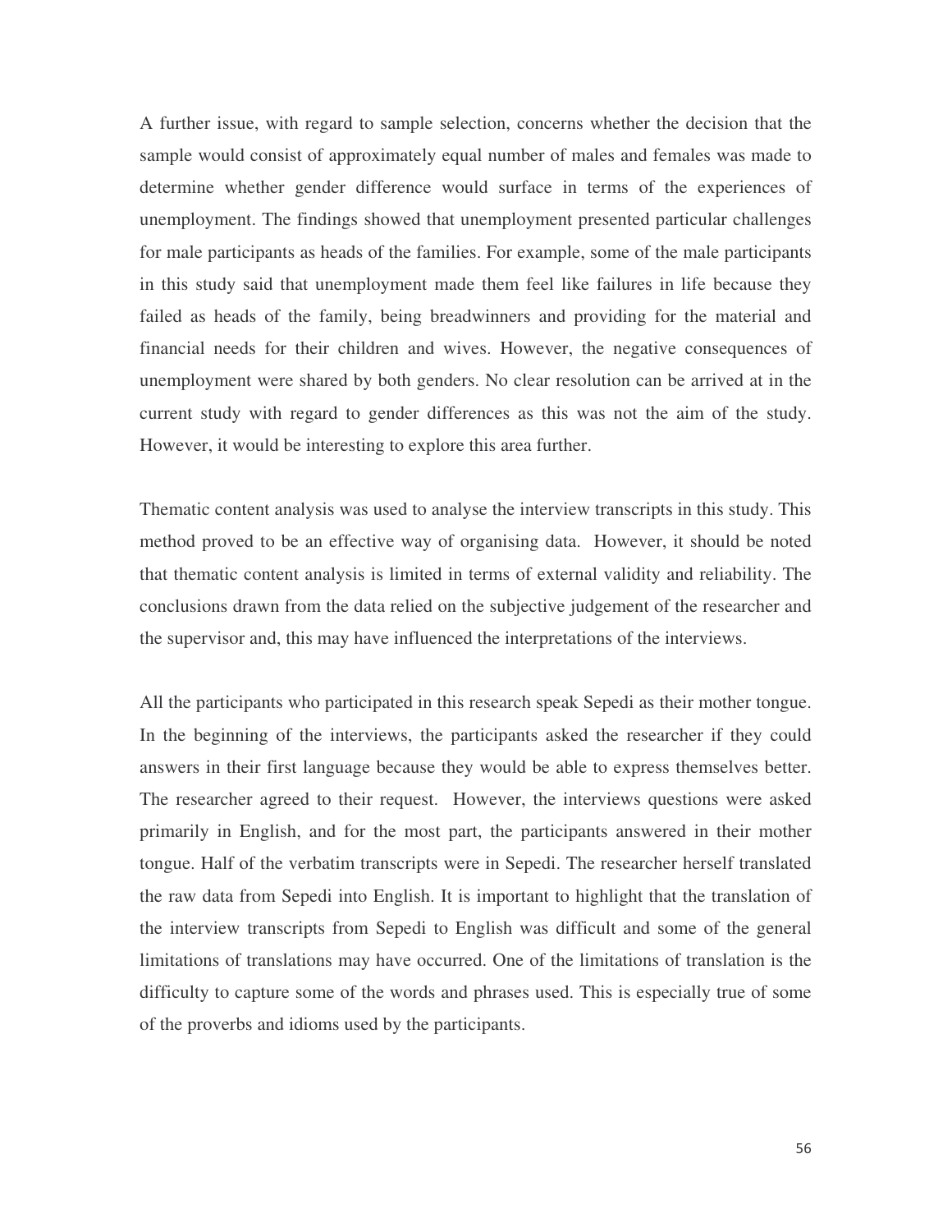A further issue, with regard to sample selection, concerns whether the decision that the sample would consist of approximately equal number of males and females was made to determine whether gender difference would surface in terms of the experiences of unemployment. The findings showed that unemployment presented particular challenges for male participants as heads of the families. For example, some of the male participants in this study said that unemployment made them feel like failures in life because they failed as heads of the family, being breadwinners and providing for the material and financial needs for their children and wives. However, the negative consequences of unemployment were shared by both genders. No clear resolution can be arrived at in the current study with regard to gender differences as this was not the aim of the study. However, it would be interesting to explore this area further.

Thematic content analysis was used to analyse the interview transcripts in this study. This method proved to be an effective way of organising data. However, it should be noted that thematic content analysis is limited in terms of external validity and reliability. The conclusions drawn from the data relied on the subjective judgement of the researcher and the supervisor and, this may have influenced the interpretations of the interviews.

All the participants who participated in this research speak Sepedi as their mother tongue. In the beginning of the interviews, the participants asked the researcher if they could answers in their first language because they would be able to express themselves better. The researcher agreed to their request. However, the interviews questions were asked primarily in English, and for the most part, the participants answered in their mother tongue. Half of the verbatim transcripts were in Sepedi. The researcher herself translated the raw data from Sepedi into English. It is important to highlight that the translation of the interview transcripts from Sepedi to English was difficult and some of the general limitations of translations may have occurred. One of the limitations of translation is the difficulty to capture some of the words and phrases used. This is especially true of some of the proverbs and idioms used by the participants.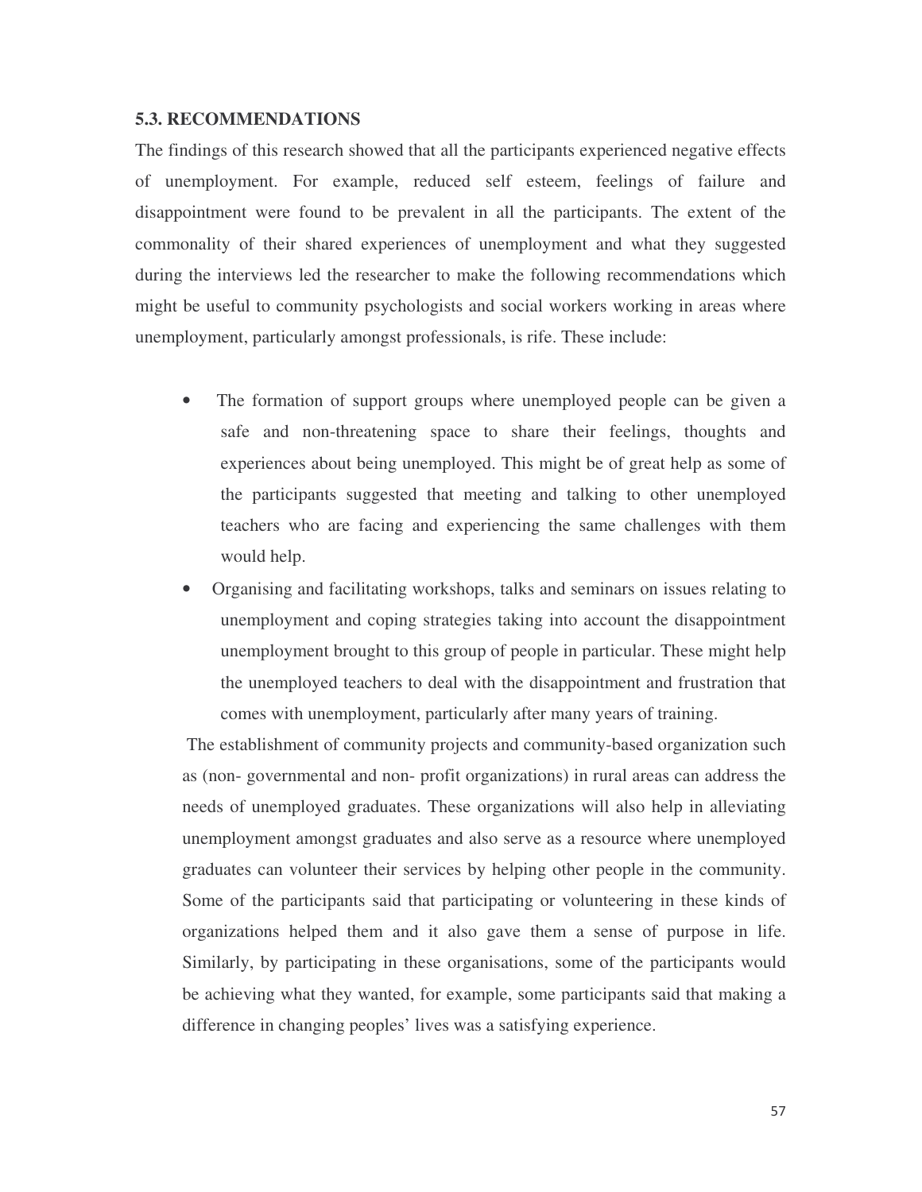### 5.3. RECOMMENDATIONS

The findings of this research showed that all the participants experienced negative effects of unemployment. For example, reduced self esteem, feelings of failure and disappointment were found to be prevalent in all the participants. The extent of the commonality of their shared experiences of unemployment and what they suggested during the interviews led the researcher to make the following recommendations which might be useful to community psychologists and social workers working in areas where unemployment, particularly amongst professionals, is rife. These include:

- The formation of support groups where unemployed people can be given a safe and non-threatening space to share their feelings, thoughts and experiences about being unemployed. This might be of great help as some of the participants suggested that meeting and talking to other unemployed teachers who are facing and experiencing the same challenges with them would help.
- Organising and facilitating workshops, talks and seminars on issues relating to unemployment and coping strategies taking into account the disappointment unemployment brought to this group of people in particular. These might help the unemployed teachers to deal with the disappointment and frustration that comes with unemployment, particularly after many years of training.

The establishment of community projects and community-based organization such as (non- governmental and non- profit organizations) in rural areas can address the needs of unemployed graduates. These organizations will also help in alleviating unemployment amongst graduates and also serve as a resource where unemployed graduates can volunteer their services by helping other people in the community. Some of the participants said that participating or volunteering in these kinds of organizations helped them and it also gave them a sense of purpose in life. Similarly, by participating in these organisations, some of the participants would be achieving what they wanted, for example, some participants said that making a difference in changing peoples' lives was a satisfying experience.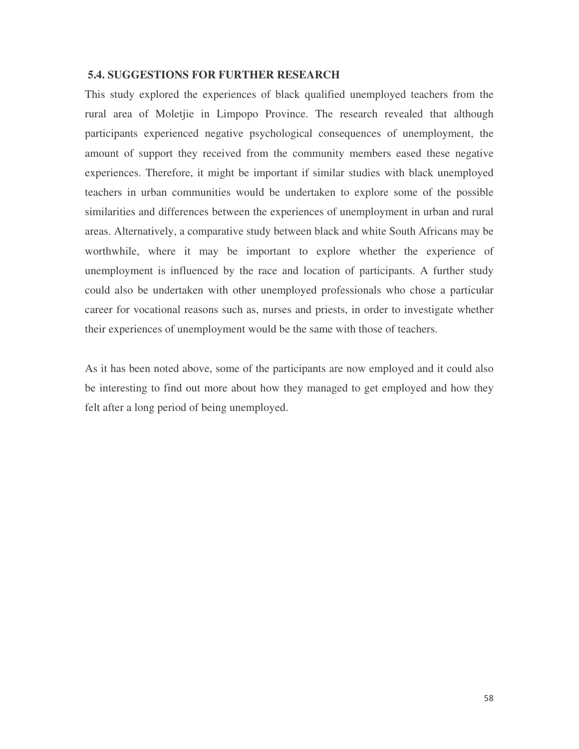## 5.4. SUGGESTIONS FOR FURTHER RESEARCH

This study explored the experiences of black qualified unemployed teachers from the rural area of Moletjie in Limpopo Province. The research revealed that although participants experienced negative psychological consequences of unemployment, the amount of support they received from the community members eased these negative experiences. Therefore, it might be important if similar studies with black unemployed teachers in urban communities would be undertaken to explore some of the possible similarities and differences between the experiences of unemployment in urban and rural areas. Alternatively, a comparative study between black and white South Africans may be worthwhile, where it may be important to explore whether the experience of unemployment is influenced by the race and location of participants. A further study could also be undertaken with other unemployed professionals who chose a particular career for vocational reasons such as, nurses and priests, in order to investigate whether their experiences of unemployment would be the same with those of teachers.

As it has been noted above, some of the participants are now employed and it could also be interesting to find out more about how they managed to get employed and how they felt after a long period of being unemployed.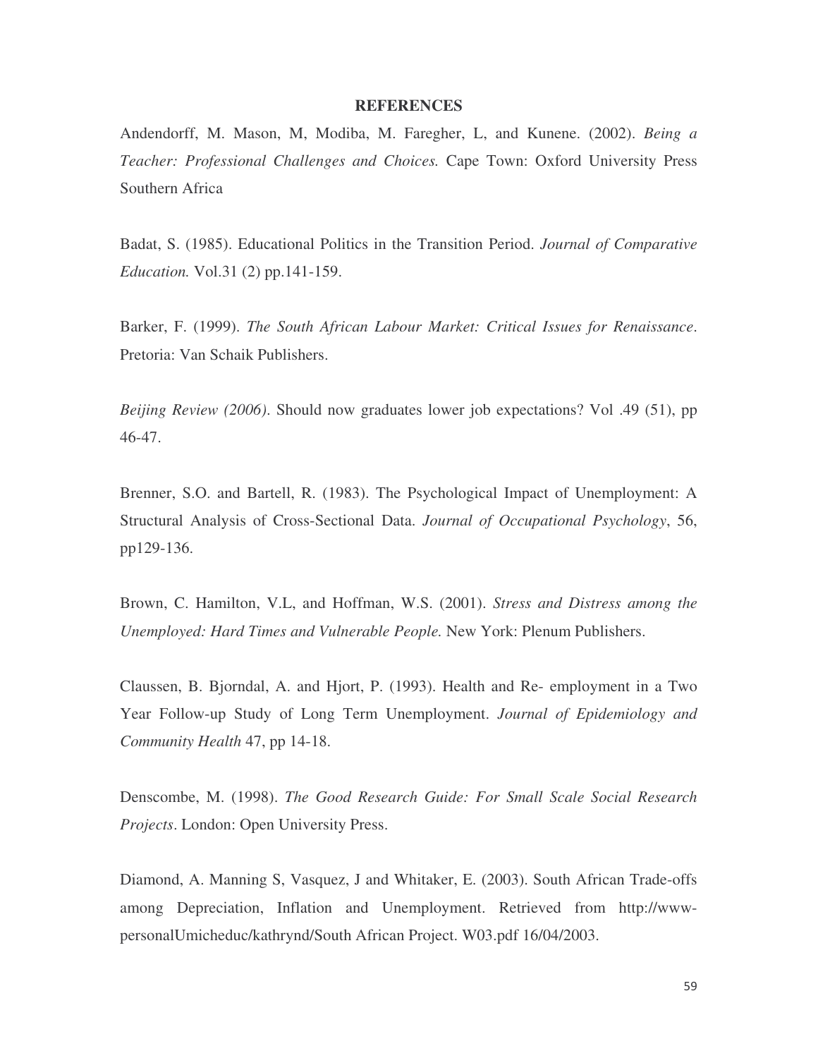# REFERENCES

Andendorff, M. Mason, M, Modiba, M. Faregher, L, and Kunene. (2002). *Being a Teacher: Professional Challenges and Choices.* Cape Town: Oxford University Press Southern Africa

Badat, S. (1985). Educational Politics in the Transition Period. *Journal of Comparative Education.* Vol.31 (2) pp.141-159.

Barker, F. (1999). *The South African Labour Market: Critical Issues for Renaissance*. Pretoria: Van Schaik Publishers.

*Beijing Review (2006)*. Should now graduates lower job expectations? Vol .49 (51), pp 46-47.

Brenner, S.O. and Bartell, R. (1983). The Psychological Impact of Unemployment: A Structural Analysis of Cross-Sectional Data. *Journal of Occupational Psychology*, 56, pp129-136.

Brown, C. Hamilton, V.L, and Hoffman, W.S. (2001). *Stress and Distress among the Unemployed: Hard Times and Vulnerable People.* New York: Plenum Publishers.

Claussen, B. Bjorndal, A. and Hjort, P. (1993). Health and Re- employment in a Two Year Follow-up Study of Long Term Unemployment. *Journal of Epidemiology and Community Health* 47, pp 14-18.

Denscombe, M. (1998). *The Good Research Guide: For Small Scale Social Research Projects*. London: Open University Press.

Diamond, A. Manning S, Vasquez, J and Whitaker, E. (2003). South African Trade-offs among Depreciation, Inflation and Unemployment. Retrieved from http://www-personalUmicheduc/kathrynd/South African Project. W03.pdf 16/04/2003.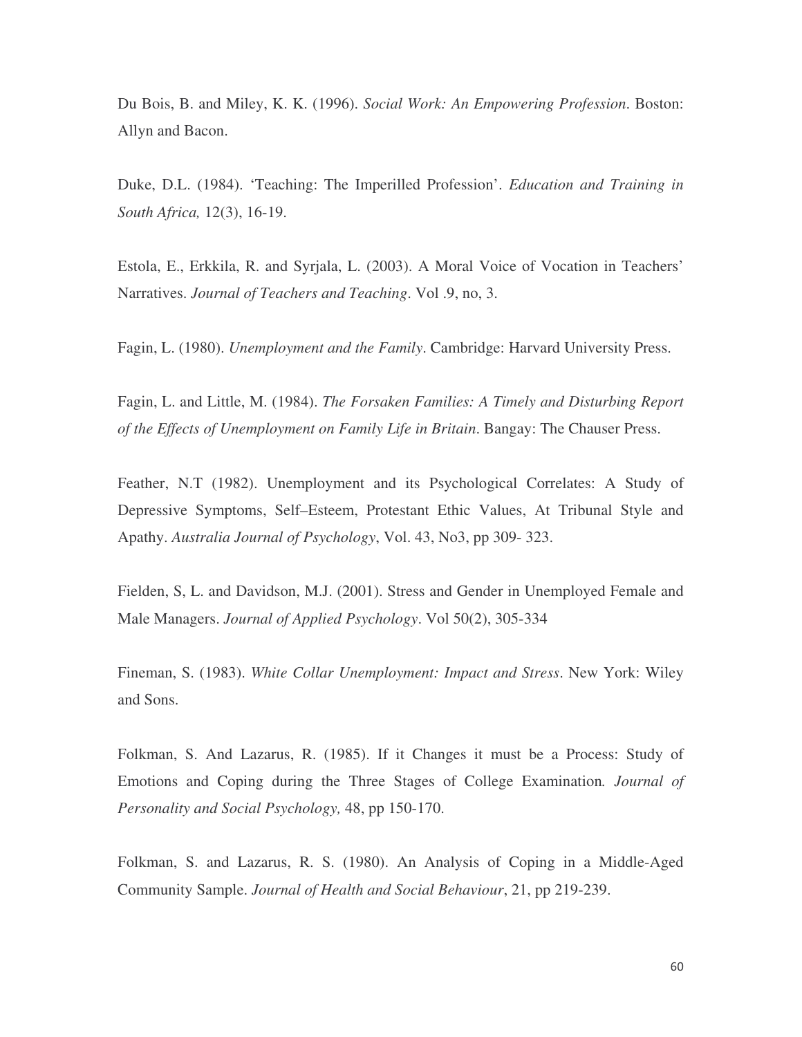Du Bois, B. and Miley, K. K. (1996). *Social Work: An Empowering Profession*. Boston: Allyn and Bacon.

Duke, D.L. (1984). 'Teaching: The Imperilled Profession'. *Education and Training in South Africa,* 12(3), 16-19.

Estola, E., Erkkila, R. and Syrjala, L. (2003). A Moral Voice of Vocation in Teachers' Narratives. *Journal of Teachers and Teaching*. Vol .9, no, 3.

Fagin, L. (1980). *Unemployment and the Family*. Cambridge: Harvard University Press.

Fagin, L. and Little, M. (1984). *The Forsaken Families: A Timely and Disturbing Report of the Effects of Unemployment on Family Life in Britain*. Bangay: The Chauser Press.

Feather, N.T (1982). Unemployment and its Psychological Correlates: A Study of Depressive Symptoms, Self–Esteem, Protestant Ethic Values, At Tribunal Style and Apathy. *Australia Journal of Psychology*, Vol. 43, No3, pp 309- 323.

Fielden, S, L. and Davidson, M.J. (2001). Stress and Gender in Unemployed Female and Male Managers. *Journal of Applied Psychology*. Vol 50(2), 305-334

Fineman, S. (1983). *White Collar Unemployment: Impact and Stress*. New York: Wiley and Sons.

Folkman, S. And Lazarus, R. (1985). If it Changes it must be a Process: Study of Emotions and Coping during the Three Stages of College Examination*. Journal of Personality and Social Psychology,* 48, pp 150-170.

Folkman, S. and Lazarus, R. S. (1980). An Analysis of Coping in a Middle-Aged Community Sample. *Journal of Health and Social Behaviour*, 21, pp 219-239.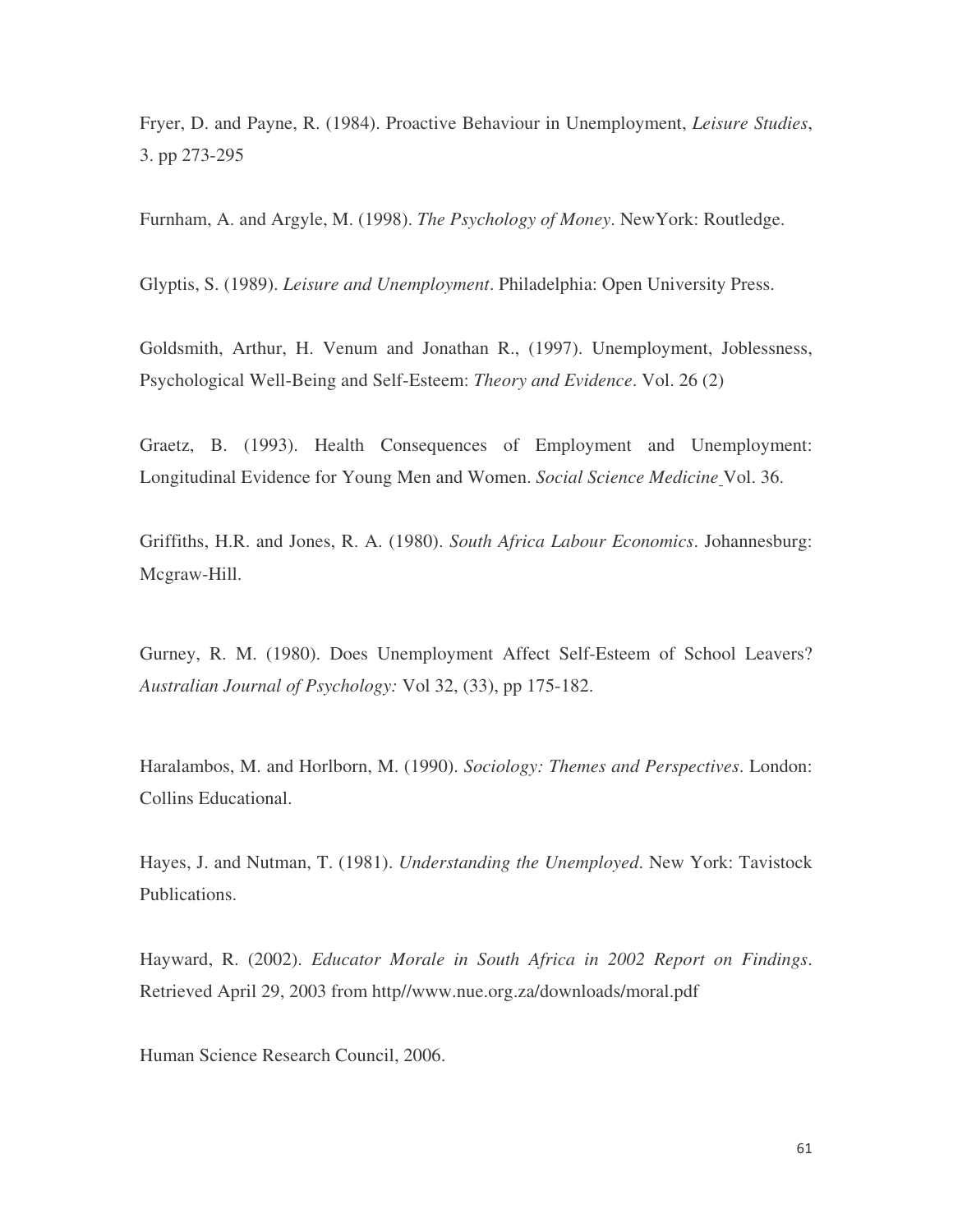Fryer, D. and Payne, R. (1984). Proactive Behaviour in Unemployment, *Leisure Studies*, 3. pp 273-295

Furnham, A. and Argyle, M. (1998). *The Psychology of Money*. NewYork: Routledge.

Glyptis, S. (1989). *Leisure and Unemployment*. Philadelphia: Open University Press.

Goldsmith, Arthur, H. Venum and Jonathan R., (1997). Unemployment, Joblessness, Psychological Well-Being and Self-Esteem: *Theory and Evidence*. Vol. 26 (2)

Graetz, B. (1993). Health Consequences of Employment and Unemployment: Longitudinal Evidence for Young Men and Women. *Social Science Medicine* Vol. 36.

Griffiths, H.R. and Jones, R. A. (1980). *South Africa Labour Economics*. Johannesburg: Mcgraw-Hill.

Gurney, R. M. (1980). Does Unemployment Affect Self-Esteem of School Leavers? *Australian Journal of Psychology:* Vol 32, (33), pp 175-182.

Haralambos, M. and Horlborn, M. (1990). *Sociology: Themes and Perspectives*. London: Collins Educational.

Hayes, J. and Nutman, T. (1981). *Understanding the Unemployed*. New York: Tavistock Publications.

Hayward, R. (2002). *Educator Morale in South Africa in 2002 Report on Findings*. Retrieved April 29, 2003 from http//www.nue.org.za/downloads/moral.pdf

Human Science Research Council, 2006.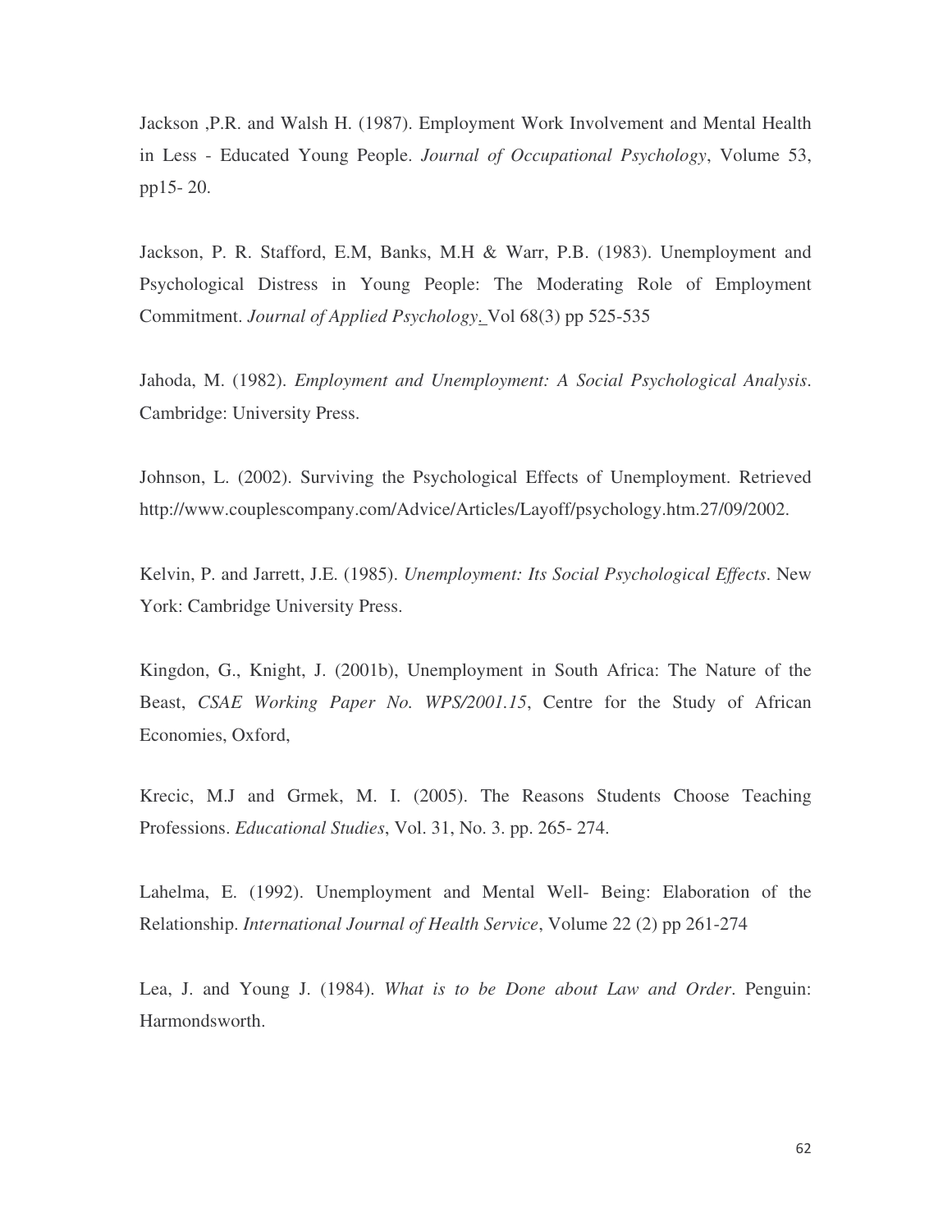Jackson ,P.R. and Walsh H. (1987). Employment Work Involvement and Mental Health in Less - Educated Young People. *Journal of Occupational Psychology*, Volume 53, pp15- 20.

Jackson, P. R. Stafford, E.M, Banks, M.H & Warr, P.B. (1983). Unemployment and Psychological Distress in Young People: The Moderating Role of Employment Commitment. *Journal of Applied Psychology*. Vol 68(3) pp 525-535

Jahoda, M. (1982). *Employment and Unemployment: A Social Psychological Analysis*. Cambridge: University Press.

Johnson, L. (2002). Surviving the Psychological Effects of Unemployment. Retrieved http://www.couplescompany.com/Advice/Articles/Layoff/psychology.htm.27/09/2002.

Kelvin, P. and Jarrett, J.E. (1985). *Unemployment: Its Social Psychological Effects*. New York: Cambridge University Press.

Kingdon, G., Knight, J. (2001b), Unemployment in South Africa: The Nature of the Beast, *CSAE Working Paper No. WPS/2001.15*, Centre for the Study of African Economies, Oxford,

Krecic, M.J and Grmek, M. I. (2005). The Reasons Students Choose Teaching Professions. *Educational Studies*, Vol. 31, No. 3. pp. 265- 274.

Lahelma, E. (1992). Unemployment and Mental Well- Being: Elaboration of the Relationship. *International Journal of Health Service*, Volume 22 (2) pp 261-274

Lea, J. and Young J. (1984). *What is to be Done about Law and Order*. Penguin: Harmondsworth.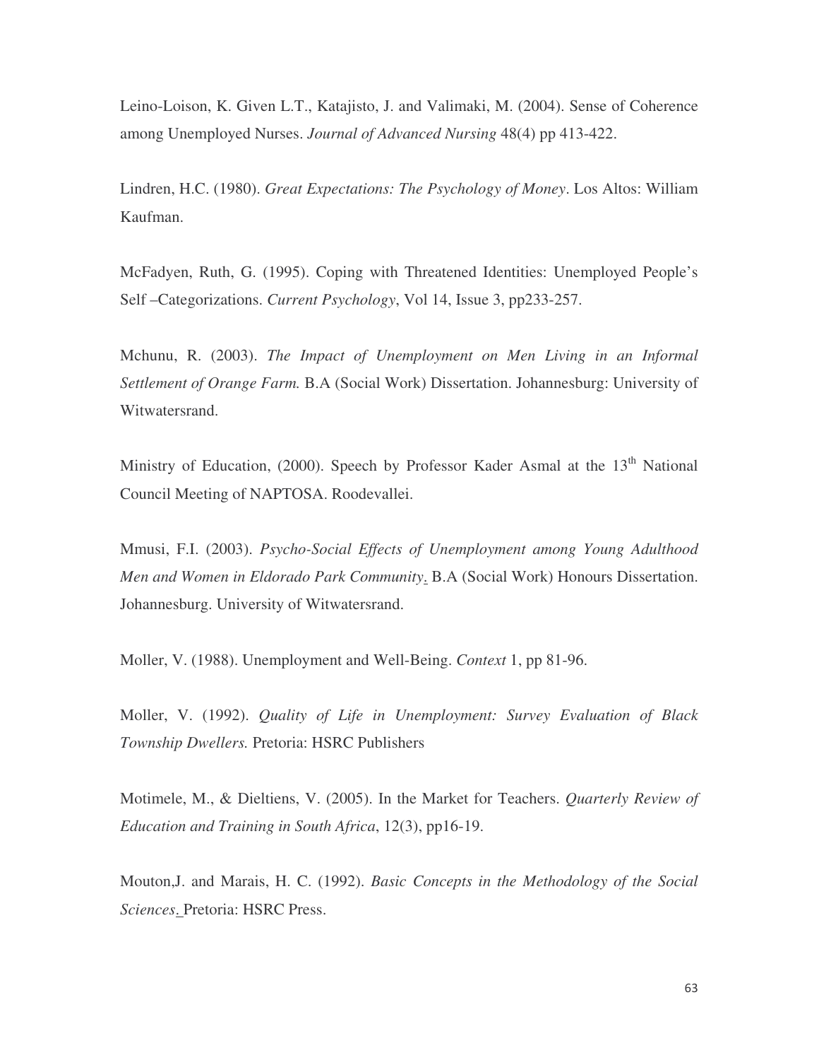Leino-Loison, K. Given L.T., Katajisto, J. and Valimaki, M. (2004). Sense of Coherence among Unemployed Nurses. *Journal of Advanced Nursing* 48(4) pp 413-422.

Lindren, H.C. (1980). *Great Expectations: The Psychology of Money*. Los Altos: William Kaufman.

McFadyen, Ruth, G. (1995). Coping with Threatened Identities: Unemployed People's Self –Categorizations. *Current Psychology*, Vol 14, Issue 3, pp233-257.

Mchunu, R. (2003). *The Impact of Unemployment on Men Living in an Informal Settlement of Orange Farm.* B.A (Social Work) Dissertation. Johannesburg: University of Witwatersrand.

Ministry of Education, (2000). Speech by Professor Kader Asmal at the 13th National Council Meeting of NAPTOSA. Roodevallei.

Mmusi, F.I. (2003). *Psycho-Social Effects of Unemployment among Young Adulthood Men and Women in Eldorado Park Community*. B.A (Social Work) Honours Dissertation. Johannesburg. University of Witwatersrand.

Moller, V. (1988). Unemployment and Well-Being. *Context* 1, pp 81-96.

Moller, V. (1992). *Quality of Life in Unemployment: Survey Evaluation of Black Township Dwellers.* Pretoria: HSRC Publishers

Motimele, M., & Dieltiens, V. (2005). In the Market for Teachers. *Quarterly Review of Education and Training in South Africa*, 12(3), pp16-19.

Mouton,J. and Marais, H. C. (1992). *Basic Concepts in the Methodology of the Social Sciences*. Pretoria: HSRC Press.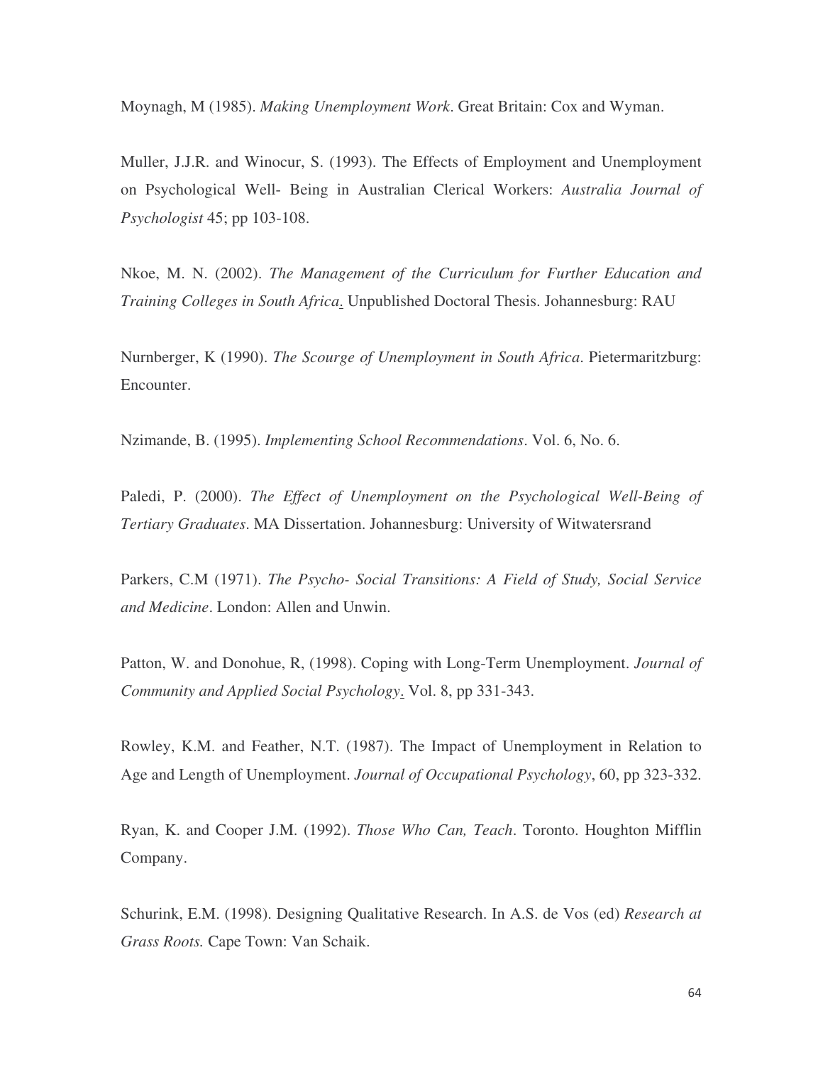Moynagh, M (1985). *Making Unemployment Work*. Great Britain: Cox and Wyman.

Muller, J.J.R. and Winocur, S. (1993). The Effects of Employment and Unemployment on Psychological Well- Being in Australian Clerical Workers: *Australia Journal of Psychologist* 45; pp 103-108.

Nkoe, M. N. (2002). *The Management of the Curriculum for Further Education and Training Colleges in South Africa*. Unpublished Doctoral Thesis. Johannesburg: RAU

Nurnberger, K (1990). *The Scourge of Unemployment in South Africa*. Pietermaritzburg: Encounter.

Nzimande, B. (1995). *Implementing School Recommendations*. Vol. 6, No. 6.

Paledi, P. (2000). *The Effect of Unemployment on the Psychological Well-Being of Tertiary Graduates*. MA Dissertation. Johannesburg: University of Witwatersrand

Parkers, C.M (1971). *The Psycho- Social Transitions: A Field of Study, Social Service and Medicine*. London: Allen and Unwin.

Patton, W. and Donohue, R, (1998). Coping with Long-Term Unemployment. *Journal of Community and Applied Social Psychology*. Vol. 8, pp 331-343.

Rowley, K.M. and Feather, N.T. (1987). The Impact of Unemployment in Relation to Age and Length of Unemployment. *Journal of Occupational Psychology*, 60, pp 323-332.

Ryan, K. and Cooper J.M. (1992). *Those Who Can, Teach*. Toronto. Houghton Mifflin Company.

Schurink, E.M. (1998). Designing Qualitative Research. In A.S. de Vos (ed) *Research at Grass Roots.* Cape Town: Van Schaik.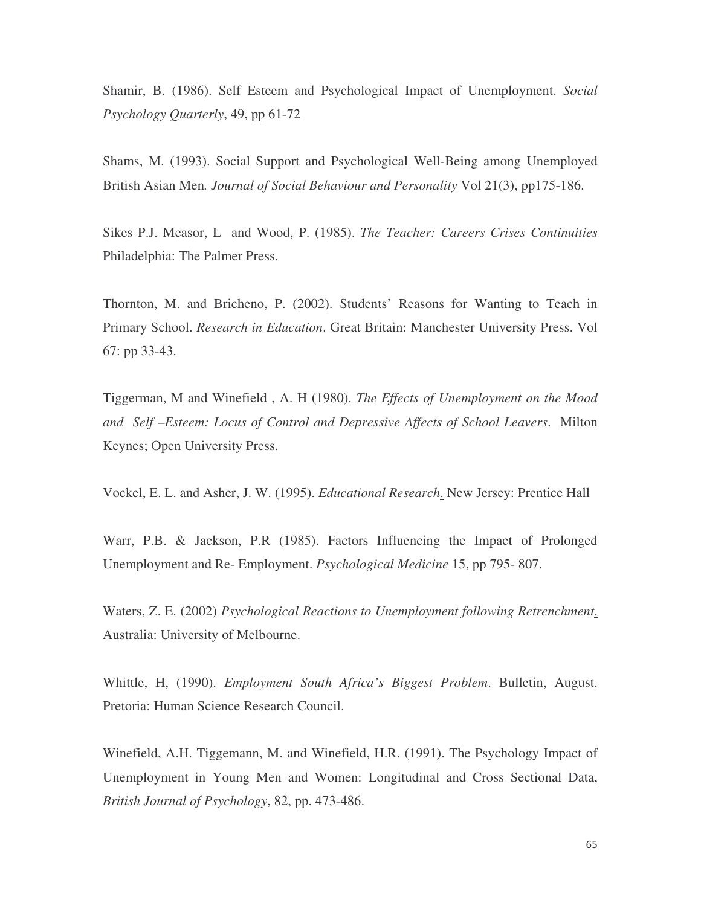Shamir, B. (1986). Self Esteem and Psychological Impact of Unemployment. *Social Psychology Quarterly*, 49, pp 61-72

Shams, M. (1993). Social Support and Psychological Well-Being among Unemployed British Asian Men*. Journal of Social Behaviour and Personality* Vol 21(3), pp175-186.

Sikes P.J. Measor, L and Wood, P. (1985). *The Teacher: Careers Crises Continuities* Philadelphia: The Palmer Press.

Thornton, M. and Bricheno, P. (2002). Students' Reasons for Wanting to Teach in Primary School. *Research in Education*. Great Britain: Manchester University Press. Vol 67: pp 33-43.

Tiggerman, M and Winefield , A. H (1980). *The Effects of Unemployment on the Mood and Self –Esteem: Locus of Control and Depressive Affects of School Leavers*. Milton Keynes; Open University Press.

Vockel, E. L. and Asher, J. W. (1995). *Educational Research*. New Jersey: Prentice Hall

Warr, P.B. & Jackson, P.R (1985). Factors Influencing the Impact of Prolonged Unemployment and Re- Employment. *Psychological Medicine* 15, pp 795- 807.

Waters, Z. E. (2002) *Psychological Reactions to Unemployment following Retrenchment*. Australia: University of Melbourne.

Whittle, H, (1990). *Employment South Africa's Biggest Problem*. Bulletin, August. Pretoria: Human Science Research Council.

Winefield, A.H. Tiggemann, M. and Winefield, H.R. (1991). The Psychology Impact of Unemployment in Young Men and Women: Longitudinal and Cross Sectional Data, *British Journal of Psychology*, 82, pp. 473-486.